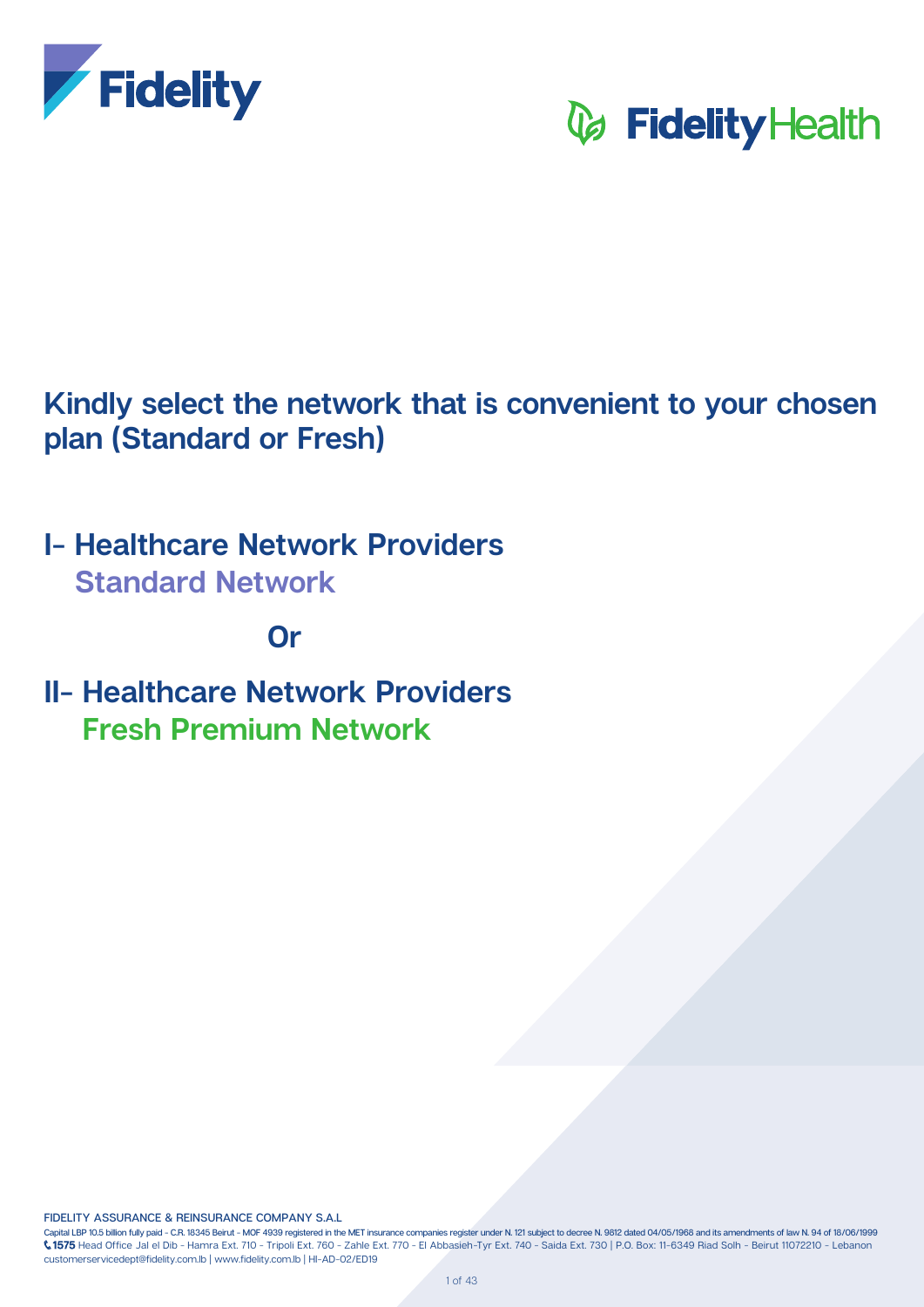# Kindly select the network that is convenient to your chosen plan (Standard or Fresh)

## I- Healthcare Network Providers
### Standard Network

**Or**

## II- Healthcare Network Providers
### Fresh Premium Network

FIDELITY ASSURANCE & REINSURANCE COMPANY S.A.L

Capital LBP 10.5 billion fully paid - C.R. 18345 Beirut - MOF 4939 registered in the MET insurance companies register under N. 121 subject to decree N. 9812 dated 04/05/1968 and its amendments of law N. 94 of 18/06/1999
1575 Head Office Jal el Dib - Hamra Ext. 710 - Tripoli Ext. 760 - Zahle Ext. 770 - El Abbasieh-Tyr Ext. 740 - Saida Ext. 730 | P.O. Box: 11-6349 Riad Solh - Beirut 11072210 - Lebanon
customerservicedept@fidelity.com.lb | www.fidelity.com.lb | HI-AD-02/ED19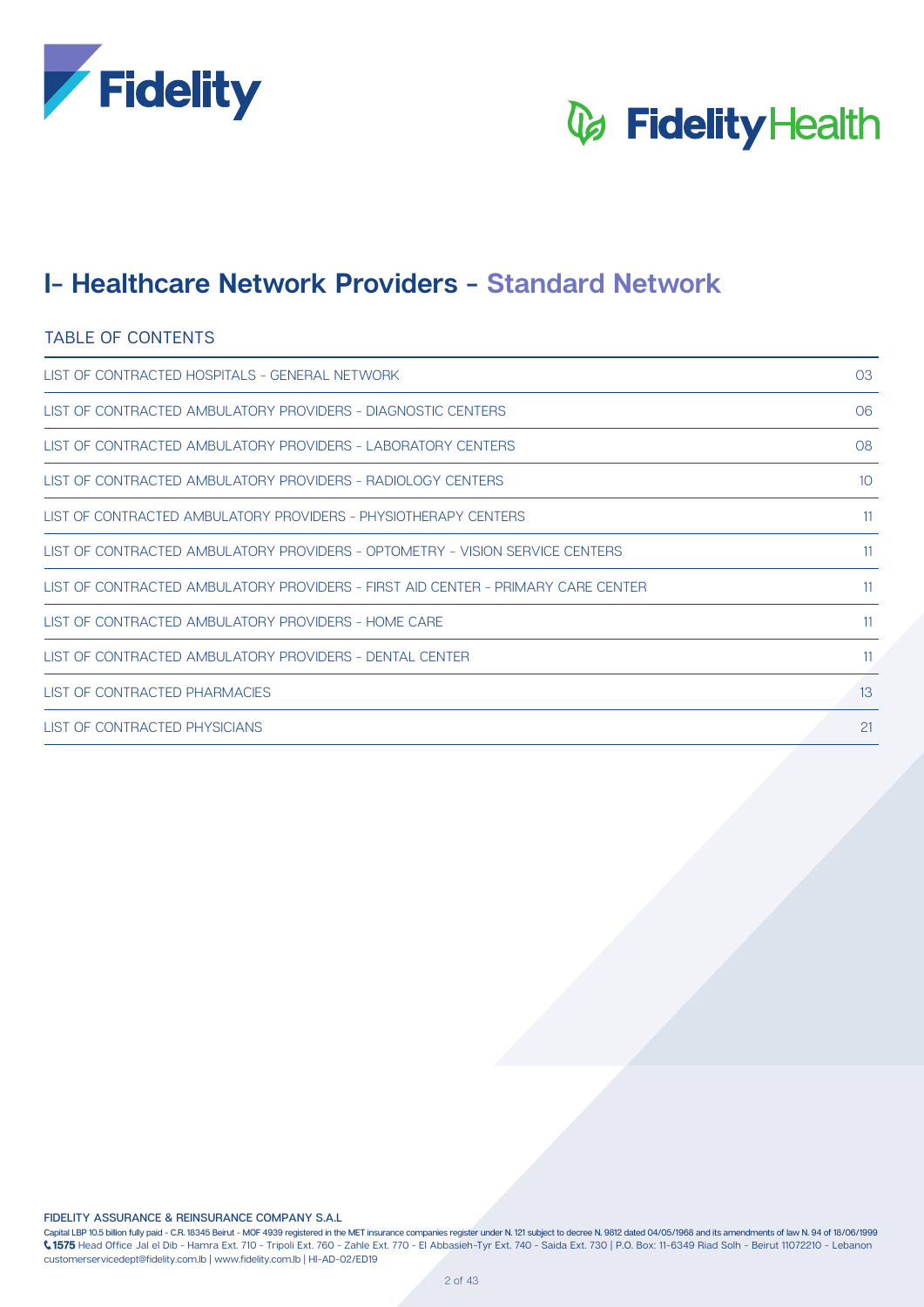# I- Healthcare Network Providers - Standard Network

## TABLE OF CONTENTS

| | |
|---|---|
| LIST OF CONTRACTED HOSPITALS - GENERAL NETWORK | 03 |
| LIST OF CONTRACTED AMBULATORY PROVIDERS - DIAGNOSTIC CENTERS | 06 |
| LIST OF CONTRACTED AMBULATORY PROVIDERS - LABORATORY CENTERS | 08 |
| LIST OF CONTRACTED AMBULATORY PROVIDERS - RADIOLOGY CENTERS | 10 |
| LIST OF CONTRACTED AMBULATORY PROVIDERS - PHYSIOTHERAPY CENTERS | 11 |
| LIST OF CONTRACTED AMBULATORY PROVIDERS - OPTOMETRY - VISION SERVICE CENTERS | 11 |
| LIST OF CONTRACTED AMBULATORY PROVIDERS - FIRST AID CENTER - PRIMARY CARE CENTER | 11 |
| LIST OF CONTRACTED AMBULATORY PROVIDERS - HOME CARE | 11 |
| LIST OF CONTRACTED AMBULATORY PROVIDERS - DENTAL CENTER | 11 |
| LIST OF CONTRACTED PHARMACIES | 13 |
| LIST OF CONTRACTED PHYSICIANS | 21 |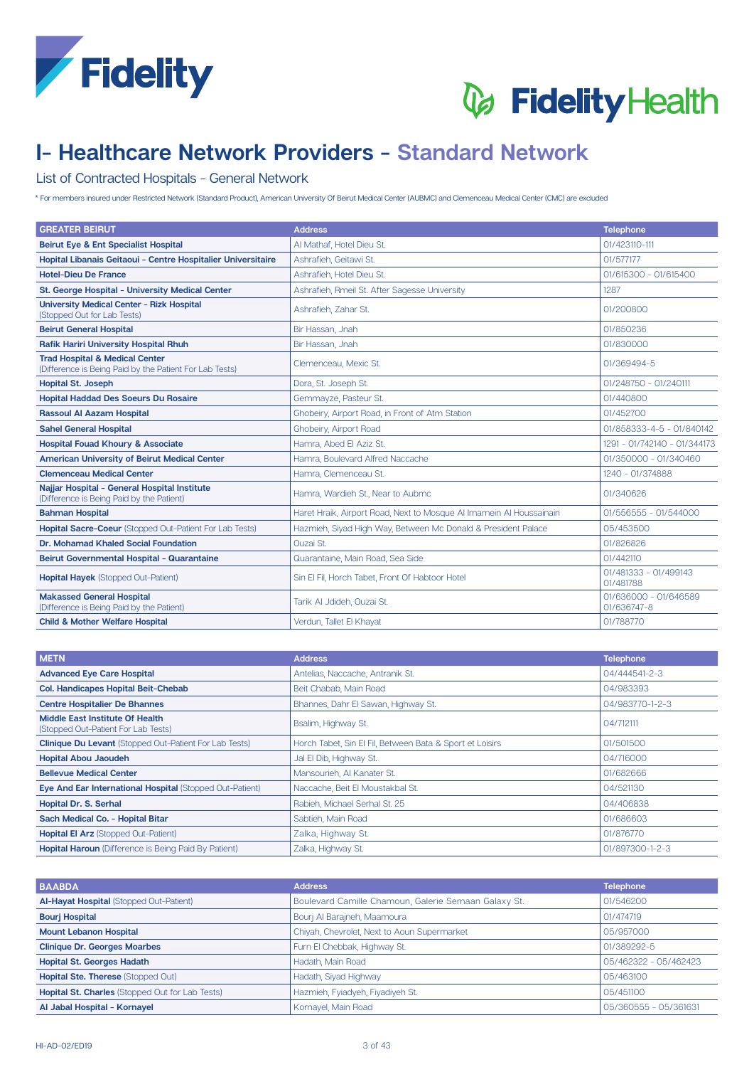# I- Healthcare Network Providers - Standard Network

List of Contracted Hospitals - General Network

* For members insured under Restricted Network (Standard Product), American University Of Beirut Medical Center (AUBMC) and Clemenceau Medical Center (CMC) are excluded

| GREATER BEIRUT | Address | Telephone |
|---|---|---|
| **Beirut Eye & Ent Specialist Hospital** | Al Mathaf, Hotel Dieu St. | 01/423110-111 |
| **Hopital Libanais Geitaoui - Centre Hospitalier Universitaire** | Ashrafieh, Geitawi St. | 01/577177 |
| **Hotel-Dieu De France** | Ashrafieh, Hotel Dieu St. | 01/615300 - 01/615400 |
| **St. George Hospital - University Medical Center** | Ashrafieh, Rmeil St. After Sagesse University | 1287 |
| **University Medical Center - Rizk Hospital** (Stopped Out for Lab Tests) | Ashrafieh, Zahar St. | 01/200800 |
| **Beirut General Hospital** | Bir Hassan, Jnah | 01/850236 |
| **Rafik Hariri University Hospital Rhuh** | Bir Hassan, Jnah | 01/830000 |
| **Trad Hospital & Medical Center** (Difference is Being Paid by the Patient For Lab Tests) | Clemenceau, Mexic St. | 01/369494-5 |
| **Hopital St. Joseph** | Dora, St. Joseph St. | 01/248750 - 01/240111 |
| **Hopital Haddad Des Soeurs Du Rosaire** | Gemmayze, Pasteur St. | 01/440800 |
| **Rassoul Al Aazam Hospital** | Ghobeiry, Airport Road, in Front of Atm Station | 01/452700 |
| **Sahel General Hospital** | Ghobeiry, Airport Road | 01/858333-4-5 - 01/840142 |
| **Hospital Fouad Khoury & Associate** | Hamra, Abed El Aziz St. | 1291 - 01/742140 - 01/344173 |
| **American University of Beirut Medical Center** | Hamra, Boulevard Alfred Naccache | 01/350000 - 01/340460 |
| **Clemenceau Medical Center** | Hamra, Clemenceau St. | 1240 - 01/374888 |
| **Najjar Hospital - General Hospital Institute** (Difference is Being Paid by the Patient) | Hamra, Wardieh St., Near to Aubmc | 01/340626 |
| **Bahman Hospital** | Haret Hraik, Airport Road, Next to Mosque Al Imamein Al Houssainain | 01/556555 - 01/544000 |
| **Hopital Sacre-Coeur** (Stopped Out-Patient For Lab Tests) | Hazmieh, Siyad High Way, Between Mc Donald & President Palace | 05/453500 |
| **Dr. Mohamad Khaled Social Foundation** | Ouzai St. | 01/826826 |
| **Beirut Governmental Hospital - Quarantaine** | Quarantaine, Main Road, Sea Side | 01/442110 |
| **Hopital Hayek** (Stopped Out-Patient) | Sin El Fil, Horch Tabet, Front Of Habtoor Hotel | 01/481333 - 01/499143 01/481788 |
| **Makassed General Hospital** (Difference is Being Paid by the Patient) | Tarik Al Jdideh, Ouzai St. | 01/636000 - 01/646589 01/636747-8 |
| **Child & Mother Welfare Hospital** | Verdun, Tallet El Khayat | 01/788770 |

| METN | Address | Telephone |
|---|---|---|
| **Advanced Eye Care Hospital** | Antelias, Naccache, Antranik St. | 04/444541-2-3 |
| **Col. Handicapes Hopital Beit-Chebab** | Beit Chabab, Main Road | 04/983393 |
| **Centre Hospitalier De Bhannes** | Bhannes, Dahr El Sawan, Highway St. | 04/983770-1-2-3 |
| **Middle East Institute Of Health** (Stopped Out-Patient For Lab Tests) | Bsalim, Highway St. | 04/712111 |
| **Clinique Du Levant** (Stopped Out-Patient For Lab Tests) | Horch Tabet, Sin El Fil, Between Bata & Sport et Loisirs | 01/501500 |
| **Hopital Abou Jaoudeh** | Jal El Dib, Highway St. | 04/716000 |
| **Bellevue Medical Center** | Mansourieh, Al Kanater St. | 01/682666 |
| **Eye And Ear International Hospital** (Stopped Out-Patient) | Naccache, Beit El Moustakbal St. | 04/521130 |
| **Hopital Dr. S. Serhal** | Rabieh, Michael Serhal St. 25 | 04/406838 |
| **Sach Medical Co. - Hopital Bitar** | Sabtieh, Main Road | 01/686603 |
| **Hopital El Arz** (Stopped Out-Patient) | Zalka, Highway St. | 01/876770 |
| **Hopital Haroun** (Difference is Being Paid By Patient) | Zalka, Highway St. | 01/897300-1-2-3 |

| BAABDA | Address | Telephone |
|---|---|---|
| **Al-Hayat Hospital** (Stopped Out-Patient) | Boulevard Camille Chamoun, Galerie Semaan Galaxy St. | 01/546200 |
| **Bourj Hospital** | Bourj Al Barajneh, Maamoura | 01/474719 |
| **Mount Lebanon Hospital** | Chiyah, Chevrolet, Next to Aoun Supermarket | 05/957000 |
| **Clinique Dr. Georges Moarbes** | Furn El Chebbak, Highway St. | 01/389292-5 |
| **Hopital St. Georges Hadath** | Hadath, Main Road | 05/462322 - 05/462423 |
| **Hopital Ste. Therese** (Stopped Out) | Hadath, Siyad Highway | 05/463100 |
| **Hopital St. Charles** (Stopped Out for Lab Tests) | Hazmieh, Fyiadyeh, Fiyadiyeh St. | 05/451100 |
| **Al Jabal Hospital - Kornayel** | Kornayel, Main Road | 05/360555 - 05/361631 |

HI-AD-02/ED19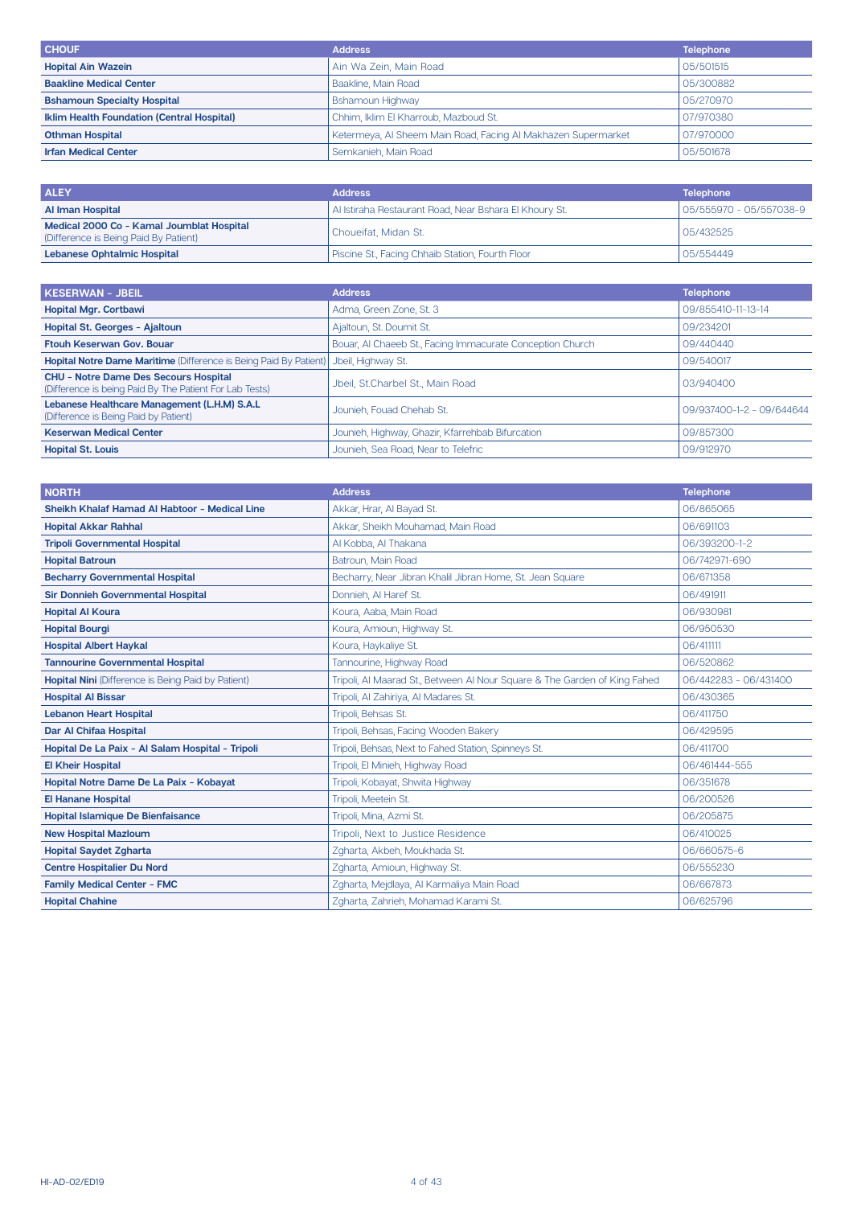| CHOUF | Address | Telephone |
|---|---|---|
| **Hopital Ain Wazein** | Ain Wa Zein, Main Road | 05/501515 |
| **Baakline Medical Center** | Baakline, Main Road | 05/300882 |
| **Bshamoun Specialty Hospital** | Bshamoun Highway | 05/270970 |
| **Iklim Health Foundation (Central Hospital)** | Chhim, Iklim El Kharroub, Mazboud St. | 07/970380 |
| **Othman Hospital** | Ketermeya, Al Sheem Main Road, Facing Al Makhazen Supermarket | 07/970000 |
| **Irfan Medical Center** | Semkanieh, Main Road | 05/501678 |

| ALEY | Address | Telephone |
|---|---|---|
| **Al Iman Hospital** | Al Istiraha Restaurant Road, Near Bshara El Khoury St. | 05/555970 - 05/557038-9 |
| **Medical 2000 Co - Kamal Joumblat Hospital** (Difference is Being Paid By Patient) | Choueifat, Midan St. | 05/432525 |
| **Lebanese Ophtalmic Hospital** | Piscine St., Facing Chhaib Station, Fourth Floor | 05/554449 |

| KESERWAN - JBEIL | Address | Telephone |
|---|---|---|
| **Hopital Mgr. Cortbawi** | Adma, Green Zone, St. 3 | 09/855410-11-13-14 |
| **Hopital St. Georges - Ajaltoun** | Ajaltoun, St. Doumit St. | 09/234201 |
| **Ftouh Keserwan Gov. Bouar** | Bouar, Al Chaeeb St., Facing Immacurate Conception Church | 09/440440 |
| **Hopital Notre Dame Maritime** (Difference is Being Paid By Patient) | Jbeil, Highway St. | 09/540017 |
| **CHU - Notre Dame Des Secours Hospital** (Difference is being Paid By The Patient For Lab Tests) | Jbeil, St.Charbel St., Main Road | 03/940400 |
| **Lebanese Healthcare Management (L.H.M) S.A.L** (Difference is Being Paid by Patient) | Jounieh, Fouad Chehab St. | 09/937400-1-2 - 09/644644 |
| **Keserwan Medical Center** | Jounieh, Highway, Ghazir, Kfarrehbab Bifurcation | 09/857300 |
| **Hopital St. Louis** | Jounieh, Sea Road, Near to Telefric | 09/912970 |

| NORTH | Address | Telephone |
|---|---|---|
| **Sheikh Khalaf Hamad Al Habtoor - Medical Line** | Akkar, Hrar, Al Bayad St. | 06/865065 |
| **Hopital Akkar Rahhal** | Akkar, Sheikh Mouhamad, Main Road | 06/691103 |
| **Tripoli Governmental Hospital** | Al Kobba, Al Thakana | 06/393200-1-2 |
| **Hopital Batroun** | Batroun, Main Road | 06/742971-690 |
| **Becharry Governmental Hospital** | Becharry, Near Jibran Khalil Jibran Home, St. Jean Square | 06/671358 |
| **Sir Donnieh Governmental Hospital** | Donnieh, Al Haref St. | 06/491911 |
| **Hopital Al Koura** | Koura, Aaba, Main Road | 06/930981 |
| **Hopital Bourgi** | Koura, Amioun, Highway St. | 06/950530 |
| **Hospital Albert Haykal** | Koura, Haykaliye St. | 06/411111 |
| **Tannourine Governmental Hospital** | Tannourine, Highway Road | 06/520862 |
| **Hopital Nini** (Difference is Being Paid by Patient) | Tripoli, Al Maarad St., Between Al Nour Square & The Garden of King Fahed | 06/442283 - 06/431400 |
| **Hospital Al Bissar** | Tripoli, Al Zahiriya, Al Madares St. | 06/430365 |
| **Lebanon Heart Hospital** | Tripoli, Behsas St. | 06/411750 |
| **Dar Al Chifaa Hospital** | Tripoli, Behsas, Facing Wooden Bakery | 06/429595 |
| **Hopital De La Paix - Al Salam Hospital - Tripoli** | Tripoli, Behsas, Next to Fahed Station, Spinneys St. | 06/411700 |
| **El Kheir Hospital** | Tripoli, El Minieh, Highway Road | 06/461444-555 |
| **Hopital Notre Dame De La Paix - Kobayat** | Tripoli, Kobayat, Shwita Highway | 06/351678 |
| **El Hanane Hospital** | Tripoli, Meetein St. | 06/200526 |
| **Hopital Islamique De Bienfaisance** | Tripoli, Mina, Azmi St. | 06/205875 |
| **New Hospital Mazloum** | Tripoli, Next to Justice Residence | 06/410025 |
| **Hopital Saydet Zgharta** | Zgharta, Akbeh, Moukhada St. | 06/660575-6 |
| **Centre Hospitalier Du Nord** | Zgharta, Amioun, Highway St. | 06/555230 |
| **Family Medical Center - FMC** | Zgharta, Mejdlaya, Al Karmaliya Main Road | 06/667873 |
| **Hopital Chahine** | Zgharta, Zahrieh, Mohamad Karami St. | 06/625796 |

HI-AD-02/ED19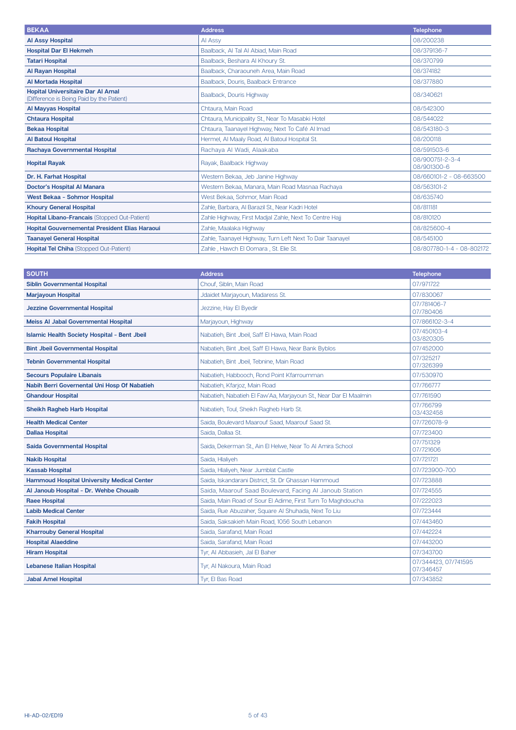| BEKAA | Address | Telephone |
|---|---|---|
| **Al Assy Hospital** | Al Assy | 08/200238 |
| **Hospital Dar El Hekmeh** | Baalback, Al Tal Al Abiad, Main Road | 08/379136-7 |
| **Tatari Hospital** | Baalback, Beshara Al Khoury St. | 08/370799 |
| **Al Rayan Hospital** | Baalback, Charaouneh Area, Main Road | 08/374182 |
| **Al Mortada Hospital** | Baalback, Douris, Baalback Entrance | 08/377880 |
| **Hopital Universitaire Dar Al Amal** (Difference is Being Paid by the Patient) | Baalback, Douris Highway | 08/340621 |
| **Al Mayyas Hospital** | Chtaura, Main Road | 08/542300 |
| **Chtaura Hospital** | Chtaura, Municipality St., Near To Masabki Hotel | 08/544022 |
| **Bekaa Hospital** | Chtaura, Taanayel Highway, Next To Café Al Imad | 08/543180-3 |
| **Al Batoul Hospital** | Hermel, Al Maaly Road, Al Batoul Hospital St. | 08/200118 |
| **Rachaya Governmental Hospital** | Rachaya Al Wadi, Alaakaba | 08/591503-6 |
| **Hopital Rayak** | Rayak, Baalback Highway | 08/900751-2-3-4 08/901300-6 |
| **Dr. H. Farhat Hospital** | Western Bekaa, Jeb Janine Highway | 08/660101-2 - 08-663500 |
| **Doctor's Hospital Al Manara** | Western Bekaa, Manara, Main Road Masnaa Rachaya | 08/563101-2 |
| **West Bekaa - Sohmor Hospital** | West Bekaa, Sohmor, Main Road | 08/635740 |
| **Khoury General Hospital** | Zahle, Barbara, Al Barazil St., Near Kadri Hotel | 08/811181 |
| **Hopital Libano-Francais** (Stopped Out-Patient) | Zahle Highway, First Madjal Zahle, Next To Centre Hajj | 08/810120 |
| **Hopital Gouvernemental President Elias Haraoui** | Zahle, Maalaka Highway | 08/825600-4 |
| **Taanayel General Hospital** | Zahle, Taanayel Highway, Turn Left Next To Dair Taanayel | 08/545100 |
| **Hopital Tel Chiha** (Stopped Out-Patient) | Zahle , Hawch El Oomara , St. Elie St. | 08/807780-1-4 - 08-802172 |

| SOUTH | Address | Telephone |
|---|---|---|
| **Siblin Governmental Hospital** | Chouf, Siblin, Main Road | 07/971722 |
| **Marjayoun Hospital** | Jdaidet Marjayoun, Madaress St. | 07/830067 |
| **Jezzine Governmental Hospital** | Jezzine, Hay El Byedir | 07/781406-7 07/780406 |
| **Meiss Al Jabal Governmental Hospital** | Marjayoun, Highway | 07/866102-3-4 |
| **Islamic Health Society Hospital - Bent Jbeil** | Nabatieh, Bint Jbeil, Saff El Hawa, Main Road | 07/450103-4 03/820305 |
| **Bint Jbeil Governmental Hospital** | Nabatieh, Bint Jbeil, Saff El Hawa, Near Bank Byblos | 07/452000 |
| **Tebnin Governmental Hospital** | Nabatieh, Bint Jbeil, Tebnine, Main Road | 07/325217 07/326399 |
| **Secours Populaire Libanais** | Nabatieh, Habbooch, Rond Point Kfarroumman | 07/530970 |
| **Nabih Berri Governmental Uni Hosp Of Nabatieh** | Nabatieh, Kfarjoz, Main Road | 07/766777 |
| **Ghandour Hospital** | Nabatieh, Nabatieh El Faw'Aa, Marjayoun St., Near Dar El Maalmin | 07/761590 |
| **Sheikh Ragheb Harb Hospital** | Nabatieh, Toul, Sheikh Ragheb Harb St. | 07/766799 03/432458 |
| **Health Medical Center** | Saida, Boulevard Maarouf Saad, Maarouf Saad St. | 07/726078-9 |
| **Dallaa Hospital** | Saida, Dallaa St. | 07/723400 |
| **Saida Governmental Hospital** | Saida, Dekerman St., Ain El Helwe, Near To Al Amira School | 07/751329 07/721606 |
| **Nakib Hospital** | Saida, Hlaliyeh | 07/721721 |
| **Kassab Hospital** | Saida, Hlaliyeh, Near Jumblat Castle | 07/723900-700 |
| **Hammoud Hospital University Medical Center** | Saida, Iskandarani District, St. Dr Ghassan Hammoud | 07/723888 |
| **Al Janoub Hospital - Dr. Wehbe Chouaib** | Saida, Maarouf Saad Boulevard, Facing Al Janoub Station | 07/724555 |
| **Raee Hospital** | Saida, Main Road of Sour El Adime, First Turn To Maghdoucha | 07/222023 |
| **Labib Medical Center** | Saida, Rue Abuzaher, Square Al Shuhada, Next To Liu | 07/723444 |
| **Fakih Hospital** | Saida, Saksakieh Main Road, 1056 South Lebanon | 07/443460 |
| **Kharrouby General Hospital** | Saida, Sarafand, Main Road | 07/442224 |
| **Hospital Alaeddine** | Saida, Sarafand, Main Road | 07/443200 |
| **Hiram Hospital** | Tyr, Al Abbasieh, Jal El Baher | 07/343700 |
| **Lebanese Italian Hospital** | Tyr, Al Nakoura, Main Road | 07/344423, 07/741595 07/346457 |
| **Jabal Amel Hospital** | Tyr, El Bas Road | 07/343852 |

HI-AD-02/ED19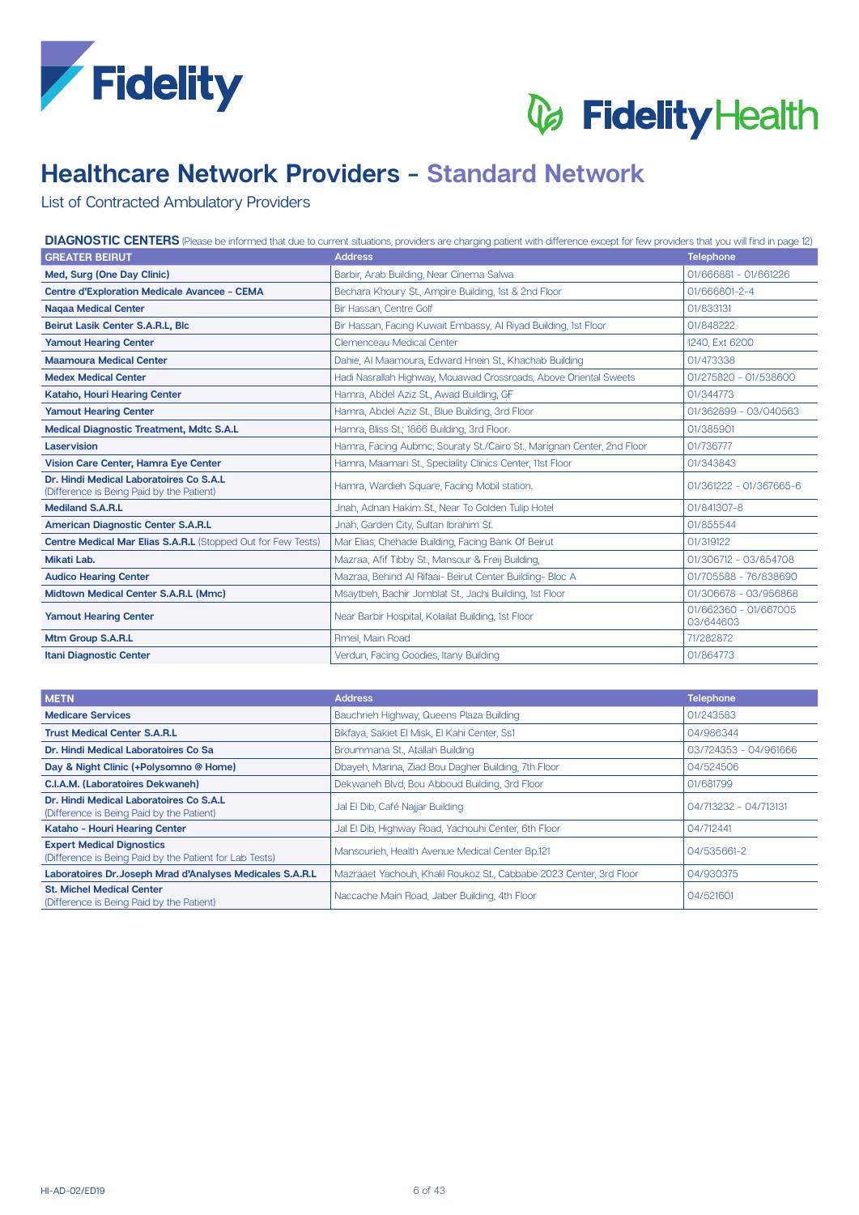# Healthcare Network Providers - Standard Network

List of Contracted Ambulatory Providers

**DIAGNOSTIC CENTERS** (Please be informed that due to current situations, providers are charging patient with difference except for few providers that you will find in page 12)

| GREATER BEIRUT | Address | Telephone |
|---|---|---|
| **Med, Surg (One Day Clinic)** | Barbir, Arab Building, Near Cinema Salwa | 01/666881 - 01/661226 |
| **Centre d'Exploration Medicale Avancee - CEMA** | Bechara Khoury St., Ampire Building, 1st & 2nd Floor | 01/666801-2-4 |
| **Naqaa Medical Center** | Bir Hassan, Centre Golf | 01/833131 |
| **Beirut Lasik Center S.A.R.L, Blc** | Bir Hassan, Facing Kuwait Embassy, Al Riyad Building, 1st Floor | 01/848222 |
| **Yamout Hearing Center** | Clemenceau Medical Center | 1240, Ext 6200 |
| **Maamoura Medical Center** | Dahie, Al Maamoura, Edward Hnein St., Khachab Building | 01/473338 |
| **Medex Medical Center** | Hadi Nasrallah Highway, Mouawad Crossroads, Above Oriental Sweets | 01/275820 - 01/538600 |
| **Kataho, Houri Hearing Center** | Hamra, Abdel Aziz St., Awad Building, GF | 01/344773 |
| **Yamout Hearing Center** | Hamra, Abdel Aziz St., Blue Building, 3rd Floor | 01/362899 - 03/040563 |
| **Medical Diagnostic Treatment, Mdtc S.A.L** | Hamra, Bliss St.; 1866 Building, 3rd Floor. | 01/385901 |
| **Laservision** | Hamra, Facing Aubmc, Souraty St./Cairo St., Marignan Center, 2nd Floor | 01/736777 |
| **Vision Care Center, Hamra Eye Center** | Hamra, Maamari St., Speciality Clinics Center, 11st Floor | 01/343843 |
| **Dr. Hindi Medical Laboratoires Co S.A.L** (Difference is Being Paid by the Patient) | Hamra, Wardieh Square, Facing Mobil station. | 01/361222 - 01/367665-6 |
| **Mediland S.A.R.L** | Jnah, Adnan Hakim St., Near To Golden Tulip Hotel | 01/841307-8 |
| **American Diagnostic Center S.A.R.L** | Jnah, Garden City, Sultan Ibrahim St. | 01/855544 |
| **Centre Medical Mar Elias S.A.R.L** (Stopped Out for Few Tests) | Mar Elias, Chehade Building, Facing Bank Of Beirut | 01/319122 |
| **Mikati Lab.** | Mazraa, Afif Tibby St., Mansour & Freij Building, | 01/306712 - 03/854708 |
| **Audico Hearing Center** | Mazraa, Behind Al Rifaai- Beirut Center Building- Bloc A | 01/705588 - 76/838690 |
| **Midtown Medical Center S.A.R.L (Mmc)** | Msaytbeh, Bachir Jomblat St., Jachi Building, 1st Floor | 01/306678 - 03/956868 |
| **Yamout Hearing Center** | Near Barbir Hospital, Kolailat Building, 1st Floor | 01/662360 - 01/667005 03/644603 |
| **Mtm Group S.A.R.L** | Rmeil, Main Road | 71/282872 |
| **Itani Diagnostic Center** | Verdun, Facing Goodies, Itany Building | 01/864773 |

| METN | Address | Telephone |
|---|---|---|
| **Medicare Services** | Bauchrieh Highway, Queens Plaza Building | 01/243583 |
| **Trust Medical Center S.A.R.L** | Bikfaya, Sakiet El Misk, El Kahi Center, Ss1 | 04/986344 |
| **Dr. Hindi Medical Laboratoires Co Sa** | Broummana St., Atallah Building | 03/724353 - 04/961666 |
| **Day & Night Clinic (+Polysomno @ Home)** | Dbayeh, Marina, Ziad Bou Dagher Building, 7th Floor | 04/524506 |
| **C.I.A.M. (Laboratoires Dekwaneh)** | Dekwaneh Blvd, Bou Abboud Building, 3rd Floor | 01/681799 |
| **Dr. Hindi Medical Laboratoires Co S.A.L** (Difference is Being Paid by the Patient) | Jal El Dib, Café Najjar Building | 04/713232 - 04/713131 |
| **Kataho - Houri Hearing Center** | Jal El Dib, Highway Road, Yachouhi Center, 6th Floor | 04/712441 |
| **Expert Medical Dignostics** (Difference is Being Paid by the Patient for Lab Tests) | Mansourieh, Health Avenue Medical Center Bp.121 | 04/535661-2 |
| **Laboratoires Dr.Joseph Mrad d'Analyses Medicales S.A.R.L** | Mazraaet Yachouh, Khalil Roukoz St., Cabbabe 2023 Center, 3rd Floor | 04/930375 |
| **St. Michel Medical Center** (Difference is Being Paid by the Patient) | Naccache Main Road, Jaber Building, 4th Floor | 04/521601 |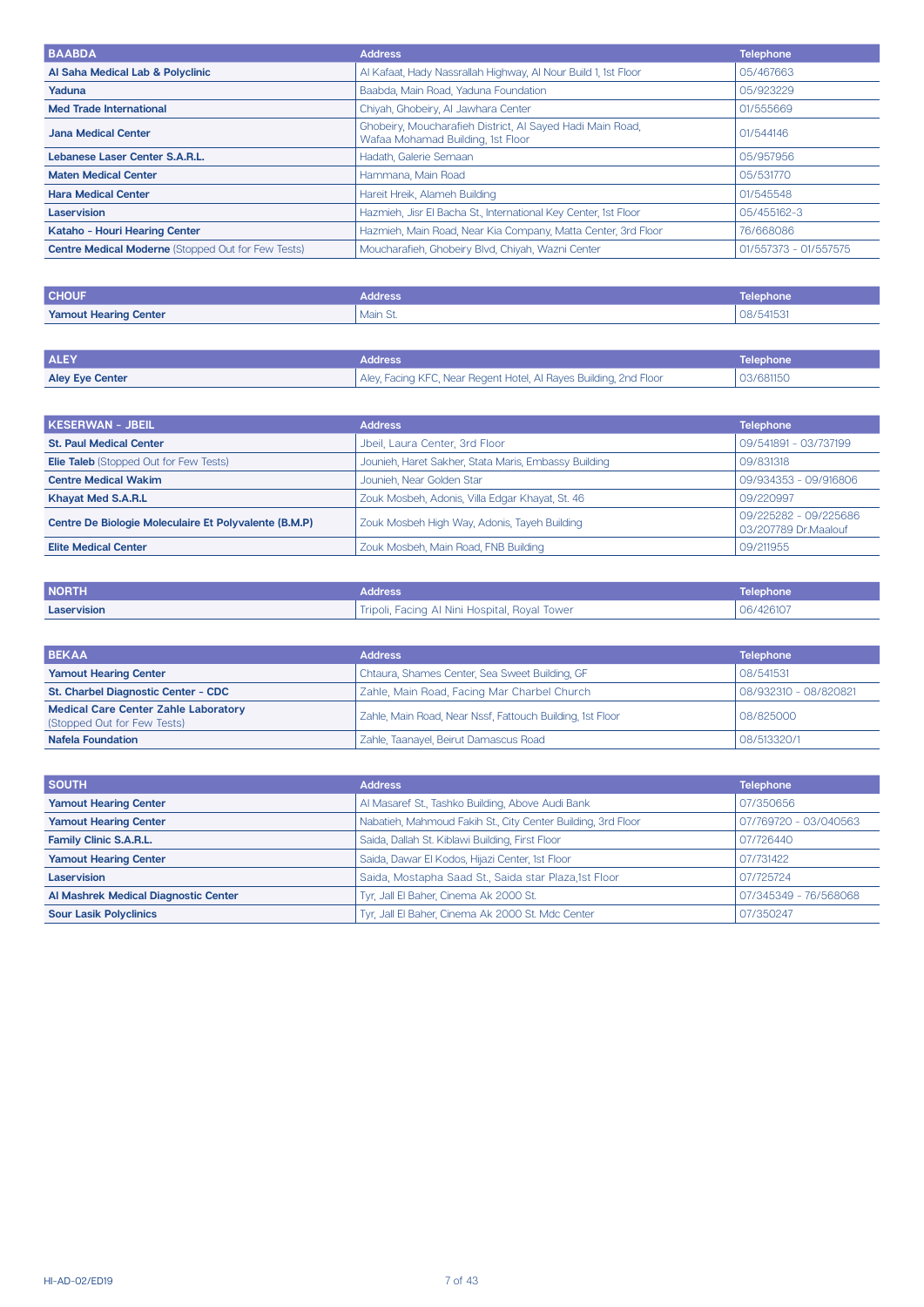| BAABDA | Address | Telephone |
|---|---|---|
| **Al Saha Medical Lab & Polyclinic** | Al Kafaat, Hady Nassrallah Highway, Al Nour Build 1, 1st Floor | 05/467663 |
| **Yaduna** | Baabda, Main Road, Yaduna Foundation | 05/923229 |
| **Med Trade International** | Chiyah, Ghobeiry, Al Jawhara Center | 01/555669 |
| **Jana Medical Center** | Ghobeiry, Moucharafieh District, Al Sayed Hadi Main Road, Wafaa Mohamad Building, 1st Floor | 01/544146 |
| **Lebanese Laser Center S.A.R.L.** | Hadath, Galerie Semaan | 05/957956 |
| **Maten Medical Center** | Hammana, Main Road | 05/531770 |
| **Hara Medical Center** | Hareit Hreik, Alameh Building | 01/545548 |
| **Laservision** | Hazmieh, Jisr El Bacha St., International Key Center, 1st Floor | 05/455162-3 |
| **Kataho - Houri Hearing Center** | Hazmieh, Main Road, Near Kia Company, Matta Center, 3rd Floor | 76/668086 |
| **Centre Medical Moderne** (Stopped Out for Few Tests) | Moucharafieh, Ghobeiry Blvd, Chiyah, Wazni Center | 01/557373 - 01/557575 |

| CHOUF | Address | Telephone |
|---|---|---|
| **Yamout Hearing Center** | Main St. | 08/541531 |

| ALEY | Address | Telephone |
|---|---|---|
| **Aley Eye Center** | Aley, Facing KFC, Near Regent Hotel, Al Rayes Building, 2nd Floor | 03/681150 |

| KESERWAN - JBEIL | Address | Telephone |
|---|---|---|
| **St. Paul Medical Center** | Jbeil, Laura Center, 3rd Floor | 09/541891 - 03/737199 |
| **Elie Taleb** (Stopped Out for Few Tests) | Jounieh, Haret Sakher, Stata Maris, Embassy Building | 09/831318 |
| **Centre Medical Wakim** | Jounieh, Near Golden Star | 09/934353 - 09/916806 |
| **Khayat Med S.A.R.L** | Zouk Mosbeh, Adonis, Villa Edgar Khayat, St. 46 | 09/220997 |
| **Centre De Biologie Moleculaire Et Polyvalente (B.M.P)** | Zouk Mosbeh High Way, Adonis, Tayeh Building | 09/225282 - 09/225686 03/207789 Dr.Maalouf |
| **Elite Medical Center** | Zouk Mosbeh, Main Road, FNB Building | 09/211955 |

| NORTH | Address | Telephone |
|---|---|---|
| **Laservision** | Tripoli, Facing Al Nini Hospital, Royal Tower | 06/426107 |

| BEKAA | Address | Telephone |
|---|---|---|
| **Yamout Hearing Center** | Chtaura, Shames Center, Sea Sweet Building, GF | 08/541531 |
| **St. Charbel Diagnostic Center - CDC** | Zahle, Main Road, Facing Mar Charbel Church | 08/932310 - 08/820821 |
| **Medical Care Center Zahle Laboratory** (Stopped Out for Few Tests) | Zahle, Main Road, Near Nssf, Fattouch Building, 1st Floor | 08/825000 |
| **Nafela Foundation** | Zahle, Taanayel, Beirut Damascus Road | 08/513320/1 |

| SOUTH | Address | Telephone |
|---|---|---|
| **Yamout Hearing Center** | Al Masaref St., Tashko Building, Above Audi Bank | 07/350656 |
| **Yamout Hearing Center** | Nabatieh, Mahmoud Fakih St., City Center Building, 3rd Floor | 07/769720 - 03/040563 |
| **Family Clinic S.A.R.L.** | Saida, Dallah St. Kiblawi Building, First Floor | 07/726440 |
| **Yamout Hearing Center** | Saida, Dawar El Kodos, Hijazi Center, 1st Floor | 07/731422 |
| **Laservision** | Saida, Mostapha Saad St., Saida star Plaza,1st Floor | 07/725724 |
| **Al Mashrek Medical Diagnostic Center** | Tyr, Jall El Baher, Cinema Ak 2000 St. | 07/345349 - 76/568068 |
| **Sour Lasik Polyclinics** | Tyr, Jall El Baher, Cinema Ak 2000 St. Mdc Center | 07/350247 |

HI-AD-02/ED19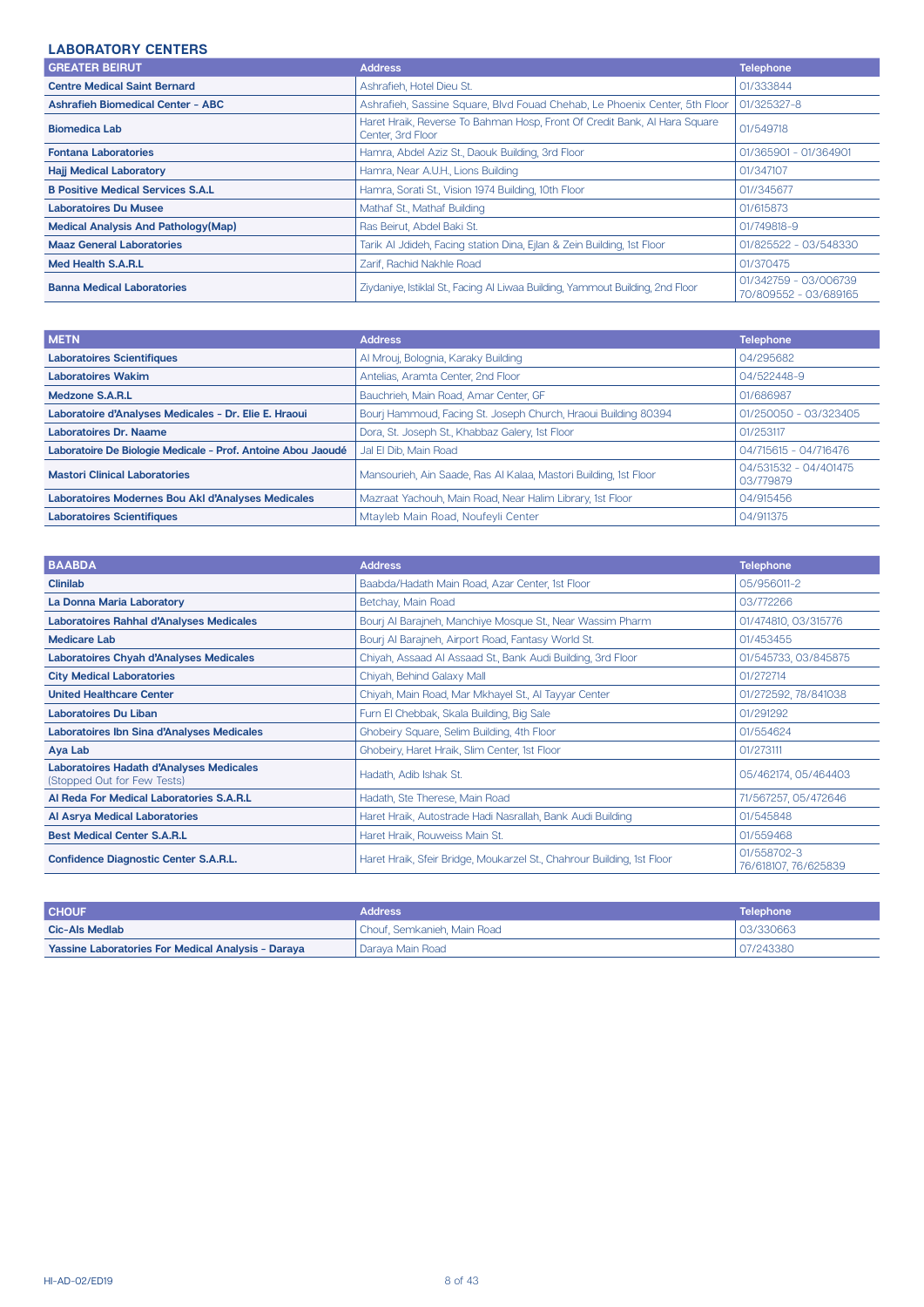## LABORATORY CENTERS

| GREATER BEIRUT | Address | Telephone |
|---|---|---|
| **Centre Medical Saint Bernard** | Ashrafieh, Hotel Dieu St. | 01/333844 |
| **Ashrafieh Biomedical Center - ABC** | Ashrafieh, Sassine Square, Blvd Fouad Chehab, Le Phoenix Center, 5th Floor | 01/325327-8 |
| **Biomedica Lab** | Haret Hraik, Reverse To Bahman Hosp, Front Of Credit Bank, Al Hara Square Center, 3rd Floor | 01/549718 |
| **Fontana Laboratories** | Hamra, Abdel Aziz St., Daouk Building, 3rd Floor | 01/365901 - 01/364901 |
| **Hajj Medical Laboratory** | Hamra, Near A.U.H., Lions Building | 01/347107 |
| **B Positive Medical Services S.A.L** | Hamra, Sorati St., Vision 1974 Building, 10th Floor | 01//345677 |
| **Laboratoires Du Musee** | Mathaf St., Mathaf Building | 01/615873 |
| **Medical Analysis And Pathology(Map)** | Ras Beirut, Abdel Baki St. | 01/749818-9 |
| **Maaz General Laboratories** | Tarik Al Jdideh, Facing station Dina, Ejlan & Zein Building, 1st Floor | 01/825522 - 03/548330 |
| **Med Health S.A.R.L** | Zarif, Rachid Nakhle Road | 01/370475 |
| **Banna Medical Laboratories** | Ziydaniye, Istiklal St., Facing Al Liwaa Building, Yammout Building, 2nd Floor | 01/342759 - 03/006739 70/809552 - 03/689165 |

| METN | Address | Telephone |
|---|---|---|
| **Laboratoires Scientifiques** | Al Mrouj, Bolognia, Karaky Building | 04/295682 |
| **Laboratoires Wakim** | Antelias, Aramta Center, 2nd Floor | 04/522448-9 |
| **Medzone S.A.R.L** | Bauchrieh, Main Road, Amar Center, GF | 01/686987 |
| **Laboratoire d'Analyses Medicales - Dr. Elie E. Hraoui** | Bourj Hammoud, Facing St. Joseph Church, Hraoui Building 80394 | 01/250050 - 03/323405 |
| **Laboratoires Dr. Naame** | Dora, St. Joseph St., Khabbaz Galery, 1st Floor | 01/253117 |
| **Laboratoire De Biologie Medicale - Prof. Antoine Abou Jaoudé** | Jal El Dib, Main Road | 04/715615 - 04/716476 |
| **Mastori Clinical Laboratories** | Mansourieh, Ain Saade, Ras Al Kalaa, Mastori Building, 1st Floor | 04/531532 - 04/401475 03/779879 |
| **Laboratoires Modernes Bou Akl d'Analyses Medicales** | Mazraat Yachouh, Main Road, Near Halim Library, 1st Floor | 04/915456 |
| **Laboratoires Scientifiques** | Mtayleb Main Road, Noufeyli Center | 04/911375 |

| BAABDA | Address | Telephone |
|---|---|---|
| **Clinilab** | Baabda/Hadath Main Road, Azar Center, 1st Floor | 05/956011-2 |
| **La Donna Maria Laboratory** | Betchay, Main Road | 03/772266 |
| **Laboratoires Rahhal d'Analyses Medicales** | Bourj Al Barajneh, Manchiye Mosque St., Near Wassim Pharm | 01/474810, 03/315776 |
| **Medicare Lab** | Bourj Al Barajneh, Airport Road, Fantasy World St. | 01/453455 |
| **Laboratoires Chyah d'Analyses Medicales** | Chiyah, Assaad Al Assaad St., Bank Audi Building, 3rd Floor | 01/545733, 03/845875 |
| **City Medical Laboratories** | Chiyah, Behind Galaxy Mall | 01/272714 |
| **United Healthcare Center** | Chiyah, Main Road, Mar Mkhayel St., Al Tayyar Center | 01/272592, 78/841038 |
| **Laboratoires Du Liban** | Furn El Chebbak, Skala Building, Big Sale | 01/291292 |
| **Laboratoires Ibn Sina d'Analyses Medicales** | Ghobeiry Square, Selim Building, 4th Floor | 01/554624 |
| **Aya Lab** | Ghobeiry, Haret Hraik, Slim Center, 1st Floor | 01/273111 |
| **Laboratoires Hadath d'Analyses Medicales** (Stopped Out for Few Tests) | Hadath, Adib Ishak St. | 05/462174, 05/464403 |
| **Al Reda For Medical Laboratories S.A.R.L** | Hadath, Ste Therese, Main Road | 71/567257, 05/472646 |
| **Al Asrya Medical Laboratories** | Haret Hraik, Autostrade Hadi Nasrallah, Bank Audi Building | 01/545848 |
| **Best Medical Center S.A.R.L** | Haret Hraik, Rouweiss Main St. | 01/559468 |
| **Confidence Diagnostic Center S.A.R.L.** | Haret Hraik, Sfeir Bridge, Moukarzel St., Chahrour Building, 1st Floor | 01/558702-3 76/618107, 76/625839 |

| CHOUF | Address | Telephone |
|---|---|---|
| **Cic-Als Medlab** | Chouf, Semkanieh, Main Road | 03/330663 |
| **Yassine Laboratories For Medical Analysis - Daraya** | Daraya Main Road | 07/243380 |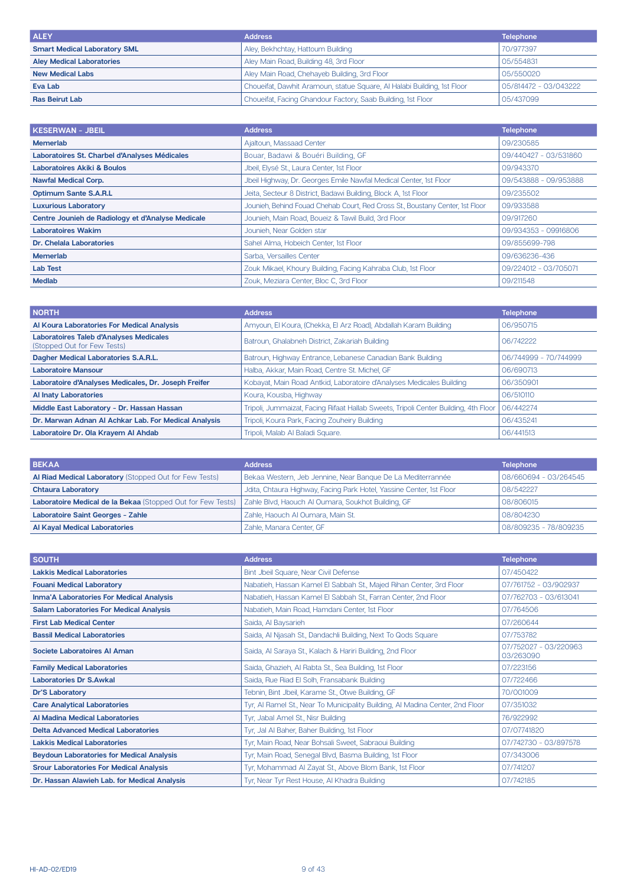| ALEY | Address | Telephone |
|---|---|---|
| **Smart Medical Laboratory SML** | Aley, Bekhchtay, Hattoum Building | 70/977397 |
| **Aley Medical Laboratories** | Aley Main Road, Building 48, 3rd Floor | 05/554831 |
| **New Medical Labs** | Aley Main Road, Chehayeb Building, 3rd Floor | 05/550020 |
| **Eva Lab** | Choueifat, Dawhit Aramoun, statue Square, Al Halabi Building, 1st Floor | 05/814472 - 03/043222 |
| **Ras Beirut Lab** | Choueifat, Facing Ghandour Factory, Saab Building, 1st Floor | 05/437099 |

| KESERWAN - JBEIL | Address | Telephone |
|---|---|---|
| **Memerlab** | Ajaltoun, Massaad Center | 09/230585 |
| **Laboratoires St. Charbel d'Analyses Médicales** | Bouar, Badawi & Bouéri Building, GF | 09/440427 - 03/531860 |
| **Laboratoires Akiki & Boulos** | Jbeil, Elysé St., Laura Center, 1st Floor | 09/943370 |
| **Nawfal Medical Corp.** | Jbeil Highway, Dr. Georges Emile Nawfal Medical Center, 1st Floor | 09/543888 - 09/953888 |
| **Optimum Sante S.A.R.L** | Jeita, Secteur 8 District, Badawi Building, Block A, 1st Floor | 09/235502 |
| **Luxurious Laboratory** | Jounieh, Behind Fouad Chehab Court, Red Cross St., Boustany Center, 1st Floor | 09/933588 |
| **Centre Jounieh de Radiology et d'Analyse Medicale** | Jounieh, Main Road, Boueiz & Tawil Build, 3rd Floor | 09/917260 |
| **Laboratoires Wakim** | Jounieh, Near Golden star | 09/934353 - 09916806 |
| **Dr. Chelala Laboratories** | Sahel Alma, Hobeich Center, 1st Floor | 09/855699-798 |
| **Memerlab** | Sarba, Versailles Center | 09/636236-436 |
| **Lab Test** | Zouk Mikael, Khoury Building, Facing Kahraba Club, 1st Floor | 09/224012 - 03/705071 |
| **Medlab** | Zouk, Meziara Center, Bloc C, 3rd Floor | 09/211548 |

| NORTH | Address | Telephone |
|---|---|---|
| **Al Koura Laboratories For Medical Analysis** | Amyoun, El Koura, (Chekka, El Arz Road), Abdallah Karam Building | 06/950715 |
| **Laboratoires Taleb d'Analyses Medicales** (Stopped Out for Few Tests) | Batroun, Ghalabneh District, Zakariah Building | 06/742222 |
| **Dagher Medical Laboratories S.A.R.L.** | Batroun, Highway Entrance, Lebanese Canadian Bank Building | 06/744999 - 70/744999 |
| **Laboratoire Mansour** | Halba, Akkar, Main Road, Centre St. Michel, GF | 06/690713 |
| **Laboratoire d'Analyses Medicales, Dr. Joseph Freifer** | Kobayat, Main Road Antkid, Laboratoire d'Analyses Medicales Building | 06/350901 |
| **Al Inaty Laboratories** | Koura, Kousba, Highway | 06/510110 |
| **Middle East Laboratory - Dr. Hassan Hassan** | Tripoli, Jummaizat, Facing Rifaat Hallab Sweets, Tripoli Center Building, 4th Floor | 06/442274 |
| **Dr. Marwan Adnan Al Achkar Lab. For Medical Analysis** | Tripoli, Koura Park, Facing Zouheiry Building | 06/435241 |
| **Laboratoire Dr. Ola Krayem Al Ahdab** | Tripoli, Malab Al Baladi Square. | 06/441513 |

| BEKAA | Address | Telephone |
|---|---|---|
| **Al Riad Medical Laboratory** (Stopped Out for Few Tests) | Bekaa Western, Jeb Jennine, Near Banque De La Mediterrannée | 08/660694 - 03/264545 |
| **Chtaura Laboratory** | Jdita, Chtaura Highway, Facing Park Hotel, Yassine Center, 1st Floor | 08/542227 |
| **Laboratoire Medical de la Bekaa** (Stopped Out for Few Tests) | Zahle Blvd, Haouch Al Oumara, Soukhot Building, GF | 08/806015 |
| **Laboratoire Saint Georges - Zahle** | Zahle, Haouch Al Oumara, Main St. | 08/804230 |
| **Al Kayal Medical Laboratories** | Zahle, Manara Center, GF | 08/809235 - 78/809235 |

| SOUTH | Address | Telephone |
|---|---|---|
| **Lakkis Medical Laboratories** | Bint Jbeil Square, Near Civil Defense | 07/450422 |
| **Fouani Medical Laboratory** | Nabatieh, Hassan Kamel El Sabbah St., Majed Rihan Center, 3rd Floor | 07/761752 - 03/902937 |
| **Inma'A Laboratories For Medical Analysis** | Nabatieh, Hassan Kamel El Sabbah St., Farran Center, 2nd Floor | 07/762703 - 03/613041 |
| **Salam Laboratories For Medical Analysis** | Nabatieh, Main Road, Hamdani Center, 1st Floor | 07/764506 |
| **First Lab Medical Center** | Saida, Al Baysarieh | 07/260644 |
| **Bassil Medical Laboratories** | Saida, Al Njasah St., Dandachli Building, Next To Qods Square | 07/753782 |
| **Societe Laboratoires Al Aman** | Saida, Al Saraya St., Kalach & Hariri Building, 2nd Floor | 07/752027 - 03/220963 03/263090 |
| **Family Medical Laboratories** | Saida, Ghazieh, Al Rabta St., Sea Building, 1st Floor | 07/223156 |
| **Laboratories Dr S.Awkal** | Saida, Rue Riad El Solh, Fransabank Building | 07/722466 |
| **Dr'S Laboratory** | Tebnin, Bint Jbeil, Karame St., Otwe Building, GF | 70/001009 |
| **Care Analytical Laboratories** | Tyr, Al Ramel St., Near To Municipality Building, Al Madina Center, 2nd Floor | 07/351032 |
| **Al Madina Medical Laboratories** | Tyr, Jabal Amel St., Nisr Building | 76/922992 |
| **Delta Advanced Medical Laboratories** | Tyr, Jal Al Baher, Baher Building, 1st Floor | 07/07741820 |
| **Lakkis Medical Laboratories** | Tyr, Main Road, Near Bohsali Sweet, Sabraoui Building | 07/742730 - 03/897578 |
| **Beydoun Laboratories for Medical Analysis** | Tyr, Main Road, Senegal Blvd, Basma Building, 1st Floor | 07/343006 |
| **Srour Laboratories For Medical Analysis** | Tyr, Mohammad Al Zayat St., Above Blom Bank, 1st Floor | 07/741207 |
| **Dr. Hassan Alawieh Lab. for Medical Analysis** | Tyr, Near Tyr Rest House, Al Khadra Building | 07/742185 |

HI-AD-02/ED19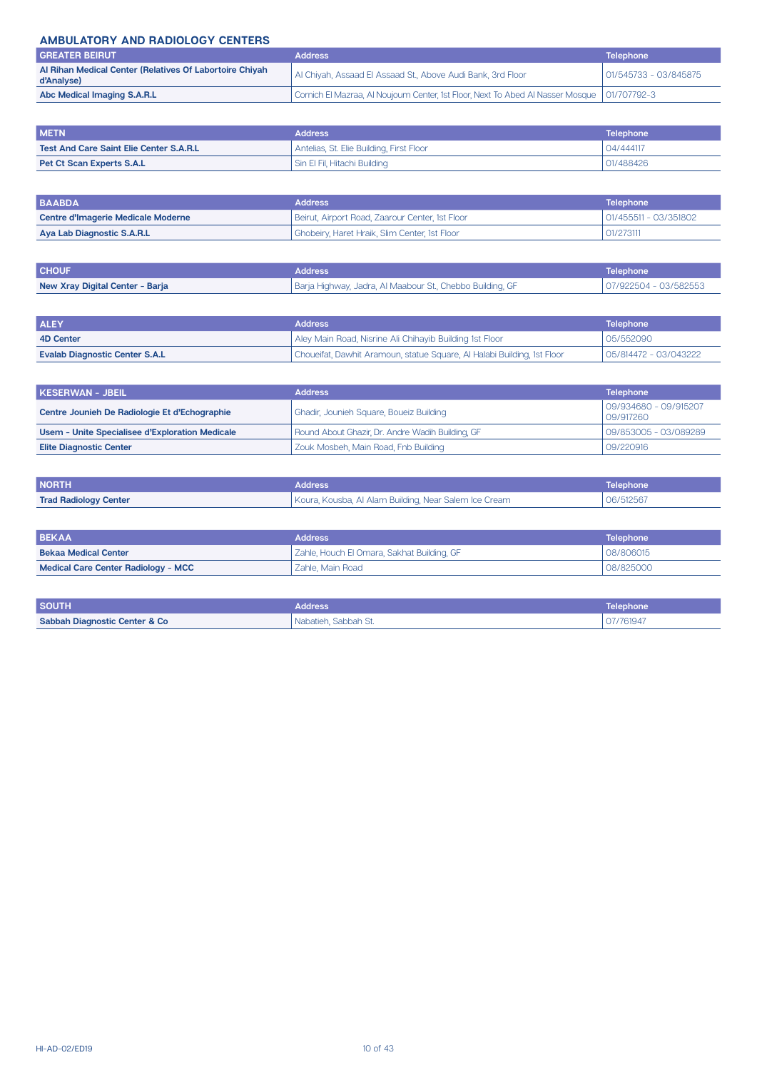## AMBULATORY AND RADIOLOGY CENTERS

| GREATER BEIRUT | Address | Telephone |
|---|---|---|
| **Al Rihan Medical Center (Relatives Of Labortoire Chiyah d'Analyse)** | Al Chiyah, Assaad El Assaad St., Above Audi Bank, 3rd Floor | 01/545733 - 03/845875 |
| **Abc Medical Imaging S.A.R.L** | Cornich El Mazraa, Al Noujoum Center, 1st Floor, Next To Abed Al Nasser Mosque | 01/707792-3 |

| METN | Address | Telephone |
|---|---|---|
| **Test And Care Saint Elie Center S.A.R.L** | Antelias, St. Elie Building, First Floor | 04/444117 |
| **Pet Ct Scan Experts S.A.L** | Sin El Fil, Hitachi Building | 01/488426 |

| BAABDA | Address | Telephone |
|---|---|---|
| **Centre d'Imagerie Medicale Moderne** | Beirut, Airport Road, Zaarour Center, 1st Floor | 01/455511 - 03/351802 |
| **Aya Lab Diagnostic S.A.R.L** | Ghobeiry, Haret Hraik, Slim Center, 1st Floor | 01/273111 |

| CHOUF | Address | Telephone |
|---|---|---|
| **New Xray Digital Center - Barja** | Barja Highway, Jadra, Al Maabour St., Chebbo Building, GF | 07/922504 - 03/582553 |

| ALEY | Address | Telephone |
|---|---|---|
| **4D Center** | Aley Main Road, Nisrine Ali Chihayib Building 1st Floor | 05/552090 |
| **Evalab Diagnostic Center S.A.L** | Choueifat, Dawhit Aramoun, statue Square, Al Halabi Building, 1st Floor | 05/814472 - 03/043222 |

| KESERWAN - JBEIL | Address | Telephone |
|---|---|---|
| **Centre Jounieh De Radiologie Et d'Echographie** | Ghadir, Jounieh Square, Boueiz Building | 09/934680 - 09/915207 09/917260 |
| **Usem - Unite Specialisee d'Exploration Medicale** | Round About Ghazir, Dr. Andre Wadih Building, GF | 09/853005 - 03/089289 |
| **Elite Diagnostic Center** | Zouk Mosbeh, Main Road, Fnb Building | 09/220916 |

| NORTH | Address | Telephone |
|---|---|---|
| **Trad Radiology Center** | Koura, Kousba, Al Alam Building, Near Salem Ice Cream | 06/512567 |

| BEKAA | Address | Telephone |
|---|---|---|
| **Bekaa Medical Center** | Zahle, Houch El Omara, Sakhat Building, GF | 08/806015 |
| **Medical Care Center Radiology - MCC** | Zahle, Main Road | 08/825000 |

| SOUTH | Address | Telephone |
|---|---|---|
| **Sabbah Diagnostic Center & Co** | Nabatieh, Sabbah St. | 07/761947 |

HI-AD-02/ED19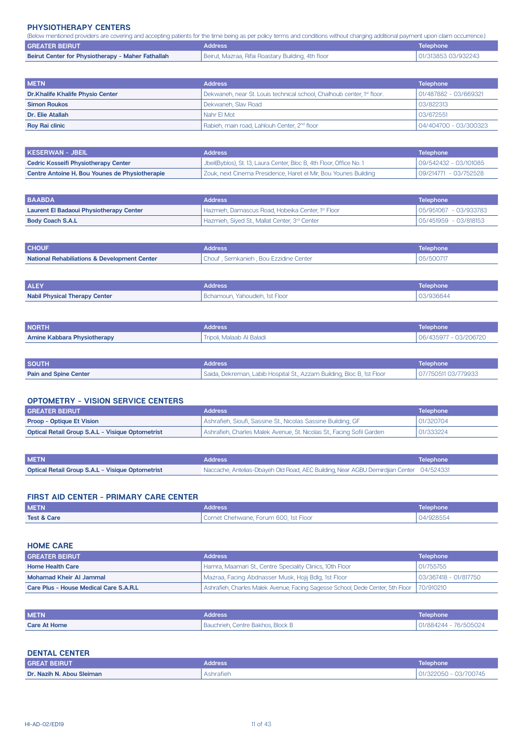## PHYSIOTHERAPY CENTERS

(Below mentioned providers are covering and accepting patients for the time being as per policy terms and conditions without charging additional payment upon claim occurrence.)

| GREATER BEIRUT | Address | Telephone |
|---|---|---|
| Beirut Center for Physiotherapy - Maher Fathallah | Beirut, Mazraa, Rifai Roastary Building, 4th floor | 01/313853 03/932243 |

| METN | Address | Telephone |
|---|---|---|
| Dr.Khalife Khalife Physio Center | Dekwaneh, near St. Louis technical school, Chalhoub center, 1st floor. | 01/487882 - 03/669321 |
| Simon Roukos | Dekwaneh, Slav Road | 03/822313 |
| Dr. Elie Atallah | Nahr El Mot | 03/672551 |
| Roy Rai clinic | Rabieh, main road, Lahlouh Center, 2nd floor | 04/404700 - 03/300323 |

| KESERWAN - JBEIL | Address | Telephone |
|---|---|---|
| Cedric Kosseifi Physiotherapy Center | Jbeil(Byblos), St. 13, Laura Center, Bloc B, 4th Floor, Office No. 1 | 09/542432 - 03/101085 |
| Centre Antoine H. Bou Younes de Physiotherapie | Zouk, next Cinema Presidence, Haret el Mir, Bou Younes Building | 09/214771 - 03/752528 |

| BAABDA | Address | Telephone |
|---|---|---|
| Laurent El Badaoui Physiotherapy Center | Hazmieh, Damascus Road, Hobeika Center, 1st Floor | 05/951067 - 03/933783 |
| Body Coach S.A.L | Hazmieh, Siyed St., Mallat Center, 3rd Center | 05/451959 - 03/818153 |

| CHOUF | Address | Telephone |
|---|---|---|
| National Rehabiliations & Development Center | Chouf , Semkanieh , Bou Ezzidine Center | 05/500717 |

| ALEY | Address | Telephone |
|---|---|---|
| Nabil Physical Therapy Center | Bchamoun, Yahoudieh, 1st Floor | 03/936644 |

| NORTH | Address | Telephone |
|---|---|---|
| Amine Kabbara Physiotherapy | Tripoli, Malaab Al Baladi | 06/435977 - 03/206720 |

| SOUTH | Address | Telephone |
|---|---|---|
| Pain and Spine Center | Saida, Dekreman, Labib Hospital St., Azzam Building, Bloc B, 1st Floor | 07/750511 03/779933 |

## OPTOMETRY - VISION SERVICE CENTERS

| GREATER BEIRUT | Address | Telephone |
|---|---|---|
| Proop - Optique Et Vision | Ashrafieh, Sioufi, Sassine St., Nicolas Sassine Building, GF | 01/320704 |
| Optical Retail Group S.A.L - Visique Optometrist | Ashrafieh, Charles Malek Avenue, St. Nicolas St., Facing Sofil Garden | 01/333224 |

| METN | Address | Telephone |
|---|---|---|
| Optical Retail Group S.A.L - Visique Optometrist | Naccache, Antelias-Dbayeh Old Road, AEC Building, Near AGBU Demirdjian Center | 04/524331 |

## FIRST AID CENTER - PRIMARY CARE CENTER

| METN | Address | Telephone |
|---|---|---|
| Test & Care | Cornet Chehwane, Forum 600, 1st Floor | 04/928554 |

## HOME CARE

| GREATER BEIRUT | Address | Telephone |
|---|---|---|
| Home Health Care | Hamra, Maamari St., Centre Speciality Clinics, 10th Floor | 01/755755 |
| Mohamad Kheir Al Jammal | Mazraa, Facing Abdnasser Musk, Hojij Bdlg, 1st Floor | 03/367418 - 01/817750 |
| Care Plus - House Medical Care S.A.R.L | Ashrafieh, Charles Malek Avenue, Facing Sagesse School, Dede Center, 5th Floor | 70/910210 |

| METN | Address | Telephone |
|---|---|---|
| Care At Home | Bauchrieh, Centre Bakhos, Block B | 01/884244 - 76/505024 |

## DENTAL CENTER

| GREAT BEIRUT | Address | Telephone |
|---|---|---|
| Dr. Nazih N. Abou Sleiman | Ashrafieh | 01/322050 - 03/700745 |

HI-AD-02/ED19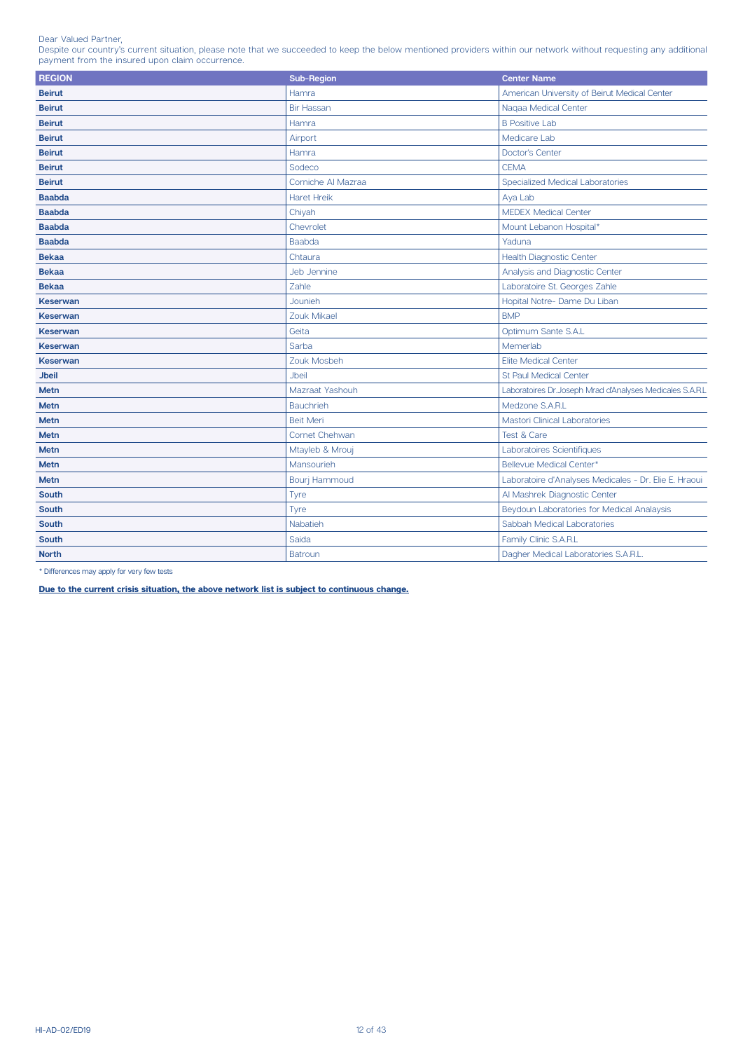Dear Valued Partner,
Despite our country's current situation, please note that we succeeded to keep the below mentioned providers within our network without requesting any additional payment from the insured upon claim occurrence.

| REGION | Sub-Region | Center Name |
|---|---|---|
| **Beirut** | Hamra | American University of Beirut Medical Center |
| **Beirut** | Bir Hassan | Naqaa Medical Center |
| **Beirut** | Hamra | B Positive Lab |
| **Beirut** | Airport | Medicare Lab |
| **Beirut** | Hamra | Doctor's Center |
| **Beirut** | Sodeco | CEMA |
| **Beirut** | Corniche Al Mazraa | Specialized Medical Laboratories |
| **Baabda** | Haret Hreik | Aya Lab |
| **Baabda** | Chiyah | MEDEX Medical Center |
| **Baabda** | Chevrolet | Mount Lebanon Hospital* |
| **Baabda** | Baabda | Yaduna |
| **Bekaa** | Chtaura | Health Diagnostic Center |
| **Bekaa** | Jeb Jennine | Analysis and Diagnostic Center |
| **Bekaa** | Zahle | Laboratoire St. Georges Zahle |
| **Keserwan** | Jounieh | Hopital Notre- Dame Du Liban |
| **Keserwan** | Zouk Mikael | BMP |
| **Keserwan** | Geita | Optimum Sante S.A.L |
| **Keserwan** | Sarba | Memerlab |
| **Keserwan** | Zouk Mosbeh | Elite Medical Center |
| **Jbeil** | Jbeil | St Paul Medical Center |
| **Metn** | Mazraat Yashouh | Laboratoires Dr.Joseph Mrad d'Analyses Medicales S.A.R.L |
| **Metn** | Bauchrieh | Medzone S.A.R.L |
| **Metn** | Beit Meri | Mastori Clinical Laboratories |
| **Metn** | Cornet Chehwan | Test & Care |
| **Metn** | Mtayleb & Mrouj | Laboratoires Scientifiques |
| **Metn** | Mansourieh | Bellevue Medical Center* |
| **Metn** | Bourj Hammoud | Laboratoire d'Analyses Medicales - Dr. Elie E. Hraoui |
| **South** | Tyre | Al Mashrek Diagnostic Center |
| **South** | Tyre | Beydoun Laboratories for Medical Analaysis |
| **South** | Nabatieh | Sabbah Medical Laboratories |
| **South** | Saida | Family Clinic S.A.R.L |
| **North** | Batroun | Dagher Medical Laboratories S.A.R.L. |

* Differences may apply for very few tests

**Due to the current crisis situation, the above network list is subject to continuous change.**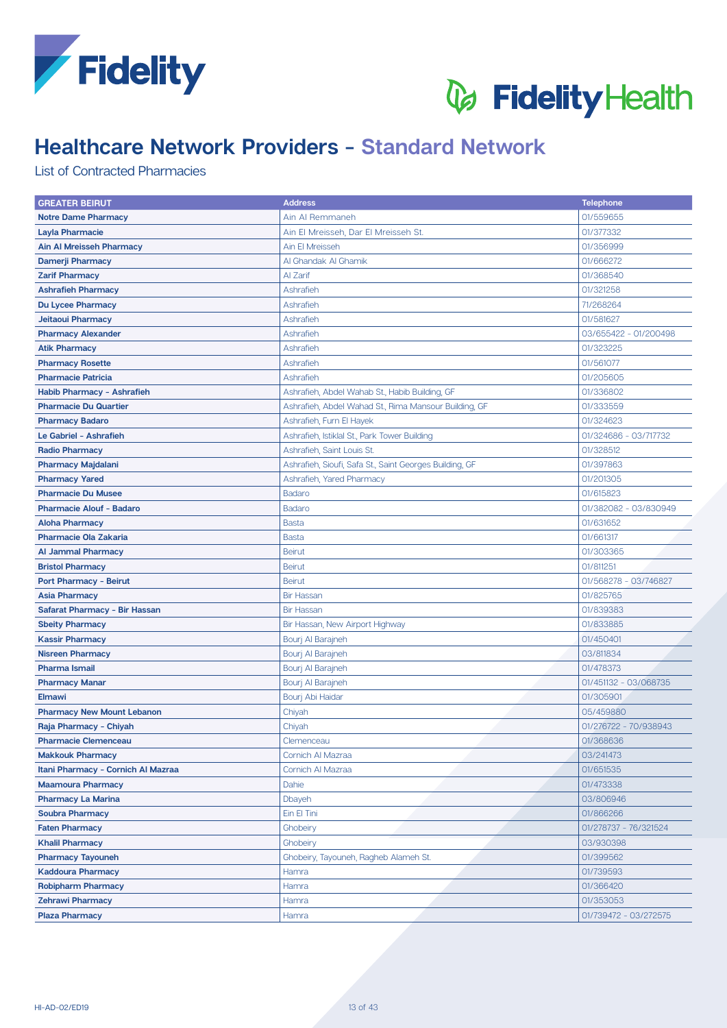# Healthcare Network Providers - Standard Network

List of Contracted Pharmacies

| GREATER BEIRUT | Address | Telephone |
|---|---|---|
| **Notre Dame Pharmacy** | Ain Al Remmaneh | 01/559655 |
| **Layla Pharmacie** | Ain El Mreisseh, Dar El Mreisseh St. | 01/377332 |
| **Ain Al Mreisseh Pharmacy** | Ain El Mreisseh | 01/356999 |
| **Damerji Pharmacy** | Al Ghandak Al Ghamik | 01/666272 |
| **Zarif Pharmacy** | Al Zarif | 01/368540 |
| **Ashrafieh Pharmacy** | Ashrafieh | 01/321258 |
| **Du Lycee Pharmacy** | Ashrafieh | 71/268264 |
| **Jeitaoui Pharmacy** | Ashrafieh | 01/581627 |
| **Pharmacy Alexander** | Ashrafieh | 03/655422 - 01/200498 |
| **Atik Pharmacy** | Ashrafieh | 01/323225 |
| **Pharmacy Rosette** | Ashrafieh | 01/561077 |
| **Pharmacie Patricia** | Ashrafieh | 01/205605 |
| **Habib Pharmacy - Ashrafieh** | Ashrafieh, Abdel Wahab St., Habib Building, GF | 01/336802 |
| **Pharmacie Du Quartier** | Ashrafieh, Abdel Wahad St., Rima Mansour Building, GF | 01/333559 |
| **Pharmacy Badaro** | Ashrafieh, Furn El Hayek | 01/324623 |
| **Le Gabriel - Ashrafieh** | Ashrafieh, Istiklal St., Park Tower Building | 01/324686 - 03/717732 |
| **Radio Pharmacy** | Ashrafieh, Saint Louis St. | 01/328512 |
| **Pharmacy Majdalani** | Ashrafieh, Sioufi, Safa St., Saint Georges Building, GF | 01/397863 |
| **Pharmacy Yared** | Ashrafieh, Yared Pharmacy | 01/201305 |
| **Pharmacie Du Musee** | Badaro | 01/615823 |
| **Pharmacie Alouf - Badaro** | Badaro | 01/382082 - 03/830949 |
| **Aloha Pharmacy** | Basta | 01/631652 |
| **Pharmacie Ola Zakaria** | Basta | 01/661317 |
| **Al Jammal Pharmacy** | Beirut | 01/303365 |
| **Bristol Pharmacy** | Beirut | 01/811251 |
| **Port Pharmacy - Beirut** | Beirut | 01/568278 - 03/746827 |
| **Asia Pharmacy** | Bir Hassan | 01/825765 |
| **Safarat Pharmacy - Bir Hassan** | Bir Hassan | 01/839383 |
| **Sbeity Pharmacy** | Bir Hassan, New Airport Highway | 01/833885 |
| **Kassir Pharmacy** | Bourj Al Barajneh | 01/450401 |
| **Nisreen Pharmacy** | Bourj Al Barajneh | 03/811834 |
| **Pharma Ismail** | Bourj Al Barajneh | 01/478373 |
| **Pharmacy Manar** | Bourj Al Barajneh | 01/451132 - 03/068735 |
| **Elmawi** | Bourj Abi Haidar | 01/305901 |
| **Pharmacy New Mount Lebanon** | Chiyah | 05/459880 |
| **Raja Pharmacy - Chiyah** | Chiyah | 01/276722 - 70/938943 |
| **Pharmacie Clemenceau** | Clemenceau | 01/368636 |
| **Makkouk Pharmacy** | Cornich Al Mazraa | 03/241473 |
| **Itani Pharmacy - Cornich Al Mazraa** | Cornich Al Mazraa | 01/651535 |
| **Maamoura Pharmacy** | Dahie | 01/473338 |
| **Pharmacy La Marina** | Dbayeh | 03/806946 |
| **Soubra Pharmacy** | Ein El Tini | 01/866266 |
| **Faten Pharmacy** | Ghobeiry | 01/278737 - 76/321524 |
| **Khalil Pharmacy** | Ghobeiry | 03/930398 |
| **Pharmacy Tayouneh** | Ghobeiry, Tayouneh, Ragheb Alameh St. | 01/399562 |
| **Kaddoura Pharmacy** | Hamra | 01/739593 |
| **Robipharm Pharmacy** | Hamra | 01/366420 |
| **Zehrawi Pharmacy** | Hamra | 01/353053 |
| **Plaza Pharmacy** | Hamra | 01/739472 - 03/272575 |

HI-AD-02/ED19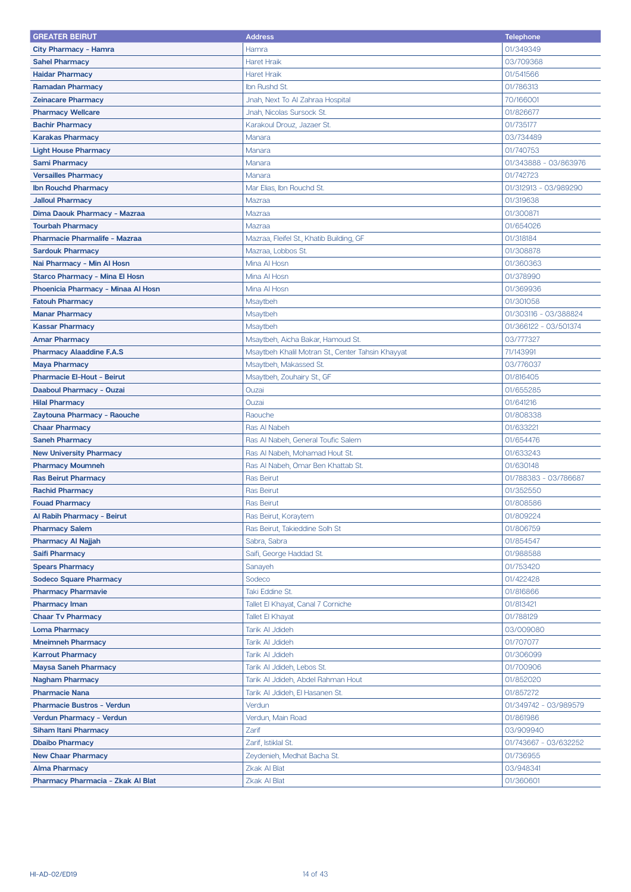| GREATER BEIRUT | Address | Telephone |
|---|---|---|
| **City Pharmacy - Hamra** | Hamra | 01/349349 |
| **Sahel Pharmacy** | Haret Hraik | 03/709368 |
| **Haidar Pharmacy** | Haret Hraik | 01/541566 |
| **Ramadan Pharmacy** | Ibn Rushd St. | 01/786313 |
| **Zeinacare Pharmacy** | Jnah, Next To Al Zahraa Hospital | 70/166001 |
| **Pharmacy Wellcare** | Jnah, Nicolas Sursock St. | 01/826677 |
| **Bachir Pharmacy** | Karakoul Drouz, Jazaer St. | 01/735177 |
| **Karakas Pharmacy** | Manara | 03/734489 |
| **Light House Pharmacy** | Manara | 01/740753 |
| **Sami Pharmacy** | Manara | 01/343888 - 03/863976 |
| **Versailles Pharmacy** | Manara | 01/742723 |
| **Ibn Rouchd Pharmacy** | Mar Elias, Ibn Rouchd St. | 01/312913 - 03/989290 |
| **Jalloul Pharmacy** | Mazraa | 01/319638 |
| **Dima Daouk Pharmacy - Mazraa** | Mazraa | 01/300871 |
| **Tourbah Pharmacy** | Mazraa | 01/654026 |
| **Pharmacie Pharmalife - Mazraa** | Mazraa, Fleifel St., Khatib Building, GF | 01/318184 |
| **Sardouk Pharmacy** | Mazraa, Lobbos St. | 01/308878 |
| **Nai Pharmacy - Min Al Hosn** | Mina Al Hosn | 01/360363 |
| **Starco Pharmacy - Mina El Hosn** | Mina Al Hosn | 01/378990 |
| **Phoenicia Pharmacy - Minaa Al Hosn** | Mina Al Hosn | 01/369936 |
| **Fatouh Pharmacy** | Msaytbeh | 01/301058 |
| **Manar Pharmacy** | Msaytbeh | 01/303116 - 03/388824 |
| **Kassar Pharmacy** | Msaytbeh | 01/366122 - 03/501374 |
| **Amar Pharmacy** | Msaytbeh, Aicha Bakar, Hamoud St. | 03/777327 |
| **Pharmacy Alaaddine F.A.S** | Msaytbeh Khalil Motran St., Center Tahsin Khayyat | 71/143991 |
| **Maya Pharmacy** | Msaytbeh, Makassed St. | 03/776037 |
| **Pharmacie El-Hout - Beirut** | Msaytbeh, Zouhairy St., GF | 01/816405 |
| **Daaboul Pharmacy - Ouzai** | Ouzai | 01/655285 |
| **Hilal Pharmacy** | Ouzai | 01/641216 |
| **Zaytouna Pharmacy - Raouche** | Raouche | 01/808338 |
| **Chaar Pharmacy** | Ras Al Nabeh | 01/633221 |
| **Saneh Pharmacy** | Ras Al Nabeh, General Toufic Salem | 01/654476 |
| **New University Pharmacy** | Ras Al Nabeh, Mohamad Hout St. | 01/633243 |
| **Pharmacy Moumneh** | Ras Al Nabeh, Omar Ben Khattab St. | 01/630148 |
| **Ras Beirut Pharmacy** | Ras Beirut | 01/788383 - 03/786687 |
| **Rachid Pharmacy** | Ras Beirut | 01/352550 |
| **Fouad Pharmacy** | Ras Beirut | 01/808586 |
| **Al Rabih Pharmacy - Beirut** | Ras Beirut, Koraytem | 01/809224 |
| **Pharmacy Salem** | Ras Beirut, Takieddine Solh St | 01/806759 |
| **Pharmacy Al Najjah** | Sabra, Sabra | 01/854547 |
| **Saifi Pharmacy** | Saifi, George Haddad St. | 01/988588 |
| **Spears Pharmacy** | Sanayeh | 01/753420 |
| **Sodeco Square Pharmacy** | Sodeco | 01/422428 |
| **Pharmacy Pharmavie** | Taki Eddine St. | 01/816866 |
| **Pharmacy Iman** | Tallet El Khayat, Canal 7 Corniche | 01/813421 |
| **Chaar Tv Pharmacy** | Tallet El Khayat | 01/788129 |
| **Loma Pharmacy** | Tarik Al Jdideh | 03/009080 |
| **Mneimneh Pharmacy** | Tarik Al Jdideh | 01/707077 |
| **Karrout Pharmacy** | Tarik Al Jdideh | 01/306099 |
| **Maysa Saneh Pharmacy** | Tarik Al Jdideh, Lebos St. | 01/700906 |
| **Nagham Pharmacy** | Tarik Al Jdideh, Abdel Rahman Hout | 01/852020 |
| **Pharmacie Nana** | Tarik Al Jdideh, El Hasanen St. | 01/857272 |
| **Pharmacie Bustros - Verdun** | Verdun | 01/349742 - 03/989579 |
| **Verdun Pharmacy - Verdun** | Verdun, Main Road | 01/861986 |
| **Siham Itani Pharmacy** | Zarif | 03/909940 |
| **Dbaibo Pharmacy** | Zarif, Istiklal St. | 01/743667 - 03/632252 |
| **New Chaar Pharmacy** | Zeydenieh, Medhat Bacha St. | 01/736955 |
| **Alma Pharmacy** | Zkak Al Blat | 03/948341 |
| **Pharmacy Pharmacia - Zkak Al Blat** | Zkak Al Blat | 01/360601 |

HI-AD-02/ED19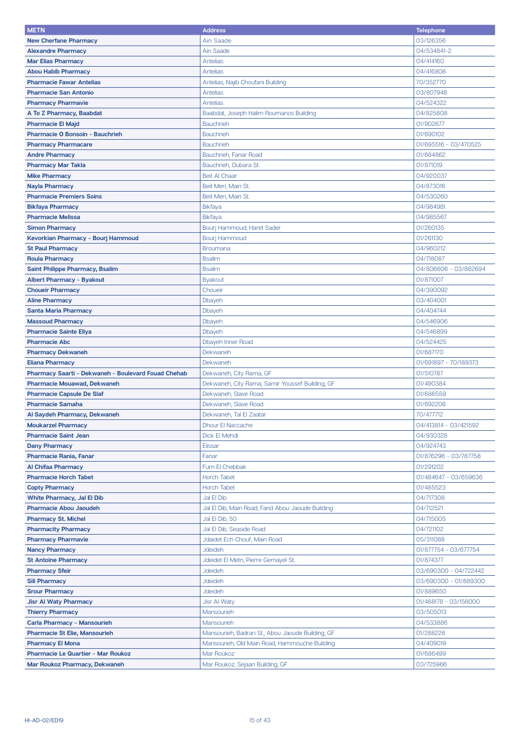| METN | Address | Telephone |
|---|---|---|
| **New Cherfane Pharmacy** | Ain Saade | 03/126356 |
| **Alexandre Pharmacy** | Ain Saade | 04/534841-2 |
| **Mar Elias Pharmacy** | Antelias | 04/414160 |
| **Abou Habib Pharmacy** | Antelias | 04/416808 |
| **Pharmacie Fawar Antelias** | Antelias, Najib Choufani Building | 70/352770 |
| **Pharmacie San Antonio** | Antelias | 03/807948 |
| **Pharmacy Pharmavie** | Antelias | 04/524322 |
| **A To Z Pharmacy, Baabdat** | Baabdat, Joseph Halim Roumanos Building | 04/825808 |
| **Pharmacie El Majd** | Bauchrieh | 01/902677 |
| **Pharmacie O Bonsoin - Bauchrieh** | Bauchrieh | 01/690102 |
| **Pharmacy Pharmacare** | Bauchrieh | 01/695516 - 03/470525 |
| **Andre Pharmacy** | Bauchrieh, Fanar Road | 01/684862 |
| **Pharmacy Mar Takla** | Bauchrieh, Oubara St. | 01/871019 |
| **Mike Pharmacy** | Beit Al Chaar | 04/920037 |
| **Nayla Pharmacy** | Beit Meri, Main St. | 04/873016 |
| **Pharmacie Premiers Soins** | Beit Meri, Main St. | 04/530260 |
| **Bikfaya Pharmacy** | Bikfaya | 04/984981 |
| **Pharmacie Melissa** | Bikfaya | 04/985567 |
| **Simon Pharmacy** | Bourj Hammoud, Haret Sader | 01/260135 |
| **Kevorkian Pharmacy - Bourj Hammoud** | Bourj Hammoud | 01/261130 |
| **St Paul Pharmacy** | Broumana | 04/960212 |
| **Roula Pharmacy** | Bsalim | 04/718087 |
| **Saint Philippe Pharmacy, Bsalim** | Bsalim | 04/806606 - 03/862694 |
| **Albert Pharmacy - Byakout** | Byakout | 01/871007 |
| **Choueir Pharmacy** | Choueir | 04/390092 |
| **Aline Pharmacy** | Dbayeh | 03/404001 |
| **Santa Maria Pharmacy** | Dbayeh | 04/404744 |
| **Massoud Pharmacy** | Dbayeh | 04/546906 |
| **Pharmacie Sainte Eliya** | Dbayeh | 04/546899 |
| **Pharmacie Abc** | Dbayeh Inner Road | 04/524425 |
| **Pharmacy Dekwaneh** | Dekwaneh | 01/687170 |
| **Eliana Pharmacy** | Dekwaneh | 01/691897 - 70/189373 |
| **Pharmacy Saarti - Dekwaneh - Boulevard Fouad Chehab** | Dekwaneh, City Rama, GF | 01/510787 |
| **Pharmacie Mouawad, Dekwaneh** | Dekwaneh, City Rama, Samir Youssef Building, GF | 01/490384 |
| **Pharmacie Capsule De Slaf** | Dekwaneh, Slave Road | 01/686559 |
| **Pharmacie Samaha** | Dekwaneh, Slave Road | 01/692208 |
| **Al Saydeh Pharmacy, Dekwaneh** | Dekwaneh, Tal El Zaatar | 70/477712 |
| **Moukarzel Pharmacy** | Dhour El Naccache | 04/413814 - 03/421592 |
| **Pharmacie Saint Jean** | Dick El Mehdi | 04/930328 |
| **Dany Pharmacy** | Elissar | 04/924743 |
| **Pharmacie Rania, Fanar** | Fanar | 01/876296 - 03/787758 |
| **Al Chifaa Pharmacy** | Furn El Chebbak | 01/291202 |
| **Pharmacie Horch Tabet** | Horch Tabet | 01/484647 - 03/659636 |
| **Copty Pharmacy** | Horch Tabet | 01/485523 |
| **White Pharmacy, Jal El Dib** | Jal El Dib | 04/717308 |
| **Pharmacie Abou Jaoudeh** | Jal El Dib, Main Road, Farid Abou Jaoude Building | 04/712521 |
| **Pharmacy St. Michel** | Jal El Dib, 50 | 04/715005 |
| **Pharmacity Pharmacy** | Jal El Dib, Seaside Road | 04/721102 |
| **Pharmacy Pharmavie** | Jdaidet Ech Chouf, Main Road | 05/311088 |
| **Nancy Pharmacy** | Jdeideh | 01/877754 - 03/677754 |
| **St Antoine Pharmacy** | Jdeidet El Metn, Pierre Gemayel St. | 01/874377 |
| **Pharmacy Sfeir** | Jdeideh | 03/690300 - 04/722442 |
| **Sili Pharmacy** | Jdeideh | 03/690300 - 01/889300 |
| **Srour Pharmacy** | Jdeideh | 01/889650 |
| **Jisr Al Waty Pharmacy** | Jisr Al Waty | 01/488178 - 03/158000 |
| **Thierry Pharmacy** | Mansourieh | 03/505013 |
| **Carla Pharmacy - Mansourieh** | Mansourieh | 04/533886 |
| **Pharmacie St Elie, Mansourieh** | Mansourieh, Badran St., Abou Jaoude Building, GF | 01/288228 |
| **Pharmacy El Mona** | Mansourieh, Old Main Road, Hammouche Building | 04/409019 |
| **Pharmacie Le Quartier - Mar Roukoz** | Mar Roukoz | 01/686499 |
| **Mar Roukoz Pharmacy, Dekwaneh** | Mar Roukoz, Sejaan Building, GF | 03/725966 |

HI-AD-02/ED19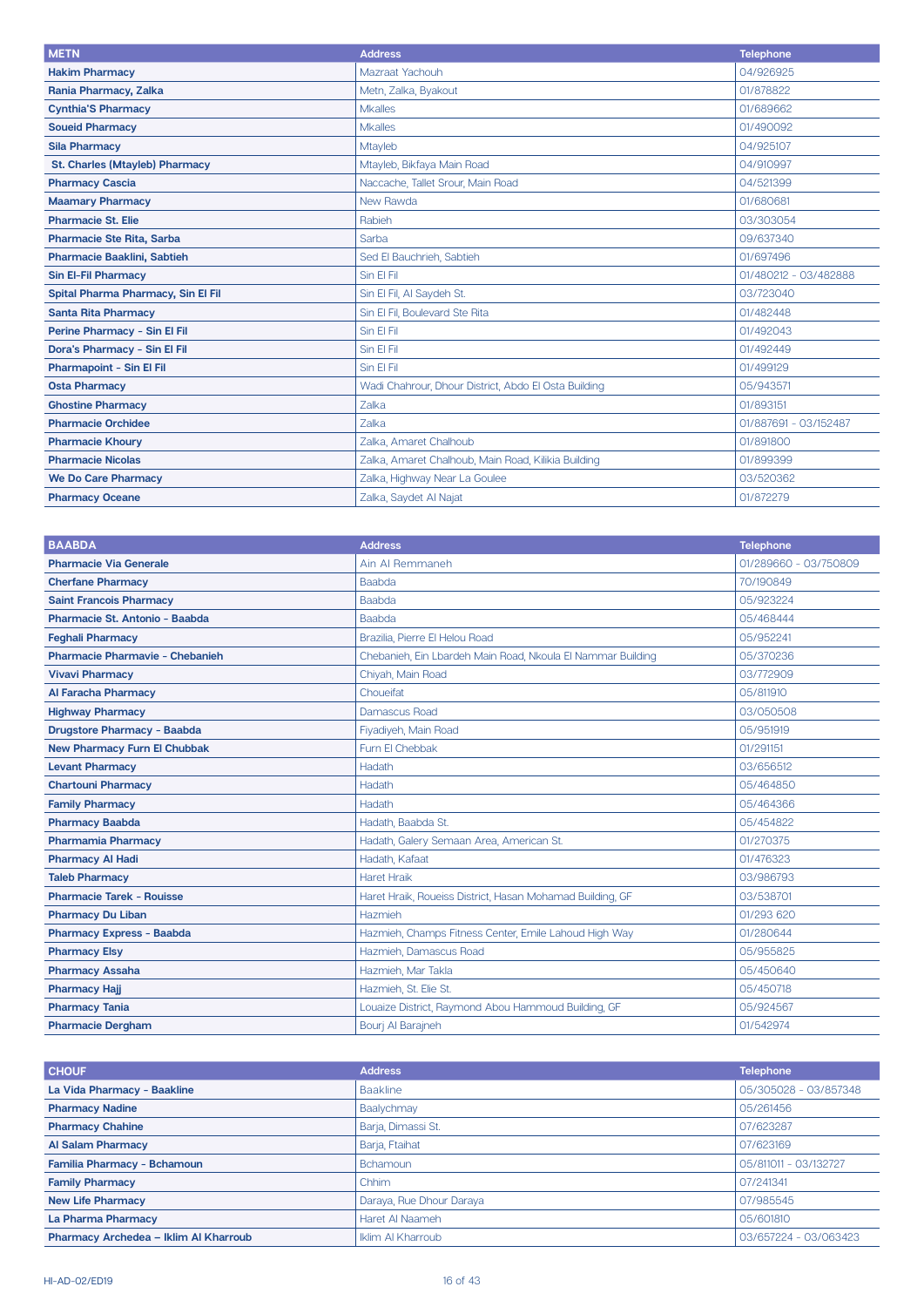| METN | Address | Telephone |
|---|---|---|
| **Hakim Pharmacy** | Mazraat Yachouh | 04/926925 |
| **Rania Pharmacy, Zalka** | Metn, Zalka, Byakout | 01/878822 |
| **Cynthia'S Pharmacy** | Mkalles | 01/689662 |
| **Soueid Pharmacy** | Mkalles | 01/490092 |
| **Sila Pharmacy** | Mtayleb | 04/925107 |
| **St. Charles (Mtayleb) Pharmacy** | Mtayleb, Bikfaya Main Road | 04/910997 |
| **Pharmacy Cascia** | Naccache, Tallet Srour, Main Road | 04/521399 |
| **Maamary Pharmacy** | New Rawda | 01/680681 |
| **Pharmacie St. Elie** | Rabieh | 03/303054 |
| **Pharmacie Ste Rita, Sarba** | Sarba | 09/637340 |
| **Pharmacie Baaklini, Sabtieh** | Sed El Bauchrieh, Sabtieh | 01/697496 |
| **Sin El-Fil Pharmacy** | Sin El Fil | 01/480212 - 03/482888 |
| **Spital Pharma Pharmacy, Sin El Fil** | Sin El Fil, Al Saydeh St. | 03/723040 |
| **Santa Rita Pharmacy** | Sin El Fil, Boulevard Ste Rita | 01/482448 |
| **Perine Pharmacy - Sin El Fil** | Sin El Fil | 01/492043 |
| **Dora's Pharmacy - Sin El Fil** | Sin El Fil | 01/492449 |
| **Pharmapoint - Sin El Fil** | Sin El Fil | 01/499129 |
| **Osta Pharmacy** | Wadi Chahrour, Dhour District, Abdo El Osta Building | 05/943571 |
| **Ghostine Pharmacy** | Zalka | 01/893151 |
| **Pharmacie Orchidee** | Zalka | 01/887691 - 03/152487 |
| **Pharmacie Khoury** | Zalka, Amaret Chalhoub | 01/891800 |
| **Pharmacie Nicolas** | Zalka, Amaret Chalhoub, Main Road, Kilikia Building | 01/899399 |
| **We Do Care Pharmacy** | Zalka, Highway Near La Goulee | 03/520362 |
| **Pharmacy Oceane** | Zalka, Saydet Al Najat | 01/872279 |

| BAABDA | Address | Telephone |
|---|---|---|
| **Pharmacie Via Generale** | Ain Al Remmaneh | 01/289660 - 03/750809 |
| **Cherfane Pharmacy** | Baabda | 70/190849 |
| **Saint Francois Pharmacy** | Baabda | 05/923224 |
| **Pharmacie St. Antonio - Baabda** | Baabda | 05/468444 |
| **Feghali Pharmacy** | Brazilia, Pierre El Helou Road | 05/952241 |
| **Pharmacie Pharmavie - Chebanieh** | Chebanieh, Ein Lbardeh Main Road, Nkoula El Nammar Building | 05/370236 |
| **Vivavi Pharmacy** | Chiyah, Main Road | 03/772909 |
| **Al Faracha Pharmacy** | Choueifat | 05/811910 |
| **Highway Pharmacy** | Damascus Road | 03/050508 |
| **Drugstore Pharmacy - Baabda** | Fiyadiyeh, Main Road | 05/951919 |
| **New Pharmacy Furn El Chubbak** | Furn El Chebbak | 01/291151 |
| **Levant Pharmacy** | Hadath | 03/656512 |
| **Chartouni Pharmacy** | Hadath | 05/464850 |
| **Family Pharmacy** | Hadath | 05/464366 |
| **Pharmacy Baabda** | Hadath, Baabda St. | 05/454822 |
| **Pharmamia Pharmacy** | Hadath, Galery Semaan Area, American St. | 01/270375 |
| **Pharmacy Al Hadi** | Hadath, Kafaat | 01/476323 |
| **Taleb Pharmacy** | Haret Hraik | 03/986793 |
| **Pharmacie Tarek - Rouisse** | Haret Hraik, Roueiss District, Hasan Mohamad Building, GF | 03/538701 |
| **Pharmacy Du Liban** | Hazmieh | 01/293 620 |
| **Pharmacy Express - Baabda** | Hazmieh, Champs Fitness Center, Emile Lahoud High Way | 01/280644 |
| **Pharmacy Elsy** | Hazmieh, Damascus Road | 05/955825 |
| **Pharmacy Assaha** | Hazmieh, Mar Takla | 05/450640 |
| **Pharmacy Hajj** | Hazmieh, St. Elie St. | 05/450718 |
| **Pharmacy Tania** | Louaize District, Raymond Abou Hammoud Building, GF | 05/924567 |
| **Pharmacie Dergham** | Bourj Al Barajneh | 01/542974 |

| CHOUF | Address | Telephone |
|---|---|---|
| **La Vida Pharmacy - Baakline** | Baakline | 05/305028 - 03/857348 |
| **Pharmacy Nadine** | Baalychmay | 05/261456 |
| **Pharmacy Chahine** | Barja, Dimassi St. | 07/623287 |
| **Al Salam Pharmacy** | Barja, Ftaihat | 07/623169 |
| **Familia Pharmacy - Bchamoun** | Bchamoun | 05/811011 - 03/132727 |
| **Family Pharmacy** | Chhim | 07/241341 |
| **New Life Pharmacy** | Daraya, Rue Dhour Daraya | 07/985545 |
| **La Pharma Pharmacy** | Haret Al Naameh | 05/601810 |
| **Pharmacy Archedea – Iklim Al Kharroub** | Iklim Al Kharroub | 03/657224 - 03/063423 |

HI-AD-02/ED19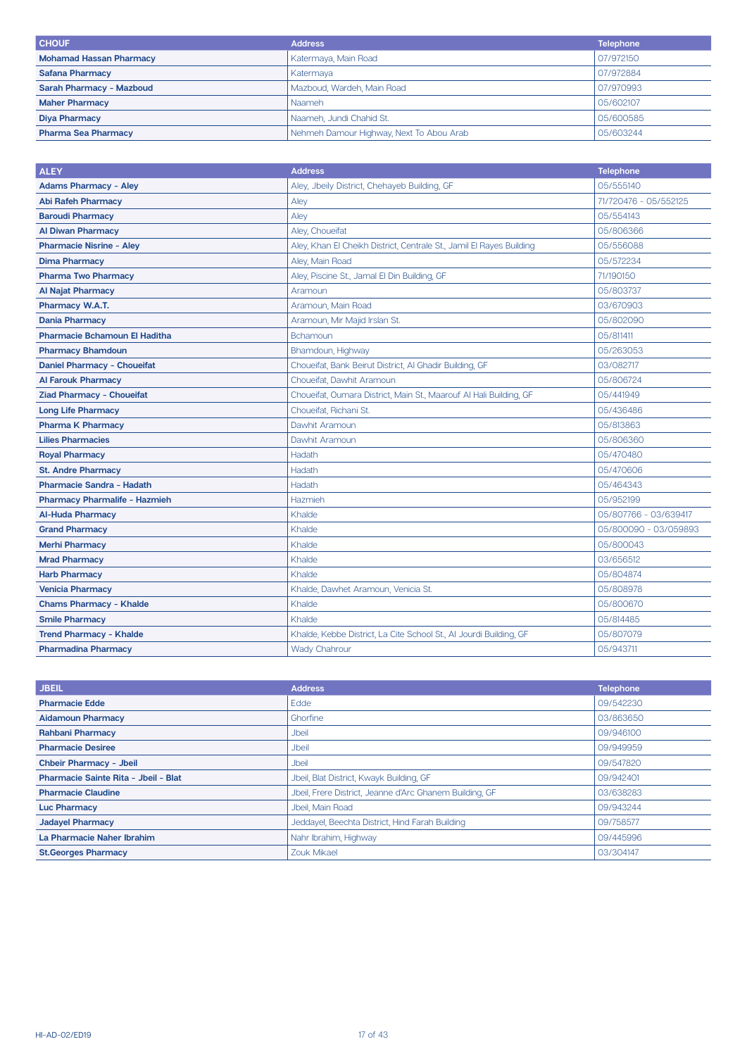| CHOUF | Address | Telephone |
|---|---|---|
| **Mohamad Hassan Pharmacy** | Katermaya, Main Road | 07/972150 |
| **Safana Pharmacy** | Katermaya | 07/972884 |
| **Sarah Pharmacy - Mazboud** | Mazboud, Wardeh, Main Road | 07/970993 |
| **Maher Pharmacy** | Naameh | 05/602107 |
| **Diya Pharmacy** | Naameh, Jundi Chahid St. | 05/600585 |
| **Pharma Sea Pharmacy** | Nehmeh Damour Highway, Next To Abou Arab | 05/603244 |

| ALEY | Address | Telephone |
|---|---|---|
| **Adams Pharmacy - Aley** | Aley, Jbeily District, Chehayeb Building, GF | 05/555140 |
| **Abi Rafeh Pharmacy** | Aley | 71/720476 - 05/552125 |
| **Baroudi Pharmacy** | Aley | 05/554143 |
| **Al Diwan Pharmacy** | Aley, Choueifat | 05/806366 |
| **Pharmacie Nisrine - Aley** | Aley, Khan El Cheikh District, Centrale St., Jamil El Rayes Building | 05/556088 |
| **Dima Pharmacy** | Aley, Main Road | 05/572234 |
| **Pharma Two Pharmacy** | Aley, Piscine St., Jamal El Din Building, GF | 71/190150 |
| **Al Najat Pharmacy** | Aramoun | 05/803737 |
| **Pharmacy W.A.T.** | Aramoun, Main Road | 03/670903 |
| **Dania Pharmacy** | Aramoun, Mir Majid Irslan St. | 05/802090 |
| **Pharmacie Bchamoun El Haditha** | Bchamoun | 05/811411 |
| **Pharmacy Bhamdoun** | Bhamdoun, Highway | 05/263053 |
| **Daniel Pharmacy - Choueifat** | Choueifat, Bank Beirut District, Al Ghadir Building, GF | 03/082717 |
| **Al Farouk Pharmacy** | Choueifat, Dawhit Aramoun | 05/806724 |
| **Ziad Pharmacy - Choueifat** | Choueifat, Oumara District, Main St., Maarouf Al Hali Building, GF | 05/441949 |
| **Long Life Pharmacy** | Choueifat, Richani St. | 05/436486 |
| **Pharma K Pharmacy** | Dawhit Aramoun | 05/813863 |
| **Lilies Pharmacies** | Dawhit Aramoun | 05/806360 |
| **Royal Pharmacy** | Hadath | 05/470480 |
| **St. Andre Pharmacy** | Hadath | 05/470606 |
| **Pharmacie Sandra - Hadath** | Hadath | 05/464343 |
| **Pharmacy Pharmalife - Hazmieh** | Hazmieh | 05/952199 |
| **Al-Huda Pharmacy** | Khalde | 05/807766 - 03/639417 |
| **Grand Pharmacy** | Khalde | 05/800090 - 03/059893 |
| **Merhi Pharmacy** | Khalde | 05/800043 |
| **Mrad Pharmacy** | Khalde | 03/656512 |
| **Harb Pharmacy** | Khalde | 05/804874 |
| **Venicia Pharmacy** | Khalde, Dawhet Aramoun, Venicia St. | 05/808978 |
| **Chams Pharmacy - Khalde** | Khalde | 05/800670 |
| **Smile Pharmacy** | Khalde | 05/814485 |
| **Trend Pharmacy - Khalde** | Khalde, Kebbe District, La Cite School St., Al Jourdi Building, GF | 05/807079 |
| **Pharmadina Pharmacy** | Wady Chahrour | 05/943711 |

| JBEIL | Address | Telephone |
|---|---|---|
| **Pharmacie Edde** | Edde | 09/542230 |
| **Aidamoun Pharmacy** | Ghorfine | 03/863650 |
| **Rahbani Pharmacy** | Jbeil | 09/946100 |
| **Pharmacie Desiree** | Jbeil | 09/949959 |
| **Chbeir Pharmacy - Jbeil** | Jbeil | 09/547820 |
| **Pharmacie Sainte Rita - Jbeil - Blat** | Jbeil, Blat District, Kwayk Building, GF | 09/942401 |
| **Pharmacie Claudine** | Jbeil, Frere District, Jeanne d'Arc Ghanem Building, GF | 03/638283 |
| **Luc Pharmacy** | Jbeil, Main Road | 09/943244 |
| **Jadayel Pharmacy** | Jeddayel, Beechta District, Hind Farah Building | 09/758577 |
| **La Pharmacie Naher Ibrahim** | Nahr Ibrahim, Highway | 09/445996 |
| **St.Georges Pharmacy** | Zouk Mikael | 03/304147 |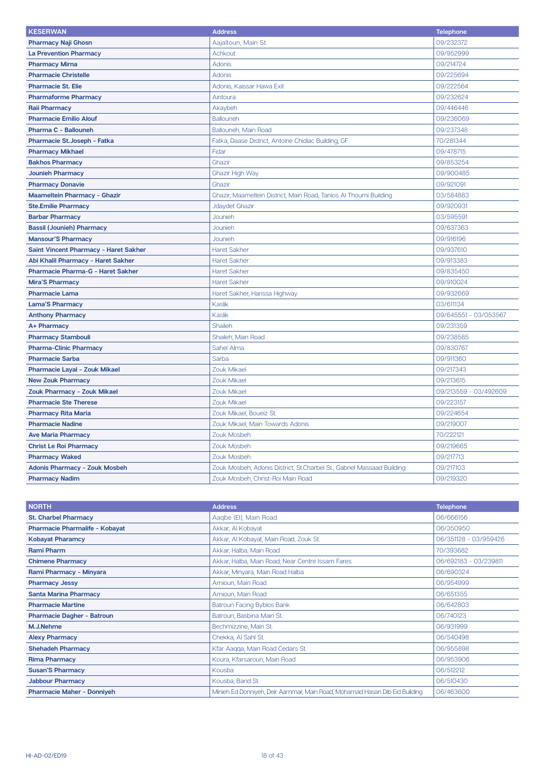| KESERWAN | Address | Telephone |
|---|---|---|
| **Pharmacy Naji Ghosn** | Aajaltoun, Main St. | 09/232372 |
| **La Prevention Pharmacy** | Achkout | 09/952999 |
| **Pharmacy Mirna** | Adonis | 09/214724 |
| **Pharmacie Christelle** | Adonis | 09/225694 |
| **Pharmacie St. Elie** | Adonis, Kaissar Hawa Exit | 09/222564 |
| **Pharmaforme Pharmacy** | Aintoura | 09/232624 |
| **Raii Pharmacy** | Akaybeh | 09/446446 |
| **Pharmacie Emilio Alouf** | Ballouneh | 09/236069 |
| **Pharma C - Ballouneh** | Ballouneh, Main Road | 09/237348 |
| **Pharmacie St.Joseph - Fatka** | Fatka, Daase District, Antoine Chidiac Building, GF | 70/281344 |
| **Pharmacy Mikhael** | Fidar | 09/478715 |
| **Bakhos Pharmacy** | Ghazir | 09/853254 |
| **Jounieh Pharmacy** | Ghazir High Way | 09/900485 |
| **Pharmacy Donavie** | Ghazir | 09/921091 |
| **Maameltein Pharmacy - Ghazir** | Ghazir, Maameltein District, Main Road, Tanios Al Thoumi Building | 03/584883 |
| **Ste.Emilie Pharmacy** | Jdaydet Ghazir | 09/920931 |
| **Barbar Pharmacy** | Jounieh | 03/595591 |
| **Bassil (Jounieh) Pharmacy** | Jounieh | 09/637363 |
| **Mansour'S Pharmacy** | Jounieh | 09/916196 |
| **Saint Vincent Pharmacy - Haret Sakher** | Haret Sakher | 09/937610 |
| **Abi Khalil Pharmacy - Haret Sakher** | Haret Sakher | 09/913383 |
| **Pharmacie Pharma-G - Haret Sakher** | Haret Sakher | 09/835450 |
| **Mira'S Pharmacy** | Haret Sakher | 09/910024 |
| **Pharmacie Lama** | Haret Sakher, Harissa Highway | 09/932669 |
| **Lama'S Pharmacy** | Kaslik | 03/611134 |
| **Anthony Pharmacy** | Kaslik | 09/645551 - 03/053567 |
| **A+ Pharmacy** | Shaileh | 09/231359 |
| **Pharmacy Stambouli** | Shaileh, Main Road | 09/238585 |
| **Pharma-Clinic Pharmacy** | Sahel Alma | 09/830767 |
| **Pharmacie Sarba** | Sarba | 09/911360 |
| **Pharmacie Layal - Zouk Mikael** | Zouk Mikael | 09/217343 |
| **New Zouk Pharmacy** | Zouk Mikael | 09/213615 |
| **Zouk Pharmacy - Zouk Mikael** | Zouk Mikael | 09/213559 - 03/492609 |
| **Pharmacie Ste Therese** | Zouk Mikael | 09/223157 |
| **Pharmacy Rita Maria** | Zouk Mikael, Boueiz St. | 09/224654 |
| **Pharmacie Nadine** | Zouk Mikael, Main Towards Adonis | 09/219007 |
| **Ave Maria Pharmacy** | Zouk Mosbeh | 70/222121 |
| **Christ Le Roi Pharmacy** | Zouk Mosbeh | 09/219665 |
| **Pharmacy Waked** | Zouk Mosbeh | 09/217713 |
| **Adonis Pharmacy - Zouk Mosbeh** | Zouk Mosbeh, Adonis District, St.Charbel St., Gabriel Massaad Building | 09/217103 |
| **Pharmacy Nadim** | Zouk Mosbeh, Christ-Roi Main Road | 09/219320 |

| NORTH | Address | Telephone |
|---|---|---|
| **St. Charbel Pharmacy** | Aaqbe (El), Main Road | 06/666156 |
| **Pharmacie Pharmalife - Kobayat** | Akkar, Al Kobayat | 06/350950 |
| **Kobayat Pharamcy** | Akkar, Al Kobayat, Main Road, Zouk St. | 06/351128 - 03/959426 |
| **Rami Pharm** | Akkar, Halba, Main Road | 70/393682 |
| **Chimene Pharmacy** | Akkar, Halba, Main Road, Near Centre Issam Fares | 06/692183 - 03/239811 |
| **Rami Pharmacy - Minyara** | Akkar, Minyara, Main Road Halba | 06/690324 |
| **Pharmacy Jessy** | Amioun, Main Road | 06/954999 |
| **Santa Marina Pharmacy** | Amioun, Main Road | 06/651355 |
| **Pharmacie Martine** | Batroun Facing Byblos Bank | 06/642803 |
| **Pharmacie Dagher - Batroun** | Batroun, Basbina Main St. | 06/740123 |
| **M.J.Nehme** | Bechmizzine, Main St. | 06/931999 |
| **Alexy Pharmacy** | Chekka, Al Sahl St. | 06/540498 |
| **Shehadeh Pharmacy** | Kfar Aaqqa, Main Road Cedars St. | 06/955898 |
| **Rima Pharmacy** | Koura, Kfarsaroun, Main Road | 06/953906 |
| **Susan'S Pharmacy** | Kousba | 06/512212 |
| **Jabbour Pharmacy** | Kousba, Barid St. | 06/510430 |
| **Pharmacie Maher - Donniyeh** | Minieh Ed Donniyeh, Deir Aammar, Main Road, Mohamad Hasan Dib Eid Building | 06/463600 |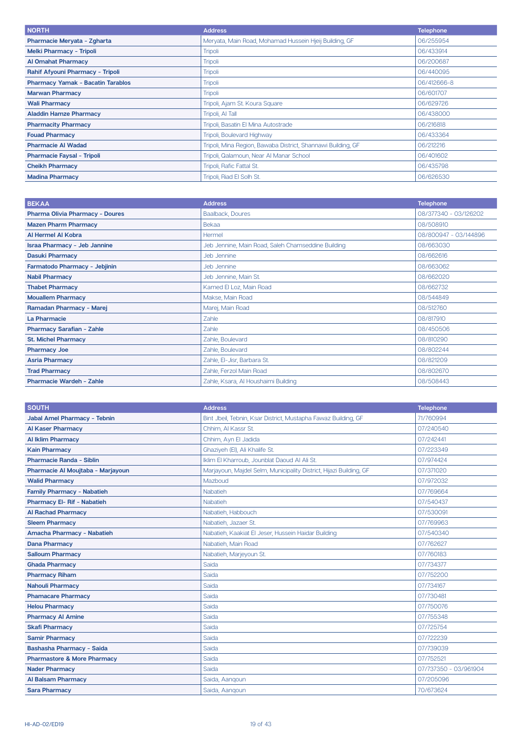| NORTH | Address | Telephone |
| --- | --- | --- |
| **Pharmacie Meryata - Zgharta** | Meryata, Main Road, Mohamad Hussein Hjeij Building, GF | 06/255954 |
| **Melki Pharmacy - Tripoli** | Tripoli | 06/433914 |
| **Al Omahat Pharmacy** | Tripoli | 06/200687 |
| **Rahif Afyouni Pharmacy - Tripoli** | Tripoli | 06/440095 |
| **Pharmacy Yamak - Bacatin Tarablos** | Tripoli | 06/412666-8 |
| **Marwan Pharmacy** | Tripoli | 06/601707 |
| **Wali Pharmacy** | Tripoli, Ajam St. Koura Square | 06/629726 |
| **Aladdin Hamze Pharmacy** | Tripoli, Al Tall | 06/438000 |
| **Pharmacity Pharmacy** | Tripoli, Basatin El Mina Autostrade | 06/216818 |
| **Fouad Pharmacy** | Tripoli, Boulevard Highway | 06/433364 |
| **Pharmacie Al Wadad** | Tripoli, Mina Region, Bawaba District, Shannawi Building, GF | 06/212216 |
| **Pharmacie Faysal - Tripoli** | Tripoli, Qalamoun, Near Al Manar School | 06/401602 |
| **Cheikh Pharmacy** | Tripoli, Rafic Fattal St. | 06/435798 |
| **Madina Pharmacy** | Tripoli, Riad El Solh St. | 06/626530 |

| BEKAA | Address | Telephone |
| --- | --- | --- |
| **Pharma Olivia Pharmacy - Doures** | Baalback, Doures | 08/377340 - 03/126202 |
| **Mazen Pharm Pharmacy** | Bekaa | 08/508910 |
| **Al Hermel Al Kobra** | Hermel | 08/800947 - 03/144896 |
| **Israa Pharmacy - Jeb Jannine** | Jeb Jennine, Main Road, Saleh Chamseddine Building | 08/663030 |
| **Dasuki Pharmacy** | Jeb Jennine | 08/662616 |
| **Farmatodo Pharmacy - Jebjinin** | Jeb Jennine | 08/663062 |
| **Nabil Pharmacy** | Jeb Jennine, Main St. | 08/662020 |
| **Thabet Pharmacy** | Kamed El Loz, Main Road | 08/662732 |
| **Mouallem Pharmacy** | Makse, Main Road | 08/544849 |
| **Ramadan Pharmacy - Marej** | Marej, Main Road | 08/512760 |
| **La Pharmacie** | Zahle | 08/817910 |
| **Pharmacy Sarafian - Zahle** | Zahle | 08/450506 |
| **St. Michel Pharmacy** | Zahle, Boulevard | 08/810290 |
| **Pharmacy Joe** | Zahle, Boulevard | 08/802244 |
| **Asria Pharmacy** | Zahle, El-Jisr, Barbara St. | 08/821209 |
| **Trad Pharmacy** | Zahle, Ferzol Main Road | 08/802670 |
| **Pharmacie Wardeh - Zahle** | Zahle, Ksara, Al Houshaimi Building | 08/508443 |

| SOUTH | Address | Telephone |
| --- | --- | --- |
| **Jabal Amel Pharmacy - Tebnin** | Bint Jbeil, Tebnin, Ksar District, Mustapha Fawaz Building, GF | 71/760994 |
| **Al Kaser Pharmacy** | Chhim, Al Kassr St. | 07/240540 |
| **Al Iklim Pharmacy** | Chhim, Ayn El Jadida | 07/242441 |
| **Kain Pharmacy** | Ghaziyeh (El), Ali Khalife St. | 07/223349 |
| **Pharmacie Randa - Siblin** | Iklim El Kharroub, Jounblat Daoud Al Ali St. | 07/974424 |
| **Pharmacie Al Moujtaba - Marjayoun** | Marjayoun, Majdel Selm, Municipality District, Hijazi Building, GF | 07/371020 |
| **Walid Pharmacy** | Mazboud | 07/972032 |
| **Family Pharmacy - Nabatieh** | Nabatieh | 07/769664 |
| **Pharmacy El- Rif - Nabatieh** | Nabatieh | 07/540437 |
| **Al Rachad Pharmacy** | Nabatieh, Habbouch | 07/530091 |
| **Sleem Pharmacy** | Nabatieh, Jazaer St. | 07/769963 |
| **Amacha Pharmacy - Nabatieh** | Nabatieh, Kaakiat El Jeser, Hussein Haidar Building | 07/540340 |
| **Dana Pharmacy** | Nabatieh, Main Road | 07/762627 |
| **Salloum Pharmacy** | Nabatieh, Marjeyoun St. | 07/760183 |
| **Ghada Pharmacy** | Saida | 07/734377 |
| **Pharmacy Riham** | Saida | 07/752200 |
| **Nahouli Pharmacy** | Saida | 07/734167 |
| **Phamacare Pharmacy** | Saida | 07/730481 |
| **Helou Pharmacy** | Saida | 07/750076 |
| **Pharmacy Al Amine** | Saida | 07/755348 |
| **Skafi Pharmacy** | Saida | 07/725754 |
| **Samir Pharmacy** | Saida | 07/722239 |
| **Bashasha Pharmacy - Saida** | Saida | 07/739039 |
| **Pharmastore & More Pharmacy** | Saida | 07/752521 |
| **Nader Pharmacy** | Saida | 07/737350 - 03/961904 |
| **Al Balsam Pharmacy** | Saida, Aanqoun | 07/205096 |
| **Sara Pharmacy** | Saida, Aanqoun | 70/673624 |

HI-AD-02/ED19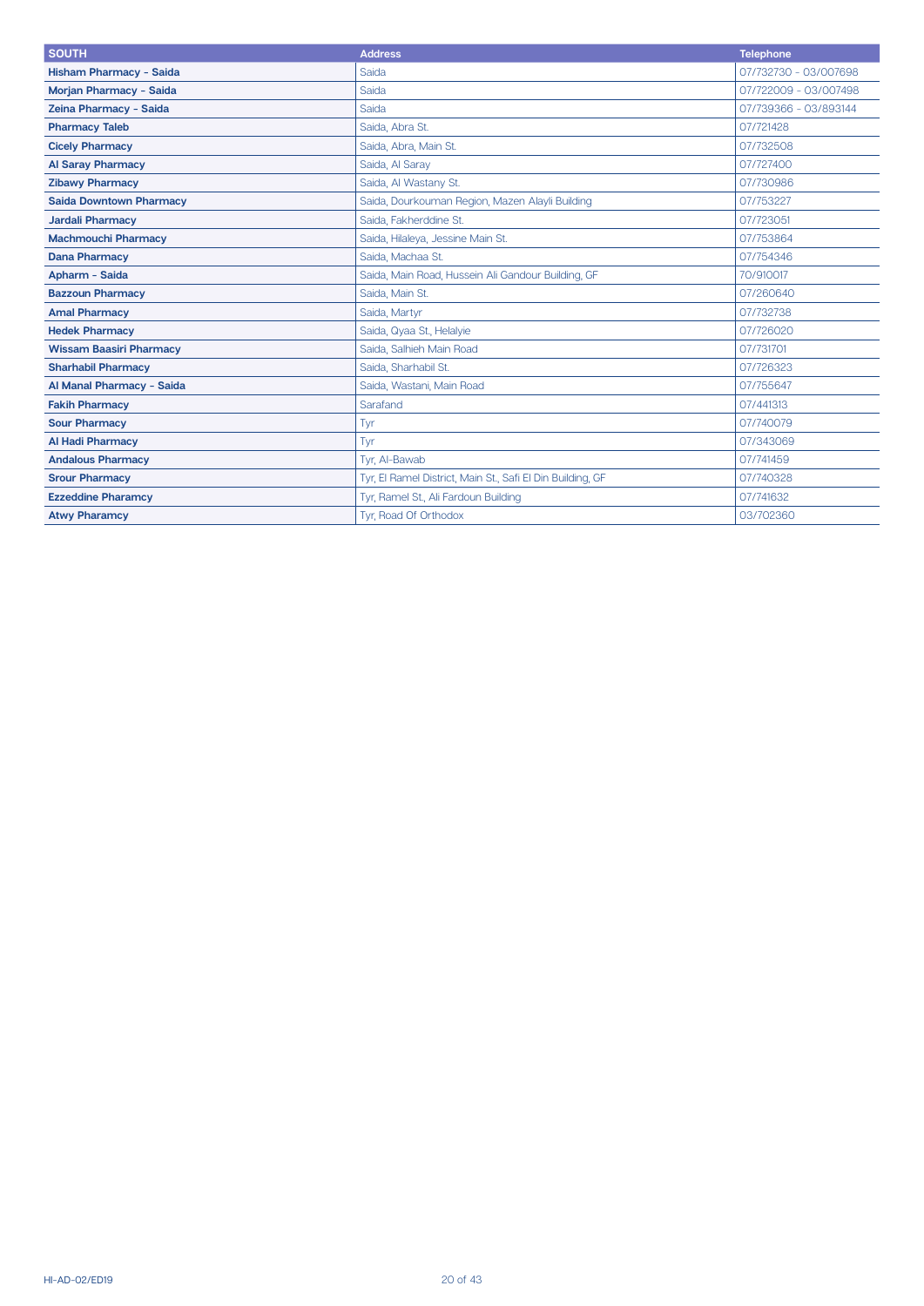| SOUTH | Address | Telephone |
|---|---|---|
| **Hisham Pharmacy - Saida** | Saida | 07/732730 - 03/007698 |
| **Morjan Pharmacy - Saida** | Saida | 07/722009 - 03/007498 |
| **Zeina Pharmacy - Saida** | Saida | 07/739366 - 03/893144 |
| **Pharmacy Taleb** | Saida, Abra St. | 07/721428 |
| **Cicely Pharmacy** | Saida, Abra, Main St. | 07/732508 |
| **Al Saray Pharmacy** | Saida, Al Saray | 07/727400 |
| **Zibawy Pharmacy** | Saida, Al Wastany St. | 07/730986 |
| **Saida Downtown Pharmacy** | Saida, Dourkouman Region, Mazen Alayli Building | 07/753227 |
| **Jardali Pharmacy** | Saida, Fakherddine St. | 07/723051 |
| **Machmouchi Pharmacy** | Saida, Hilaleya, Jessine Main St. | 07/753864 |
| **Dana Pharmacy** | Saida, Machaa St. | 07/754346 |
| **Apharm - Saida** | Saida, Main Road, Hussein Ali Gandour Building, GF | 70/910017 |
| **Bazzoun Pharmacy** | Saida, Main St. | 07/260640 |
| **Amal Pharmacy** | Saida, Martyr | 07/732738 |
| **Hedek Pharmacy** | Saida, Qyaa St., Helalyie | 07/726020 |
| **Wissam Baasiri Pharmacy** | Saida, Salhieh Main Road | 07/731701 |
| **Sharhabil Pharmacy** | Saida, Sharhabil St. | 07/726323 |
| **Al Manal Pharmacy - Saida** | Saida, Wastani, Main Road | 07/755647 |
| **Fakih Pharmacy** | Sarafand | 07/441313 |
| **Sour Pharmacy** | Tyr | 07/740079 |
| **Al Hadi Pharmacy** | Tyr | 07/343069 |
| **Andalous Pharmacy** | Tyr, Al-Bawab | 07/741459 |
| **Srour Pharmacy** | Tyr, El Ramel District, Main St., Safi El Din Building, GF | 07/740328 |
| **Ezzeddine Pharamcy** | Tyr, Ramel St., Ali Fardoun Building | 07/741632 |
| **Atwy Pharamcy** | Tyr, Road Of Orthodox | 03/702360 |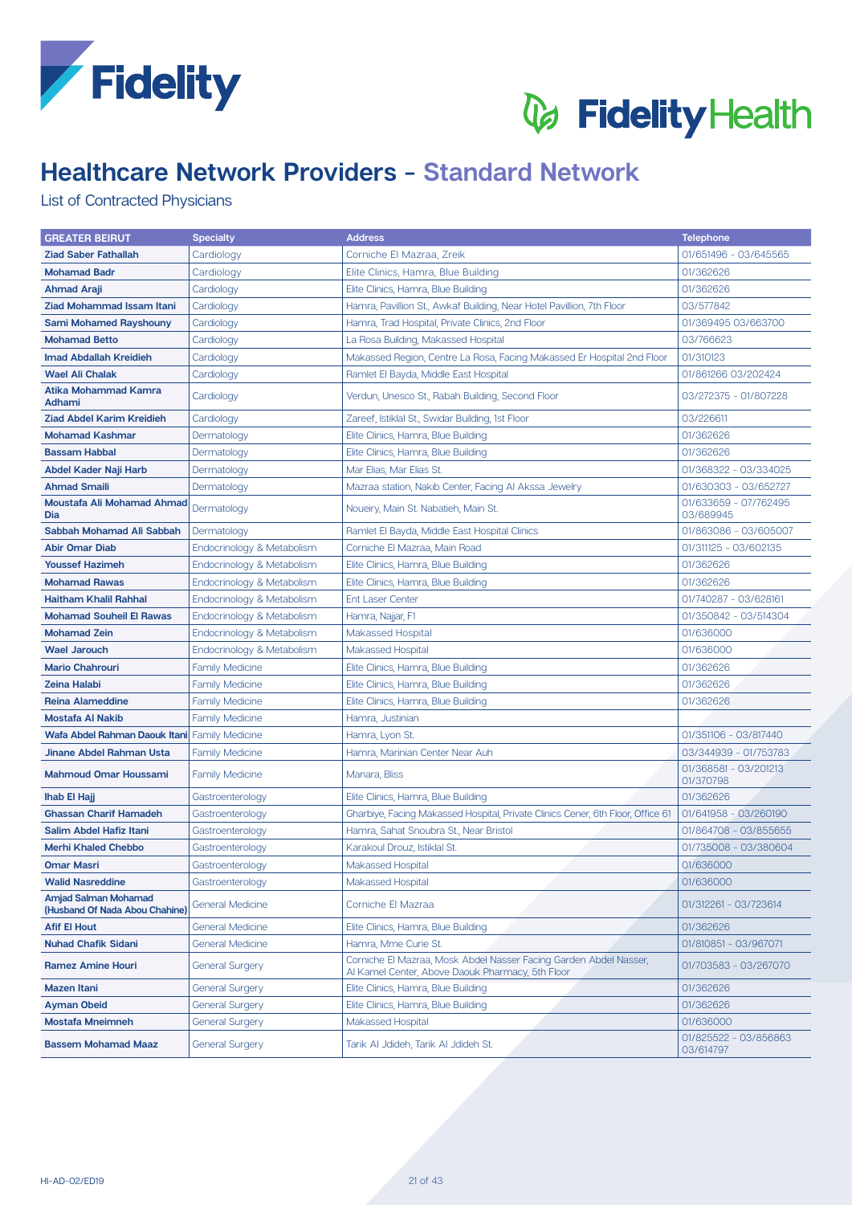# Healthcare Network Providers - Standard Network

List of Contracted Physicians

| GREATER BEIRUT | Specialty | Address | Telephone |
|---|---|---|---|
| **Ziad Saber Fathallah** | Cardiology | Corniche El Mazraa, Zreik | 01/651496 - 03/645565 |
| **Mohamad Badr** | Cardiology | Elite Clinics, Hamra, Blue Building | 01/362626 |
| **Ahmad Araji** | Cardiology | Elite Clinics, Hamra, Blue Building | 01/362626 |
| **Ziad Mohammad Issam Itani** | Cardiology | Hamra, Pavillion St., Awkaf Building, Near Hotel Pavillion, 7th Floor | 03/577842 |
| **Sami Mohamed Rayshouny** | Cardiology | Hamra, Trad Hospital, Private Clinics, 2nd Floor | 01/369495 03/663700 |
| **Mohamad Betto** | Cardiology | La Rosa Building, Makassed Hospital | 03/766623 |
| **Imad Abdallah Kreidieh** | Cardiology | Makassed Region, Centre La Rosa, Facing Makassed Er Hospital 2nd Floor | 01/310123 |
| **Wael Ali Chalak** | Cardiology | Ramlet El Bayda, Middle East Hospital | 01/861266 03/202424 |
| **Atika Mohammad Kamra Adhami** | Cardiology | Verdun, Unesco St., Rabah Building, Second Floor | 03/272375 - 01/807228 |
| **Ziad Abdel Karim Kreidieh** | Cardiology | Zareef, Istiklal St., Swidar Building, 1st Floor | 03/226611 |
| **Mohamad Kashmar** | Dermatology | Elite Clinics, Hamra, Blue Building | 01/362626 |
| **Bassam Habbal** | Dermatology | Elite Clinics, Hamra, Blue Building | 01/362626 |
| **Abdel Kader Naji Harb** | Dermatology | Mar Elias, Mar Elias St. | 01/368322 - 03/334025 |
| **Ahmad Smaili** | Dermatology | Mazraa station, Nakib Center, Facing Al Akssa Jewelry | 01/630303 - 03/652727 |
| **Moustafa Ali Mohamad Ahmad Dia** | Dermatology | Noueiry, Main St. Nabatieh, Main St. | 01/633659 - 07/762495 03/689945 |
| **Sabbah Mohamad Ali Sabbah** | Dermatology | Ramlet El Bayda, Middle East Hospital Clinics | 01/863086 - 03/605007 |
| **Abir Omar Diab** | Endocrinology & Metabolism | Corniche El Mazraa, Main Road | 01/311125 - 03/602135 |
| **Youssef Hazimeh** | Endocrinology & Metabolism | Elite Clinics, Hamra, Blue Building | 01/362626 |
| **Mohamad Rawas** | Endocrinology & Metabolism | Elite Clinics, Hamra, Blue Building | 01/362626 |
| **Haitham Khalil Rahhal** | Endocrinology & Metabolism | Ent Laser Center | 01/740287 - 03/628161 |
| **Mohamad Souheil El Rawas** | Endocrinology & Metabolism | Hamra, Najjar, F1 | 01/350842 - 03/514304 |
| **Mohamad Zein** | Endocrinology & Metabolism | Makassed Hospital | 01/636000 |
| **Wael Jarouch** | Endocrinology & Metabolism | Makassed Hospital | 01/636000 |
| **Mario Chahrouri** | Family Medicine | Elite Clinics, Hamra, Blue Building | 01/362626 |
| **Zeina Halabi** | Family Medicine | Elite Clinics, Hamra, Blue Building | 01/362626 |
| **Reina Alameddine** | Family Medicine | Elite Clinics, Hamra, Blue Building | 01/362626 |
| **Mostafa Al Nakib** | Family Medicine | Hamra, Justinian | |
| **Wafa Abdel Rahman Daouk Itani** | Family Medicine | Hamra, Lyon St. | 01/351106 - 03/817440 |
| **Jinane Abdel Rahman Usta** | Family Medicine | Hamra, Marinian Center Near Auh | 03/344939 - 01/753783 |
| **Mahmoud Omar Houssami** | Family Medicine | Manara, Bliss | 01/368581 - 03/201213 01/370798 |
| **Ihab El Hajj** | Gastroenterology | Elite Clinics, Hamra, Blue Building | 01/362626 |
| **Ghassan Charif Hamadeh** | Gastroenterology | Gharbiye, Facing Makassed Hospital, Private Clinics Cener, 6th Floor, Office 61 | 01/641958 - 03/260190 |
| **Salim Abdel Hafiz Itani** | Gastroenterology | Hamra, Sahat Snoubra St., Near Bristol | 01/864708 - 03/855655 |
| **Merhi Khaled Chebbo** | Gastroenterology | Karakoul Drouz, Istiklal St. | 01/735008 - 03/380604 |
| **Omar Masri** | Gastroenterology | Makassed Hospital | 01/636000 |
| **Walid Nasreddine** | Gastroenterology | Makassed Hospital | 01/636000 |
| **Amjad Salman Mohamad (Husband Of Nada Abou Chahine)** | General Medicine | Corniche El Mazraa | 01/312261 - 03/723614 |
| **Afif El Hout** | General Medicine | Elite Clinics, Hamra, Blue Building | 01/362626 |
| **Nuhad Chafik Sidani** | General Medicine | Hamra, Mme Curie St. | 01/810851 - 03/967071 |
| **Ramez Amine Houri** | General Surgery | Corniche El Mazraa, Mosk Abdel Nasser Facing Garden Abdel Nasser, Al Kamel Center, Above Daouk Pharmacy, 5th Floor | 01/703583 - 03/267070 |
| **Mazen Itani** | General Surgery | Elite Clinics, Hamra, Blue Building | 01/362626 |
| **Ayman Obeid** | General Surgery | Elite Clinics, Hamra, Blue Building | 01/362626 |
| **Mostafa Mneimneh** | General Surgery | Makassed Hospital | 01/636000 |
| **Bassem Mohamad Maaz** | General Surgery | Tarik Al Jdideh, Tarik Al Jdideh St. | 01/825522 - 03/856863 03/614797 |

HI-AD-02/ED19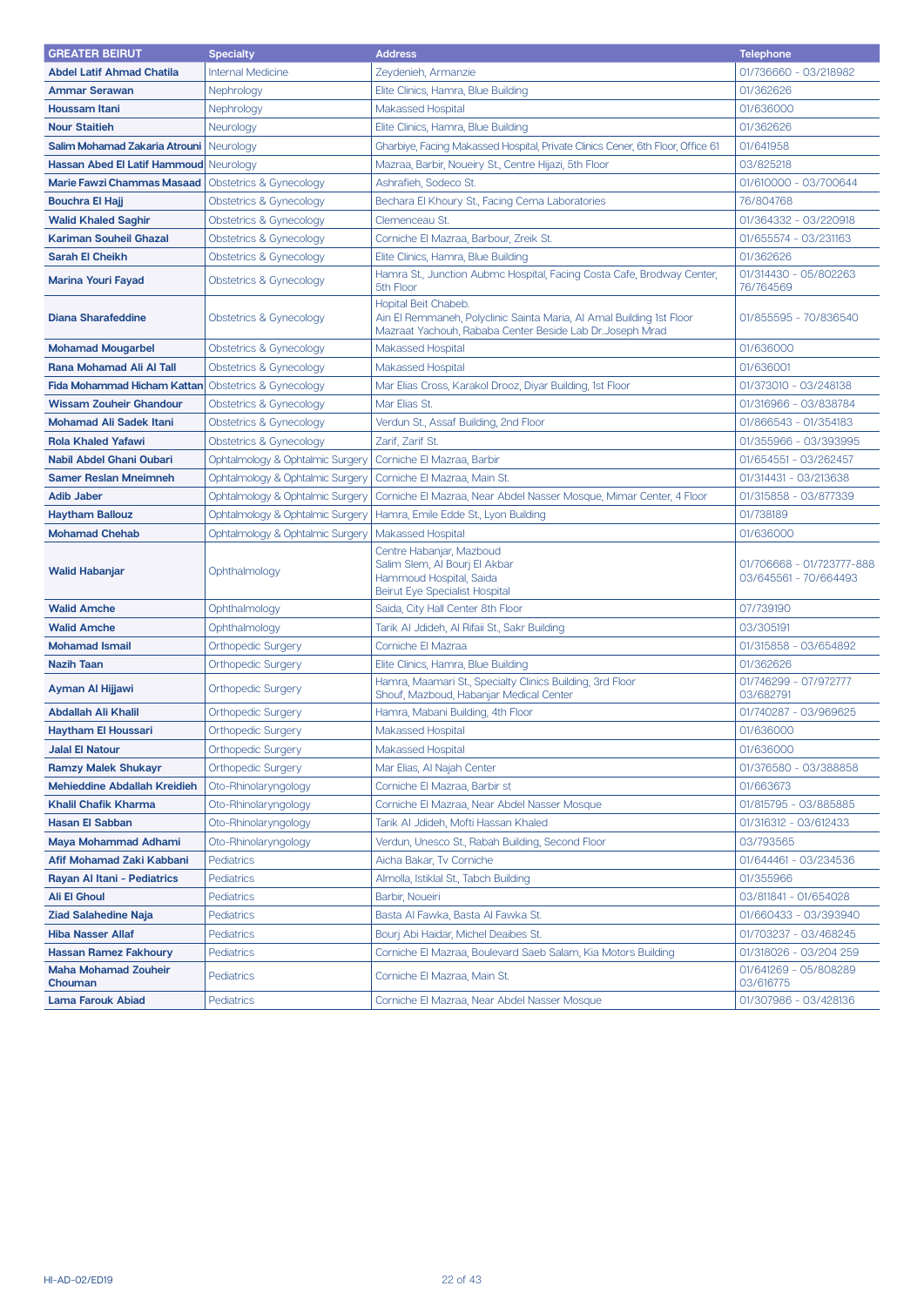| GREATER BEIRUT | Specialty | Address | Telephone |
|---|---|---|---|
| **Abdel Latif Ahmad Chatila** | Internal Medicine | Zeydenieh, Armanzie | 01/736660 - 03/218982 |
| **Ammar Serawan** | Nephrology | Elite Clinics, Hamra, Blue Building | 01/362626 |
| **Houssam Itani** | Nephrology | Makassed Hospital | 01/636000 |
| **Nour Staitieh** | Neurology | Elite Clinics, Hamra, Blue Building | 01/362626 |
| **Salim Mohamad Zakaria Atrouni** | Neurology | Gharbiye, Facing Makassed Hospital, Private Clinics Cener, 6th Floor, Office 61 | 01/641958 |
| **Hassan Abed El Latif Hammoud** | Neurology | Mazraa, Barbir, Noueiry St., Centre Hijazi, 5th Floor | 03/825218 |
| **Marie Fawzi Chammas Masaad** | Obstetrics & Gynecology | Ashrafieh, Sodeco St. | 01/610000 - 03/700644 |
| **Bouchra El Hajj** | Obstetrics & Gynecology | Bechara El Khoury St., Facing Cema Laboratories | 76/804768 |
| **Walid Khaled Saghir** | Obstetrics & Gynecology | Clemenceau St. | 01/364332 - 03/220918 |
| **Kariman Souheil Ghazal** | Obstetrics & Gynecology | Corniche El Mazraa, Barbour, Zreik St. | 01/655574 - 03/231163 |
| **Sarah El Cheikh** | Obstetrics & Gynecology | Elite Clinics, Hamra, Blue Building | 01/362626 |
| **Marina Youri Fayad** | Obstetrics & Gynecology | Hamra St., Junction Aubmc Hospital, Facing Costa Cafe, Brodway Center, 5th Floor | 01/314430 - 05/802263 76/764569 |
| **Diana Sharafeddine** | Obstetrics & Gynecology | Hopital Beit Chabeb. Ain El Remmaneh, Polyclinic Sainta Maria, Al Amal Building 1st Floor Mazraat Yachouh, Rababa Center Beside Lab Dr.Joseph Mrad | 01/855595 - 70/836540 |
| **Mohamad Mougarbel** | Obstetrics & Gynecology | Makassed Hospital | 01/636000 |
| **Rana Mohamad Ali Al Tall** | Obstetrics & Gynecology | Makassed Hospital | 01/636001 |
| **Fida Mohammad Hicham Kattan** | Obstetrics & Gynecology | Mar Elias Cross, Karakol Drooz, Diyar Building, 1st Floor | 01/373010 - 03/248138 |
| **Wissam Zouheir Ghandour** | Obstetrics & Gynecology | Mar Elias St. | 01/316966 - 03/838784 |
| **Mohamad Ali Sadek Itani** | Obstetrics & Gynecology | Verdun St., Assaf Building, 2nd Floor | 01/866543 - 01/354183 |
| **Rola Khaled Yafawi** | Obstetrics & Gynecology | Zarif, Zarif St. | 01/355966 - 03/393995 |
| **Nabil Abdel Ghani Oubari** | Ophtalmology & Ophtalmic Surgery | Corniche El Mazraa, Barbir | 01/654551 - 03/262457 |
| **Samer Reslan Mneimneh** | Ophtalmology & Ophtalmic Surgery | Corniche El Mazraa, Main St. | 01/314431 - 03/213638 |
| **Adib Jaber** | Ophtalmology & Ophtalmic Surgery | Corniche El Mazraa, Near Abdel Nasser Mosque, Mimar Center, 4 Floor | 01/315858 - 03/877339 |
| **Haytham Ballouz** | Ophtalmology & Ophtalmic Surgery | Hamra, Emile Edde St., Lyon Building | 01/738189 |
| **Mohamad Chehab** | Ophtalmology & Ophtalmic Surgery | Makassed Hospital | 01/636000 |
| **Walid Habanjar** | Ophthalmology | Centre Habanjar, Mazboud Salim Slem, Al Bourj El Akbar Hammoud Hospital, Saida Beirut Eye Specialist Hospital | 01/706668 - 01/723777-888 03/645561 - 70/664493 |
| **Walid Amche** | Ophthalmology | Saida, City Hall Center 8th Floor | 07/739190 |
| **Walid Amche** | Ophthalmology | Tarik Al Jdideh, Al Rifaii St., Sakr Building | 03/305191 |
| **Mohamad Ismail** | Orthopedic Surgery | Corniche El Mazraa | 01/315858 - 03/654892 |
| **Nazih Taan** | Orthopedic Surgery | Elite Clinics, Hamra, Blue Building | 01/362626 |
| **Ayman Al Hijjawi** | Orthopedic Surgery | Hamra, Maamari St., Specialty Clinics Building, 3rd Floor Shouf, Mazboud, Habanjar Medical Center | 01/746299 - 07/972777 03/682791 |
| **Abdallah Ali Khalil** | Orthopedic Surgery | Hamra, Mabani Building, 4th Floor | 01/740287 - 03/969625 |
| **Haytham El Houssari** | Orthopedic Surgery | Makassed Hospital | 01/636000 |
| **Jalal El Natour** | Orthopedic Surgery | Makassed Hospital | 01/636000 |
| **Ramzy Malek Shukayr** | Orthopedic Surgery | Mar Elias, Al Najah Center | 01/376580 - 03/388858 |
| **Mehieddine Abdallah Kreidieh** | Oto-Rhinolaryngology | Corniche El Mazraa, Barbir st | 01/663673 |
| **Khalil Chafik Kharma** | Oto-Rhinolaryngology | Corniche El Mazraa, Near Abdel Nasser Mosque | 01/815795 - 03/885885 |
| **Hasan El Sabban** | Oto-Rhinolaryngology | Tarik Al Jdideh, Mofti Hassan Khaled | 01/316312 - 03/612433 |
| **Maya Mohammad Adhami** | Oto-Rhinolaryngology | Verdun, Unesco St., Rabah Building, Second Floor | 03/793565 |
| **Afif Mohamad Zaki Kabbani** | Pediatrics | Aicha Bakar, Tv Corniche | 01/644461 - 03/234536 |
| **Rayan Al Itani - Pediatrics** | Pediatrics | Almolla, Istiklal St., Tabch Building | 01/355966 |
| **Ali El Ghoul** | Pediatrics | Barbir, Noueiri | 03/811841 - 01/654028 |
| **Ziad Salahedine Naja** | Pediatrics | Basta Al Fawka, Basta Al Fawka St. | 01/660433 - 03/393940 |
| **Hiba Nasser Allaf** | Pediatrics | Bourj Abi Haidar, Michel Deaibes St. | 01/703237 - 03/468245 |
| **Hassan Ramez Fakhoury** | Pediatrics | Corniche El Mazraa, Boulevard Saeb Salam, Kia Motors Building | 01/318026 - 03/204 259 |
| **Maha Mohamad Zouheir Chouman** | Pediatrics | Corniche El Mazraa, Main St. | 01/641269 - 05/808289 03/616775 |
| **Lama Farouk Abiad** | Pediatrics | Corniche El Mazraa, Near Abdel Nasser Mosque | 01/307986 - 03/428136 |

HI-AD-02/ED19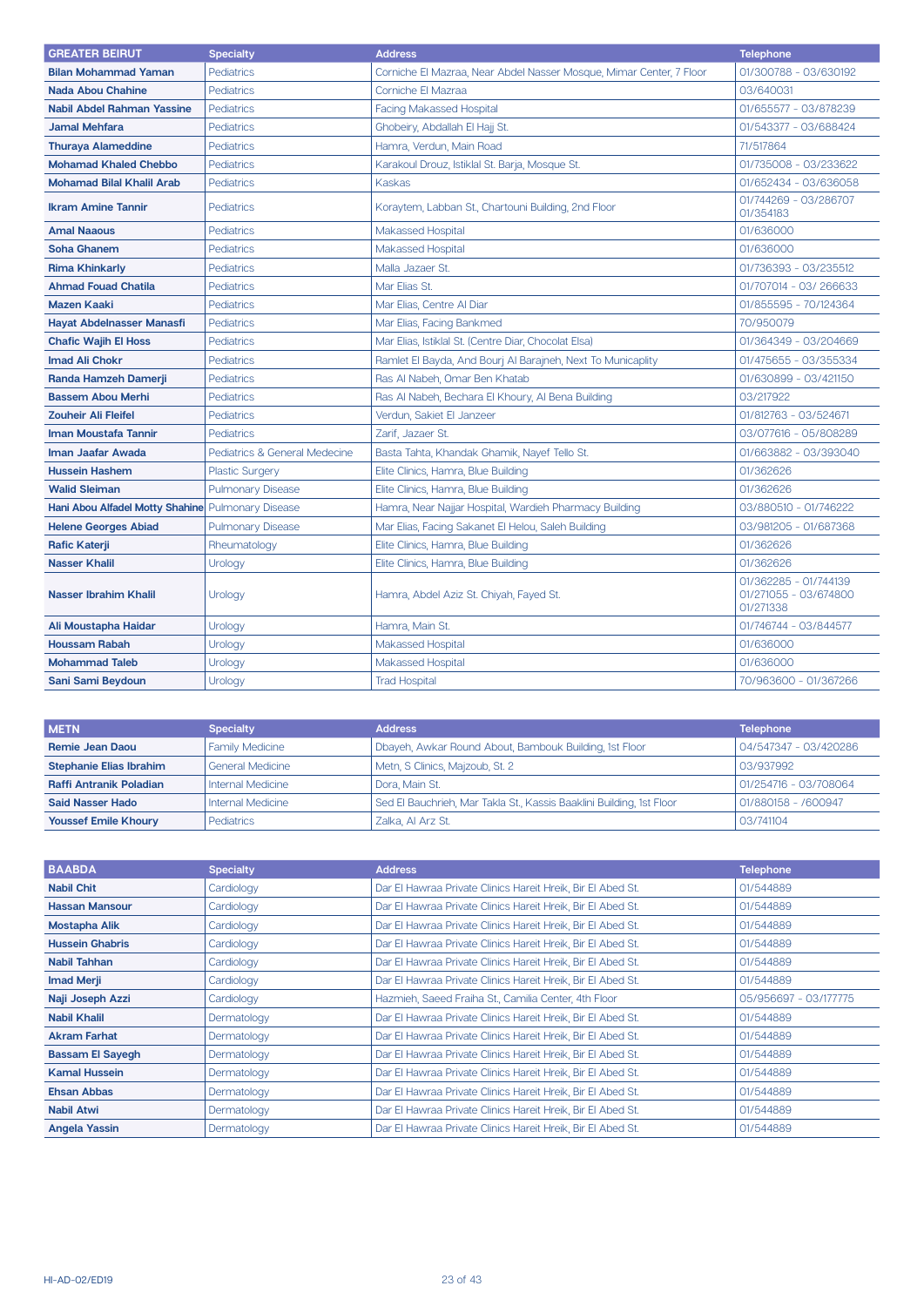| GREATER BEIRUT | Specialty | Address | Telephone |
|---|---|---|---|
| Bilan Mohammad Yaman | Pediatrics | Corniche El Mazraa, Near Abdel Nasser Mosque, Mimar Center, 7 Floor | 01/300788 - 03/630192 |
| Nada Abou Chahine | Pediatrics | Corniche El Mazraa | 03/640031 |
| Nabil Abdel Rahman Yassine | Pediatrics | Facing Makassed Hospital | 01/655577 - 03/878239 |
| Jamal Mehfara | Pediatrics | Ghobeiry, Abdallah El Hajj St. | 01/543377 - 03/688424 |
| Thuraya Alameddine | Pediatrics | Hamra, Verdun, Main Road | 71/517864 |
| Mohamad Khaled Chebbo | Pediatrics | Karakoul Drouz, Istiklal St. Barja, Mosque St. | 01/735008 - 03/233622 |
| Mohamad Bilal Khalil Arab | Pediatrics | Kaskas | 01/652434 - 03/636058 |
| Ikram Amine Tannir | Pediatrics | Koraytem, Labban St., Chartouni Building, 2nd Floor | 01/744269 - 03/286707 01/354183 |
| Amal Naaous | Pediatrics | Makassed Hospital | 01/636000 |
| Soha Ghanem | Pediatrics | Makassed Hospital | 01/636000 |
| Rima Khinkarly | Pediatrics | Malla Jazaer St. | 01/736393 - 03/235512 |
| Ahmad Fouad Chatila | Pediatrics | Mar Elias St. | 01/707014 - 03/ 266633 |
| Mazen Kaaki | Pediatrics | Mar Elias, Centre Al Diar | 01/855595 - 70/124364 |
| Hayat Abdelnasser Manasfi | Pediatrics | Mar Elias, Facing Bankmed | 70/950079 |
| Chafic Wajih El Hoss | Pediatrics | Mar Elias, Istiklal St. (Centre Diar, Chocolat Elsa) | 01/364349 - 03/204669 |
| Imad Ali Chokr | Pediatrics | Ramlet El Bayda, And Bourj Al Barajneh, Next To Municaplity | 01/475655 - 03/355334 |
| Randa Hamzeh Damerji | Pediatrics | Ras Al Nabeh, Omar Ben Khatab | 01/630899 - 03/421150 |
| Bassem Abou Merhi | Pediatrics | Ras Al Nabeh, Bechara El Khoury, Al Bena Building | 03/217922 |
| Zouheir Ali Fleifel | Pediatrics | Verdun, Sakiet El Janzeer | 01/812763 - 03/524671 |
| Iman Moustafa Tannir | Pediatrics | Zarif, Jazaer St. | 03/077616 - 05/808289 |
| Iman Jaafar Awada | Pediatrics & General Medecine | Basta Tahta, Khandak Ghamik, Nayef Tello St. | 01/663882 - 03/393040 |
| Hussein Hashem | Plastic Surgery | Elite Clinics, Hamra, Blue Building | 01/362626 |
| Walid Sleiman | Pulmonary Disease | Elite Clinics, Hamra, Blue Building | 01/362626 |
| Hani Abou Alfadel Motty Shahine | Pulmonary Disease | Hamra, Near Najjar Hospital, Wardieh Pharmacy Building | 03/880510 - 01/746222 |
| Helene Georges Abiad | Pulmonary Disease | Mar Elias, Facing Sakanet El Helou, Saleh Building | 03/981205 - 01/687368 |
| Rafic Katerji | Rheumatology | Elite Clinics, Hamra, Blue Building | 01/362626 |
| Nasser Khalil | Urology | Elite Clinics, Hamra, Blue Building | 01/362626 |
| Nasser Ibrahim Khalil | Urology | Hamra, Abdel Aziz St. Chiyah, Fayed St. | 01/362285 - 01/744139 01/271055 - 03/674800 01/271338 |
| Ali Moustapha Haidar | Urology | Hamra, Main St. | 01/746744 - 03/844577 |
| Houssam Rabah | Urology | Makassed Hospital | 01/636000 |
| Mohammad Taleb | Urology | Makassed Hospital | 01/636000 |
| Sani Sami Beydoun | Urology | Trad Hospital | 70/963600 - 01/367266 |

| METN | Specialty | Address | Telephone |
|---|---|---|---|
| Remie Jean Daou | Family Medicine | Dbayeh, Awkar Round About, Bambouk Building, 1st Floor | 04/547347 - 03/420286 |
| Stephanie Elias Ibrahim | General Medicine | Metn, S Clinics, Majzoub, St. 2 | 03/937992 |
| Raffi Antranik Poladian | Internal Medicine | Dora, Main St. | 01/254716 - 03/708064 |
| Said Nasser Hado | Internal Medicine | Sed El Bauchrieh, Mar Takla St., Kassis Baaklini Building, 1st Floor | 01/880158 - /600947 |
| Youssef Emile Khoury | Pediatrics | Zalka, Al Arz St. | 03/741104 |

| BAABDA | Specialty | Address | Telephone |
|---|---|---|---|
| Nabil Chit | Cardiology | Dar El Hawraa Private Clinics Hareit Hreik, Bir El Abed St. | 01/544889 |
| Hassan Mansour | Cardiology | Dar El Hawraa Private Clinics Hareit Hreik, Bir El Abed St. | 01/544889 |
| Mostapha Alik | Cardiology | Dar El Hawraa Private Clinics Hareit Hreik, Bir El Abed St. | 01/544889 |
| Hussein Ghabris | Cardiology | Dar El Hawraa Private Clinics Hareit Hreik, Bir El Abed St. | 01/544889 |
| Nabil Tahhan | Cardiology | Dar El Hawraa Private Clinics Hareit Hreik, Bir El Abed St. | 01/544889 |
| Imad Merji | Cardiology | Dar El Hawraa Private Clinics Hareit Hreik, Bir El Abed St. | 01/544889 |
| Naji Joseph Azzi | Cardiology | Hazmieh, Saeed Fraiha St., Camilia Center, 4th Floor | 05/956697 - 03/177775 |
| Nabil Khalil | Dermatology | Dar El Hawraa Private Clinics Hareit Hreik, Bir El Abed St. | 01/544889 |
| Akram Farhat | Dermatology | Dar El Hawraa Private Clinics Hareit Hreik, Bir El Abed St. | 01/544889 |
| Bassam El Sayegh | Dermatology | Dar El Hawraa Private Clinics Hareit Hreik, Bir El Abed St. | 01/544889 |
| Kamal Hussein | Dermatology | Dar El Hawraa Private Clinics Hareit Hreik, Bir El Abed St. | 01/544889 |
| Ehsan Abbas | Dermatology | Dar El Hawraa Private Clinics Hareit Hreik, Bir El Abed St. | 01/544889 |
| Nabil Atwi | Dermatology | Dar El Hawraa Private Clinics Hareit Hreik, Bir El Abed St. | 01/544889 |
| Angela Yassin | Dermatology | Dar El Hawraa Private Clinics Hareit Hreik, Bir El Abed St. | 01/544889 |

HI-AD-02/ED19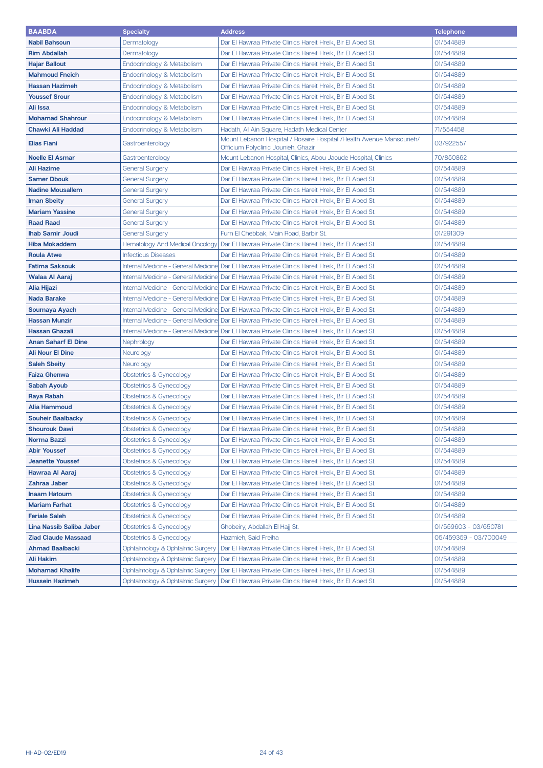| BAABDA | Specialty | Address | Telephone |
|---|---|---|---|
| **Nabil Bahsoun** | Dermatology | Dar El Hawraa Private Clinics Hareit Hreik, Bir El Abed St. | 01/544889 |
| **Rim Abdallah** | Dermatology | Dar El Hawraa Private Clinics Hareit Hreik, Bir El Abed St. | 01/544889 |
| **Hajar Ballout** | Endocrinology & Metabolism | Dar El Hawraa Private Clinics Hareit Hreik, Bir El Abed St. | 01/544889 |
| **Mahmoud Fneich** | Endocrinology & Metabolism | Dar El Hawraa Private Clinics Hareit Hreik, Bir El Abed St. | 01/544889 |
| **Hassan Hazimeh** | Endocrinology & Metabolism | Dar El Hawraa Private Clinics Hareit Hreik, Bir El Abed St. | 01/544889 |
| **Youssef Srour** | Endocrinology & Metabolism | Dar El Hawraa Private Clinics Hareit Hreik, Bir El Abed St. | 01/544889 |
| **Ali Issa** | Endocrinology & Metabolism | Dar El Hawraa Private Clinics Hareit Hreik, Bir El Abed St. | 01/544889 |
| **Mohamad Shahrour** | Endocrinology & Metabolism | Dar El Hawraa Private Clinics Hareit Hreik, Bir El Abed St. | 01/544889 |
| **Chawki Ali Haddad** | Endocrinology & Metabolism | Hadath, Al Ain Square, Hadath Medical Center | 71/554458 |
| **Elias Fiani** | Gastroenterology | Mount Lebanon Hospital / Rosaire Hospital /Health Avenue Mansourieh/ Officium Polyclinic Jounieh, Ghazir | 03/922557 |
| **Noelle El Asmar** | Gastroenterology | Mount Lebanon Hospital, Clinics, Abou Jaoude Hospital, Clinics | 70/850862 |
| **Ali Hazime** | General Surgery | Dar El Hawraa Private Clinics Hareit Hreik, Bir El Abed St. | 01/544889 |
| **Samer Dbouk** | General Surgery | Dar El Hawraa Private Clinics Hareit Hreik, Bir El Abed St. | 01/544889 |
| **Nadine Mousallem** | General Surgery | Dar El Hawraa Private Clinics Hareit Hreik, Bir El Abed St. | 01/544889 |
| **Iman Sbeity** | General Surgery | Dar El Hawraa Private Clinics Hareit Hreik, Bir El Abed St. | 01/544889 |
| **Mariam Yassine** | General Surgery | Dar El Hawraa Private Clinics Hareit Hreik, Bir El Abed St. | 01/544889 |
| **Raad Raad** | General Surgery | Dar El Hawraa Private Clinics Hareit Hreik, Bir El Abed St. | 01/544889 |
| **Ihab Samir Joudi** | General Surgery | Furn El Chebbak, Main Road, Barbir St. | 01/291309 |
| **Hiba Mokaddem** | Hematology And Medical Oncology | Dar El Hawraa Private Clinics Hareit Hreik, Bir El Abed St. | 01/544889 |
| **Roula Atwe** | Infectious Diseases | Dar El Hawraa Private Clinics Hareit Hreik, Bir El Abed St. | 01/544889 |
| **Fatima Saksouk** | Internal Medicine - General Medicine | Dar El Hawraa Private Clinics Hareit Hreik, Bir El Abed St. | 01/544889 |
| **Walaa Al Aaraj** | Internal Medicine - General Medicine | Dar El Hawraa Private Clinics Hareit Hreik, Bir El Abed St. | 01/544889 |
| **Alia Hijazi** | Internal Medicine - General Medicine | Dar El Hawraa Private Clinics Hareit Hreik, Bir El Abed St. | 01/544889 |
| **Nada Barake** | Internal Medicine - General Medicine | Dar El Hawraa Private Clinics Hareit Hreik, Bir El Abed St. | 01/544889 |
| **Soumaya Ayach** | Internal Medicine - General Medicine | Dar El Hawraa Private Clinics Hareit Hreik, Bir El Abed St. | 01/544889 |
| **Hassan Munzir** | Internal Medicine - General Medicine | Dar El Hawraa Private Clinics Hareit Hreik, Bir El Abed St. | 01/544889 |
| **Hassan Ghazali** | Internal Medicine - General Medicine | Dar El Hawraa Private Clinics Hareit Hreik, Bir El Abed St. | 01/544889 |
| **Anan Saharf El Dine** | Nephrology | Dar El Hawraa Private Clinics Hareit Hreik, Bir El Abed St. | 01/544889 |
| **Ali Nour El Dine** | Neurology | Dar El Hawraa Private Clinics Hareit Hreik, Bir El Abed St. | 01/544889 |
| **Saleh Sbeity** | Neurology | Dar El Hawraa Private Clinics Hareit Hreik, Bir El Abed St. | 01/544889 |
| **Faiza Ghenwa** | Obstetrics & Gynecology | Dar El Hawraa Private Clinics Hareit Hreik, Bir El Abed St. | 01/544889 |
| **Sabah Ayoub** | Obstetrics & Gynecology | Dar El Hawraa Private Clinics Hareit Hreik, Bir El Abed St. | 01/544889 |
| **Raya Rabah** | Obstetrics & Gynecology | Dar El Hawraa Private Clinics Hareit Hreik, Bir El Abed St. | 01/544889 |
| **Alia Hammoud** | Obstetrics & Gynecology | Dar El Hawraa Private Clinics Hareit Hreik, Bir El Abed St. | 01/544889 |
| **Souheir Baalbacky** | Obstetrics & Gynecology | Dar El Hawraa Private Clinics Hareit Hreik, Bir El Abed St. | 01/544889 |
| **Shourouk Dawi** | Obstetrics & Gynecology | Dar El Hawraa Private Clinics Hareit Hreik, Bir El Abed St. | 01/544889 |
| **Norma Bazzi** | Obstetrics & Gynecology | Dar El Hawraa Private Clinics Hareit Hreik, Bir El Abed St. | 01/544889 |
| **Abir Youssef** | Obstetrics & Gynecology | Dar El Hawraa Private Clinics Hareit Hreik, Bir El Abed St. | 01/544889 |
| **Jeanette Youssef** | Obstetrics & Gynecology | Dar El Hawraa Private Clinics Hareit Hreik, Bir El Abed St. | 01/544889 |
| **Hawraa Al Aaraj** | Obstetrics & Gynecology | Dar El Hawraa Private Clinics Hareit Hreik, Bir El Abed St. | 01/544889 |
| **Zahraa Jaber** | Obstetrics & Gynecology | Dar El Hawraa Private Clinics Hareit Hreik, Bir El Abed St. | 01/544889 |
| **Inaam Hatoum** | Obstetrics & Gynecology | Dar El Hawraa Private Clinics Hareit Hreik, Bir El Abed St. | 01/544889 |
| **Mariam Farhat** | Obstetrics & Gynecology | Dar El Hawraa Private Clinics Hareit Hreik, Bir El Abed St. | 01/544889 |
| **Feriale Saleh** | Obstetrics & Gynecology | Dar El Hawraa Private Clinics Hareit Hreik, Bir El Abed St. | 01/544889 |
| **Lina Nassib Saliba Jaber** | Obstetrics & Gynecology | Ghobeiry, Abdallah El Hajj St. | 01/559603 - 03/650781 |
| **Ziad Claude Massaad** | Obstetrics & Gynecology | Hazmieh, Said Freiha | 05/459359 - 03/700049 |
| **Ahmad Baalbacki** | Ophtalmology & Ophtalmic Surgery | Dar El Hawraa Private Clinics Hareit Hreik, Bir El Abed St. | 01/544889 |
| **Ali Hakim** | Ophtalmology & Ophtalmic Surgery | Dar El Hawraa Private Clinics Hareit Hreik, Bir El Abed St. | 01/544889 |
| **Mohamad Khalife** | Ophtalmology & Ophtalmic Surgery | Dar El Hawraa Private Clinics Hareit Hreik, Bir El Abed St. | 01/544889 |
| **Hussein Hazimeh** | Ophtalmology & Ophtalmic Surgery | Dar El Hawraa Private Clinics Hareit Hreik, Bir El Abed St. | 01/544889 |

HI-AD-02/ED19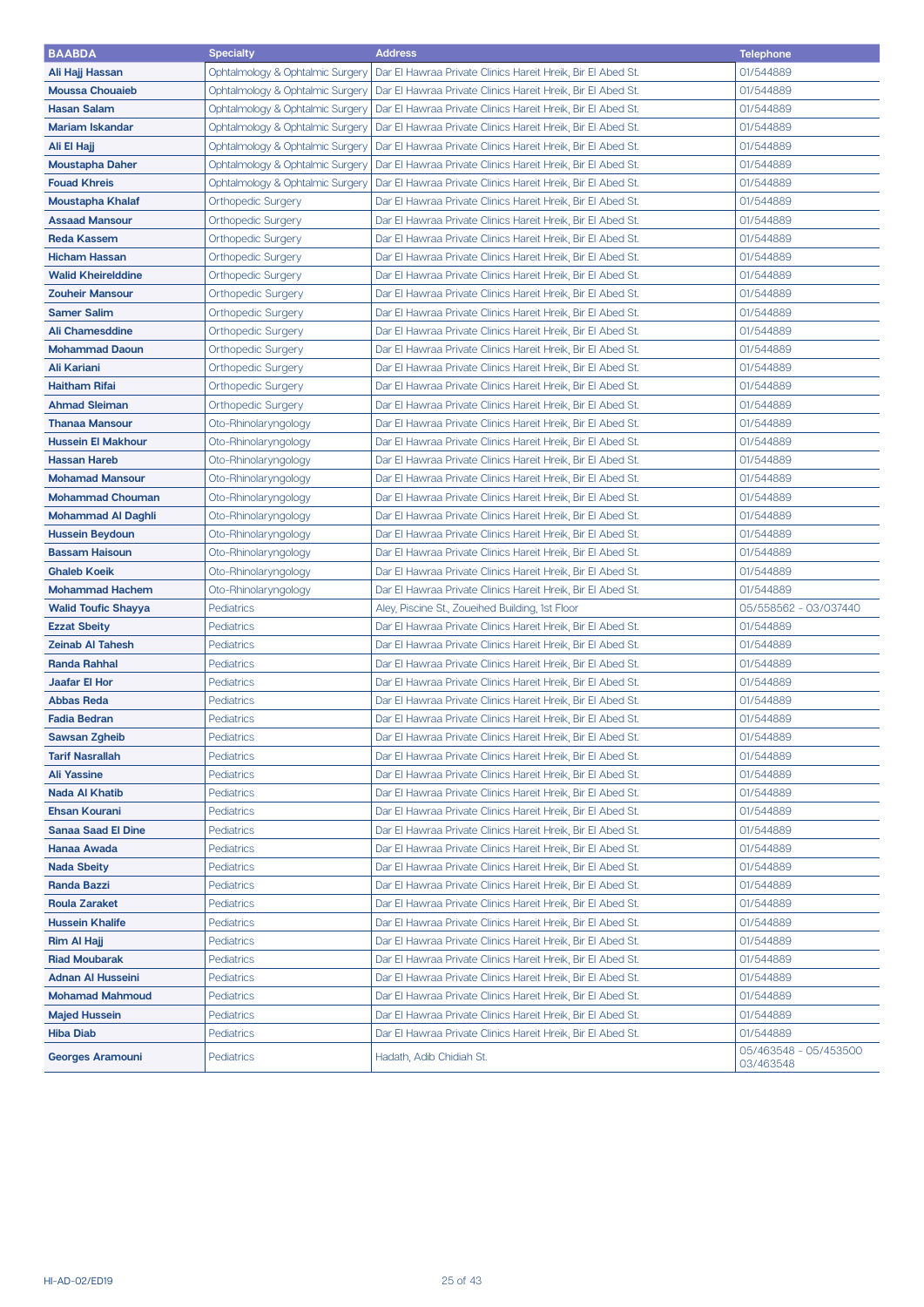| BAABDA | Specialty | Address | Telephone |
|---|---|---|---|
| **Ali Hajj Hassan** | Ophtalmology & Ophtalmic Surgery | Dar El Hawraa Private Clinics Hareit Hreik, Bir El Abed St. | 01/544889 |
| **Moussa Chouaieb** | Ophtalmology & Ophtalmic Surgery | Dar El Hawraa Private Clinics Hareit Hreik, Bir El Abed St. | 01/544889 |
| **Hasan Salam** | Ophtalmology & Ophtalmic Surgery | Dar El Hawraa Private Clinics Hareit Hreik, Bir El Abed St. | 01/544889 |
| **Mariam Iskandar** | Ophtalmology & Ophtalmic Surgery | Dar El Hawraa Private Clinics Hareit Hreik, Bir El Abed St. | 01/544889 |
| **Ali El Hajj** | Ophtalmology & Ophtalmic Surgery | Dar El Hawraa Private Clinics Hareit Hreik, Bir El Abed St. | 01/544889 |
| **Moustapha Daher** | Ophtalmology & Ophtalmic Surgery | Dar El Hawraa Private Clinics Hareit Hreik, Bir El Abed St. | 01/544889 |
| **Fouad Khreis** | Ophtalmology & Ophtalmic Surgery | Dar El Hawraa Private Clinics Hareit Hreik, Bir El Abed St. | 01/544889 |
| **Moustapha Khalaf** | Orthopedic Surgery | Dar El Hawraa Private Clinics Hareit Hreik, Bir El Abed St. | 01/544889 |
| **Assaad Mansour** | Orthopedic Surgery | Dar El Hawraa Private Clinics Hareit Hreik, Bir El Abed St. | 01/544889 |
| **Reda Kassem** | Orthopedic Surgery | Dar El Hawraa Private Clinics Hareit Hreik, Bir El Abed St. | 01/544889 |
| **Hicham Hassan** | Orthopedic Surgery | Dar El Hawraa Private Clinics Hareit Hreik, Bir El Abed St. | 01/544889 |
| **Walid Kheirelddine** | Orthopedic Surgery | Dar El Hawraa Private Clinics Hareit Hreik, Bir El Abed St. | 01/544889 |
| **Zouheir Mansour** | Orthopedic Surgery | Dar El Hawraa Private Clinics Hareit Hreik, Bir El Abed St. | 01/544889 |
| **Samer Salim** | Orthopedic Surgery | Dar El Hawraa Private Clinics Hareit Hreik, Bir El Abed St. | 01/544889 |
| **Ali Chamesddine** | Orthopedic Surgery | Dar El Hawraa Private Clinics Hareit Hreik, Bir El Abed St. | 01/544889 |
| **Mohammad Daoun** | Orthopedic Surgery | Dar El Hawraa Private Clinics Hareit Hreik, Bir El Abed St. | 01/544889 |
| **Ali Kariani** | Orthopedic Surgery | Dar El Hawraa Private Clinics Hareit Hreik, Bir El Abed St. | 01/544889 |
| **Haitham Rifai** | Orthopedic Surgery | Dar El Hawraa Private Clinics Hareit Hreik, Bir El Abed St. | 01/544889 |
| **Ahmad Sleiman** | Orthopedic Surgery | Dar El Hawraa Private Clinics Hareit Hreik, Bir El Abed St. | 01/544889 |
| **Thanaa Mansour** | Oto-Rhinolaryngology | Dar El Hawraa Private Clinics Hareit Hreik, Bir El Abed St. | 01/544889 |
| **Hussein El Makhour** | Oto-Rhinolaryngology | Dar El Hawraa Private Clinics Hareit Hreik, Bir El Abed St. | 01/544889 |
| **Hassan Hareb** | Oto-Rhinolaryngology | Dar El Hawraa Private Clinics Hareit Hreik, Bir El Abed St. | 01/544889 |
| **Mohamad Mansour** | Oto-Rhinolaryngology | Dar El Hawraa Private Clinics Hareit Hreik, Bir El Abed St. | 01/544889 |
| **Mohammad Chouman** | Oto-Rhinolaryngology | Dar El Hawraa Private Clinics Hareit Hreik, Bir El Abed St. | 01/544889 |
| **Mohammad Al Daghli** | Oto-Rhinolaryngology | Dar El Hawraa Private Clinics Hareit Hreik, Bir El Abed St. | 01/544889 |
| **Hussein Beydoun** | Oto-Rhinolaryngology | Dar El Hawraa Private Clinics Hareit Hreik, Bir El Abed St. | 01/544889 |
| **Bassam Haisoun** | Oto-Rhinolaryngology | Dar El Hawraa Private Clinics Hareit Hreik, Bir El Abed St. | 01/544889 |
| **Ghaleb Koeik** | Oto-Rhinolaryngology | Dar El Hawraa Private Clinics Hareit Hreik, Bir El Abed St. | 01/544889 |
| **Mohammad Hachem** | Oto-Rhinolaryngology | Dar El Hawraa Private Clinics Hareit Hreik, Bir El Abed St. | 01/544889 |
| **Walid Toufic Shayya** | Pediatrics | Aley, Piscine St., Zoueihed Building, 1st Floor | 05/558562 - 03/037440 |
| **Ezzat Sbeity** | Pediatrics | Dar El Hawraa Private Clinics Hareit Hreik, Bir El Abed St. | 01/544889 |
| **Zeinab Al Tahesh** | Pediatrics | Dar El Hawraa Private Clinics Hareit Hreik, Bir El Abed St. | 01/544889 |
| **Randa Rahhal** | Pediatrics | Dar El Hawraa Private Clinics Hareit Hreik, Bir El Abed St. | 01/544889 |
| **Jaafar El Hor** | Pediatrics | Dar El Hawraa Private Clinics Hareit Hreik, Bir El Abed St. | 01/544889 |
| **Abbas Reda** | Pediatrics | Dar El Hawraa Private Clinics Hareit Hreik, Bir El Abed St. | 01/544889 |
| **Fadia Bedran** | Pediatrics | Dar El Hawraa Private Clinics Hareit Hreik, Bir El Abed St. | 01/544889 |
| **Sawsan Zgheib** | Pediatrics | Dar El Hawraa Private Clinics Hareit Hreik, Bir El Abed St. | 01/544889 |
| **Tarif Nasrallah** | Pediatrics | Dar El Hawraa Private Clinics Hareit Hreik, Bir El Abed St. | 01/544889 |
| **Ali Yassine** | Pediatrics | Dar El Hawraa Private Clinics Hareit Hreik, Bir El Abed St. | 01/544889 |
| **Nada Al Khatib** | Pediatrics | Dar El Hawraa Private Clinics Hareit Hreik, Bir El Abed St. | 01/544889 |
| **Ehsan Kourani** | Pediatrics | Dar El Hawraa Private Clinics Hareit Hreik, Bir El Abed St. | 01/544889 |
| **Sanaa Saad El Dine** | Pediatrics | Dar El Hawraa Private Clinics Hareit Hreik, Bir El Abed St. | 01/544889 |
| **Hanaa Awada** | Pediatrics | Dar El Hawraa Private Clinics Hareit Hreik, Bir El Abed St. | 01/544889 |
| **Nada Sbeity** | Pediatrics | Dar El Hawraa Private Clinics Hareit Hreik, Bir El Abed St. | 01/544889 |
| **Randa Bazzi** | Pediatrics | Dar El Hawraa Private Clinics Hareit Hreik, Bir El Abed St. | 01/544889 |
| **Roula Zaraket** | Pediatrics | Dar El Hawraa Private Clinics Hareit Hreik, Bir El Abed St. | 01/544889 |
| **Hussein Khalife** | Pediatrics | Dar El Hawraa Private Clinics Hareit Hreik, Bir El Abed St. | 01/544889 |
| **Rim Al Hajj** | Pediatrics | Dar El Hawraa Private Clinics Hareit Hreik, Bir El Abed St. | 01/544889 |
| **Riad Moubarak** | Pediatrics | Dar El Hawraa Private Clinics Hareit Hreik, Bir El Abed St. | 01/544889 |
| **Adnan Al Husseini** | Pediatrics | Dar El Hawraa Private Clinics Hareit Hreik, Bir El Abed St. | 01/544889 |
| **Mohamad Mahmoud** | Pediatrics | Dar El Hawraa Private Clinics Hareit Hreik, Bir El Abed St. | 01/544889 |
| **Majed Hussein** | Pediatrics | Dar El Hawraa Private Clinics Hareit Hreik, Bir El Abed St. | 01/544889 |
| **Hiba Diab** | Pediatrics | Dar El Hawraa Private Clinics Hareit Hreik, Bir El Abed St. | 01/544889 |
| **Georges Aramouni** | Pediatrics | Hadath, Adib Chidiah St. | 05/463548 - 05/453500 03/463548 |

HI-AD-02/ED19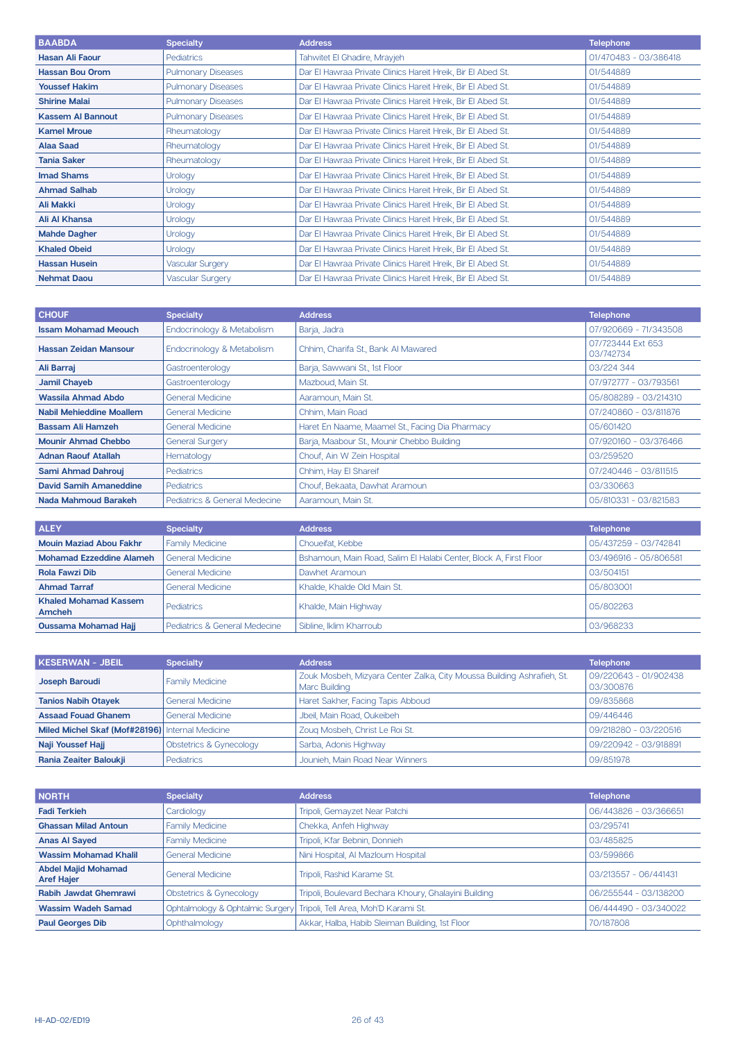| BAABDA | Specialty | Address | Telephone |
|---|---|---|---|
| **Hasan Ali Faour** | Pediatrics | Tahwitet El Ghadire, Mrayjeh | 01/470483 - 03/386418 |
| **Hassan Bou Orom** | Pulmonary Diseases | Dar El Hawraa Private Clinics Hareit Hreik, Bir El Abed St. | 01/544889 |
| **Youssef Hakim** | Pulmonary Diseases | Dar El Hawraa Private Clinics Hareit Hreik, Bir El Abed St. | 01/544889 |
| **Shirine Malai** | Pulmonary Diseases | Dar El Hawraa Private Clinics Hareit Hreik, Bir El Abed St. | 01/544889 |
| **Kassem Al Bannout** | Pulmonary Diseases | Dar El Hawraa Private Clinics Hareit Hreik, Bir El Abed St. | 01/544889 |
| **Kamel Mroue** | Rheumatology | Dar El Hawraa Private Clinics Hareit Hreik, Bir El Abed St. | 01/544889 |
| **Alaa Saad** | Rheumatology | Dar El Hawraa Private Clinics Hareit Hreik, Bir El Abed St. | 01/544889 |
| **Tania Saker** | Rheumatology | Dar El Hawraa Private Clinics Hareit Hreik, Bir El Abed St. | 01/544889 |
| **Imad Shams** | Urology | Dar El Hawraa Private Clinics Hareit Hreik, Bir El Abed St. | 01/544889 |
| **Ahmad Salhab** | Urology | Dar El Hawraa Private Clinics Hareit Hreik, Bir El Abed St. | 01/544889 |
| **Ali Makki** | Urology | Dar El Hawraa Private Clinics Hareit Hreik, Bir El Abed St. | 01/544889 |
| **Ali Al Khansa** | Urology | Dar El Hawraa Private Clinics Hareit Hreik, Bir El Abed St. | 01/544889 |
| **Mahde Dagher** | Urology | Dar El Hawraa Private Clinics Hareit Hreik, Bir El Abed St. | 01/544889 |
| **Khaled Obeid** | Urology | Dar El Hawraa Private Clinics Hareit Hreik, Bir El Abed St. | 01/544889 |
| **Hassan Husein** | Vascular Surgery | Dar El Hawraa Private Clinics Hareit Hreik, Bir El Abed St. | 01/544889 |
| **Nehmat Daou** | Vascular Surgery | Dar El Hawraa Private Clinics Hareit Hreik, Bir El Abed St. | 01/544889 |

| CHOUF | Specialty | Address | Telephone |
|---|---|---|---|
| **Issam Mohamad Meouch** | Endocrinology & Metabolism | Barja, Jadra | 07/920669 - 71/343508 |
| **Hassan Zeidan Mansour** | Endocrinology & Metabolism | Chhim, Charifa St., Bank Al Mawared | 07/723444 Ext 653 03/742734 |
| **Ali Barraj** | Gastroenterology | Barja, Sawwani St., 1st Floor | 03/224 344 |
| **Jamil Chayeb** | Gastroenterology | Mazboud, Main St. | 07/972777 - 03/793561 |
| **Wassila Ahmad Abdo** | General Medicine | Aaramoun, Main St. | 05/808289 - 03/214310 |
| **Nabil Mehieddine Moallem** | General Medicine | Chhim, Main Road | 07/240860 - 03/811876 |
| **Bassam Ali Hamzeh** | General Medicine | Haret En Naame, Maamel St., Facing Dia Pharmacy | 05/601420 |
| **Mounir Ahmad Chebbo** | General Surgery | Barja, Maabour St., Mounir Chebbo Building | 07/920160 - 03/376466 |
| **Adnan Raouf Atallah** | Hematology | Chouf, Ain W Zein Hospital | 03/259520 |
| **Sami Ahmad Dahrouj** | Pediatrics | Chhim, Hay El Shareif | 07/240446 - 03/811515 |
| **David Samih Amaneddine** | Pediatrics | Chouf, Bekaata, Dawhat Aramoun | 03/330663 |
| **Nada Mahmoud Barakeh** | Pediatrics & General Medecine | Aaramoun, Main St. | 05/810331 - 03/821583 |

| ALEY | Specialty | Address | Telephone |
|---|---|---|---|
| **Mouin Maziad Abou Fakhr** | Family Medicine | Choueifat, Kebbe | 05/437259 - 03/742841 |
| **Mohamad Ezzeddine Alameh** | General Medicine | Bshamoun, Main Road, Salim El Halabi Center, Block A, First Floor | 03/496916 - 05/806581 |
| **Rola Fawzi Dib** | General Medicine | Dawhet Aramoun | 03/504151 |
| **Ahmad Tarraf** | General Medicine | Khalde, Khalde Old Main St. | 05/803001 |
| **Khaled Mohamad Kassem Amcheh** | Pediatrics | Khalde, Main Highway | 05/802263 |
| **Oussama Mohamad Hajj** | Pediatrics & General Medecine | Sibline, Iklim Kharroub | 03/968233 |

| KESERWAN - JBEIL | Specialty | Address | Telephone |
|---|---|---|---|
| **Joseph Baroudi** | Family Medicine | Zouk Mosbeh, Mizyara Center Zalka, City Moussa Building Ashrafieh, St. Marc Building | 09/220643 - 01/902438 03/300876 |
| **Tanios Nabih Otayek** | General Medicine | Haret Sakher, Facing Tapis Abboud | 09/835868 |
| **Assaad Fouad Ghanem** | General Medicine | Jbeil, Main Road, Oukeibeh | 09/446446 |
| **Miled Michel Skaf (Mof#28196)** | Internal Medicine | Zouq Mosbeh, Christ Le Roi St. | 09/218280 - 03/220516 |
| **Naji Youssef Hajj** | Obstetrics & Gynecology | Sarba, Adonis Highway | 09/220942 - 03/918891 |
| **Rania Zeaiter Baloukji** | Pediatrics | Jounieh, Main Road Near Winners | 09/851978 |

| NORTH | Specialty | Address | Telephone |
|---|---|---|---|
| **Fadi Terkieh** | Cardiology | Tripoli, Gemayzet Near Patchi | 06/443826 - 03/366651 |
| **Ghassan Milad Antoun** | Family Medicine | Chekka, Anfeh Highway | 03/295741 |
| **Anas Al Sayed** | Family Medicine | Tripoli, Kfar Bebnin, Donnieh | 03/485825 |
| **Wassim Mohamad Khalil** | General Medicine | Nini Hospital, Al Mazloum Hospital | 03/599866 |
| **Abdel Majid Mohamad Aref Hajer** | General Medicine | Tripoli, Rashid Karame St. | 03/213557 - 06/441431 |
| **Rabih Jawdat Ghemrawi** | Obstetrics & Gynecology | Tripoli, Boulevard Bechara Khoury, Ghalayini Building | 06/255544 - 03/138200 |
| **Wassim Wadeh Samad** | Ophtalmology & Ophtalmic Surgery | Tripoli, Tell Area, Moh'D Karami St. | 06/444490 - 03/340022 |
| **Paul Georges Dib** | Ophthalmology | Akkar, Halba, Habib Sleiman Building, 1st Floor | 70/187808 |

HI-AD-02/ED19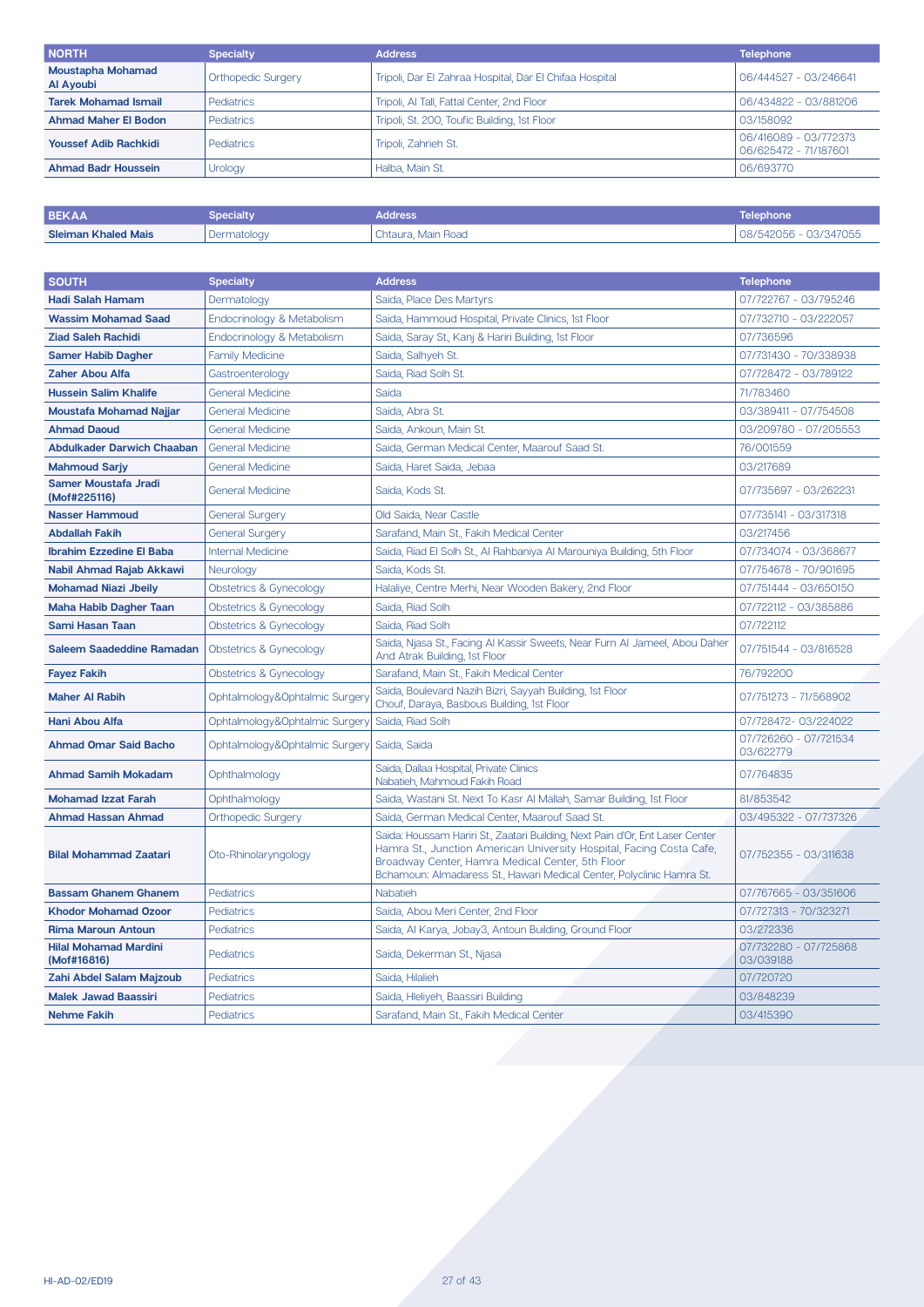| NORTH | Specialty | Address | Telephone |
|---|---|---|---|
| **Moustapha Mohamad Al Ayoubi** | Orthopedic Surgery | Tripoli, Dar El Zahraa Hospital, Dar El Chifaa Hospital | 06/444527 - 03/246641 |
| **Tarek Mohamad Ismail** | Pediatrics | Tripoli, Al Tall, Fattal Center, 2nd Floor | 06/434822 - 03/881206 |
| **Ahmad Maher El Bodon** | Pediatrics | Tripoli, St. 200, Toufic Building, 1st Floor | 03/158092 |
| **Youssef Adib Rachkidi** | Pediatrics | Tripoli, Zahrieh St. | 06/416089 - 03/772373 06/625472 - 71/187601 |
| **Ahmad Badr Houssein** | Urology | Halba, Main St. | 06/693770 |

| BEKAA | Specialty | Address | Telephone |
|---|---|---|---|
| **Sleiman Khaled Mais** | Dermatology | Chtaura, Main Road | 08/542056 - 03/347055 |

| SOUTH | Specialty | Address | Telephone |
|---|---|---|---|
| **Hadi Salah Hamam** | Dermatology | Saida, Place Des Martyrs | 07/722767 - 03/795246 |
| **Wassim Mohamad Saad** | Endocrinology & Metabolism | Saida, Hammoud Hospital, Private Clinics, 1st Floor | 07/732710 - 03/222057 |
| **Ziad Saleh Rachidi** | Endocrinology & Metabolism | Saida, Saray St., Kanj & Hariri Building, 1st Floor | 07/736596 |
| **Samer Habib Dagher** | Family Medicine | Saida, Salhyeh St. | 07/731430 - 70/338938 |
| **Zaher Abou Alfa** | Gastroenterology | Saida, Riad Solh St. | 07/728472 - 03/789122 |
| **Hussein Salim Khalife** | General Medicine | Saida | 71/783460 |
| **Moustafa Mohamad Najjar** | General Medicine | Saida, Abra St. | 03/389411 - 07/754508 |
| **Ahmad Daoud** | General Medicine | Saida, Ankoun, Main St. | 03/209780 - 07/205553 |
| **Abdulkader Darwich Chaaban** | General Medicine | Saida, German Medical Center, Maarouf Saad St. | 76/001559 |
| **Mahmoud Sarjy** | General Medicine | Saida, Haret Saida, Jebaa | 03/217689 |
| **Samer Moustafa Jradi (Mof#225116)** | General Medicine | Saida, Kods St. | 07/735697 - 03/262231 |
| **Nasser Hammoud** | General Surgery | Old Saida, Near Castle | 07/735141 - 03/317318 |
| **Abdallah Fakih** | General Surgery | Sarafand, Main St., Fakih Medical Center | 03/217456 |
| **Ibrahim Ezzedine El Baba** | Internal Medicine | Saida, Riad El Solh St., Al Rahbaniya Al Marouniya Building, 5th Floor | 07/734074 - 03/368677 |
| **Nabil Ahmad Rajab Akkawi** | Neurology | Saida, Kods St. | 07/754678 - 70/901695 |
| **Mohamad Niazi Jbeily** | Obstetrics & Gynecology | Halaliye, Centre Merhi, Near Wooden Bakery, 2nd Floor | 07/751444 - 03/650150 |
| **Maha Habib Dagher Taan** | Obstetrics & Gynecology | Saida, Riad Solh | 07/722112 - 03/385886 |
| **Sami Hasan Taan** | Obstetrics & Gynecology | Saida, Riad Solh | 07/722112 |
| **Saleem Saadeddine Ramadan** | Obstetrics & Gynecology | Saida, Njasa St., Facing Al Kassir Sweets, Near Furn Al Jameel, Abou Daher And Atrak Building, 1st Floor | 07/751544 - 03/816528 |
| **Fayez Fakih** | Obstetrics & Gynecology | Sarafand, Main St., Fakih Medical Center | 76/792200 |
| **Maher Al Rabih** | Ophtalmology&Ophtalmic Surgery | Saida, Boulevard Nazih Bizri, Sayyah Building, 1st Floor Chouf, Daraya, Basbous Building, 1st Floor | 07/751273 - 71/568902 |
| **Hani Abou Alfa** | Ophtalmology&Ophtalmic Surgery | Saida, Riad Solh | 07/728472- 03/224022 |
| **Ahmad Omar Said Bacho** | Ophtalmology&Ophtalmic Surgery | Saida, Saida | 07/726260 - 07/721534 03/622779 |
| **Ahmad Samih Mokadam** | Ophthalmology | Saida, Dallaa Hospital, Private Clinics Nabatieh, Mahmoud Fakih Road | 07/764835 |
| **Mohamad Izzat Farah** | Ophthalmology | Saida, Wastani St. Next To Kasr Al Mallah, Samar Building, 1st Floor | 81/853542 |
| **Ahmad Hassan Ahmad** | Orthopedic Surgery | Saida, German Medical Center, Maarouf Saad St. | 03/495322 - 07/737326 |
| **Bilal Mohammad Zaatari** | Oto-Rhinolaryngology | Saida: Houssam Hariri St., Zaatari Building, Next Pain d'Or, Ent Laser Center Hamra St., Junction American University Hospital, Facing Costa Cafe, Broadway Center, Hamra Medical Center, 5th Floor Bchamoun: Almadaress St., Hawari Medical Center, Polyclinic Hamra St. | 07/752355 - 03/311638 |
| **Bassam Ghanem Ghanem** | Pediatrics | Nabatieh | 07/767665 - 03/351606 |
| **Khodor Mohamad Ozoor** | Pediatrics | Saida, Abou Meri Center, 2nd Floor | 07/727313 - 70/323271 |
| **Rima Maroun Antoun** | Pediatrics | Saida, Al Karya, Jobay3, Antoun Building, Ground Floor | 03/272336 |
| **Hilal Mohamad Mardini (Mof#16816)** | Pediatrics | Saida, Dekerman St., Njasa | 07/732280 - 07/725868 03/039188 |
| **Zahi Abdel Salam Majzoub** | Pediatrics | Saida, Hilalieh | 07/720720 |
| **Malek Jawad Baassiri** | Pediatrics | Saida, Hleliyeh, Baassiri Building | 03/848239 |
| **Nehme Fakih** | Pediatrics | Sarafand, Main St., Fakih Medical Center | 03/415390 |

HI-AD-02/ED19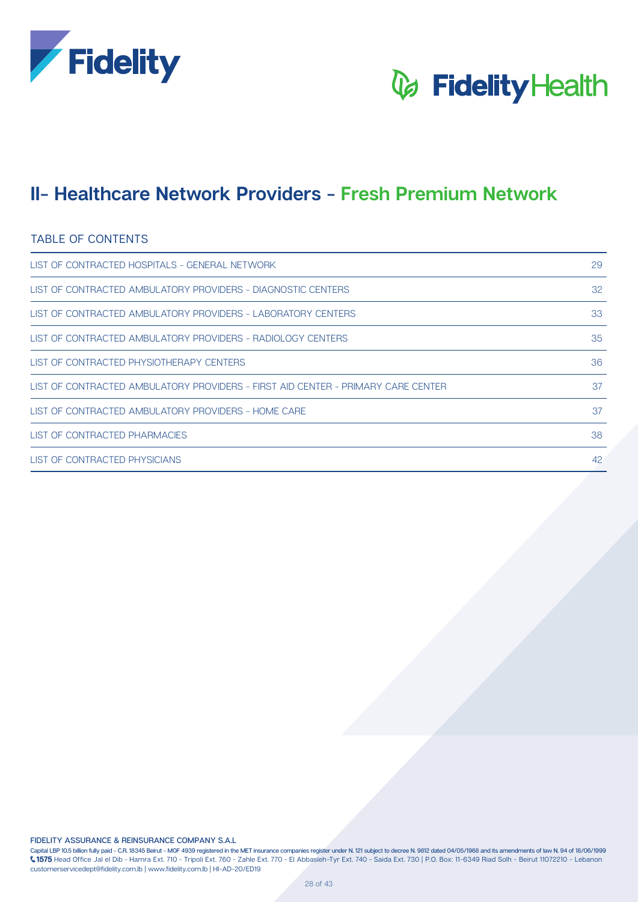# II- Healthcare Network Providers - Fresh Premium Network

## TABLE OF CONTENTS

| | |
|---|---|
| LIST OF CONTRACTED HOSPITALS - GENERAL NETWORK | 29 |
| LIST OF CONTRACTED AMBULATORY PROVIDERS - DIAGNOSTIC CENTERS | 32 |
| LIST OF CONTRACTED AMBULATORY PROVIDERS - LABORATORY CENTERS | 33 |
| LIST OF CONTRACTED AMBULATORY PROVIDERS - RADIOLOGY CENTERS | 35 |
| LIST OF CONTRACTED PHYSIOTHERAPY CENTERS | 36 |
| LIST OF CONTRACTED AMBULATORY PROVIDERS - FIRST AID CENTER - PRIMARY CARE CENTER | 37 |
| LIST OF CONTRACTED AMBULATORY PROVIDERS - HOME CARE | 37 |
| LIST OF CONTRACTED PHARMACIES | 38 |
| LIST OF CONTRACTED PHYSICIANS | 42 |

FIDELITY ASSURANCE & REINSURANCE COMPANY S.A.L

Capital LBP 10.5 billion fully paid - C.R. 18345 Beirut - MOF 4939 registered in the MET insurance companies register under N. 121 subject to decree N. 9812 dated 04/05/1968 and its amendments of law N. 94 of 18/06/1999
1575 Head Office Jal el Dib - Hamra Ext. 710 - Tripoli Ext. 760 - Zahle Ext. 770 - El Abbasieh-Tyr Ext. 740 - Saida Ext. 730 | P.O. Box: 11-6349 Riad Solh - Beirut 11072210 - Lebanon
customerservicedept@fidelity.com.lb | www.fidelity.com.lb | HI-AD-20/ED19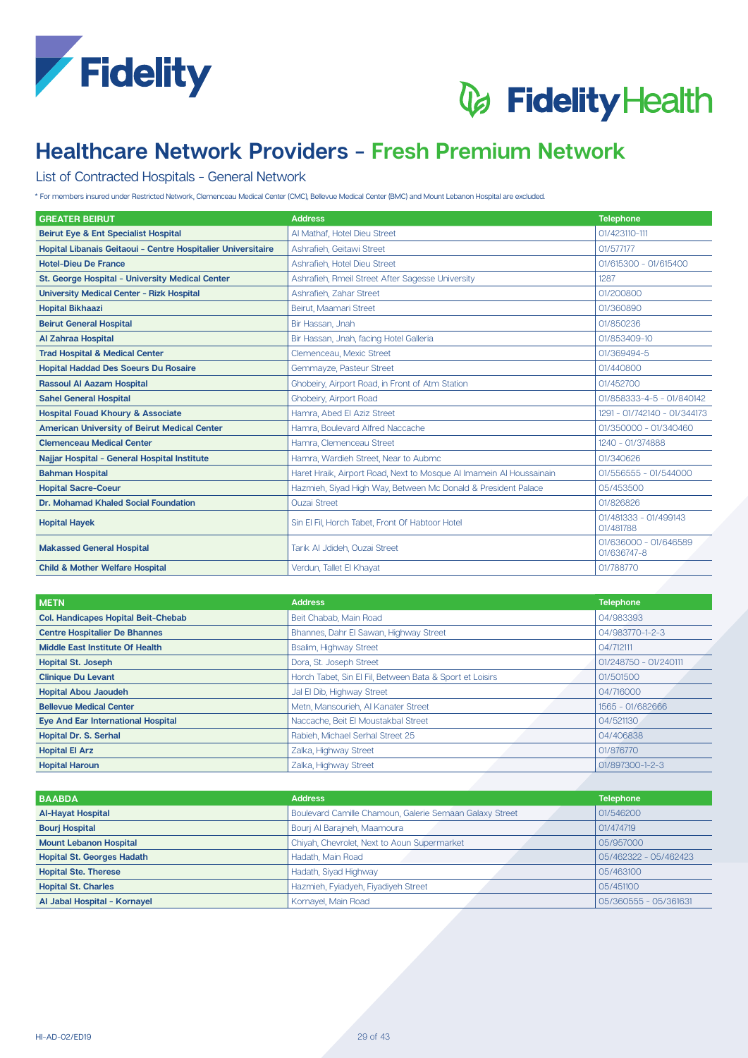# Healthcare Network Providers - Fresh Premium Network

List of Contracted Hospitals - General Network

\* For members insured under Restricted Network, Clemenceau Medical Center (CMC), Bellevue Medical Center (BMC) and Mount Lebanon Hospital are excluded.

| GREATER BEIRUT | Address | Telephone |
|---|---|---|
| **Beirut Eye & Ent Specialist Hospital** | Al Mathaf, Hotel Dieu Street | 01/423110-111 |
| **Hopital Libanais Geitaoui - Centre Hospitalier Universitaire** | Ashrafieh, Geitawi Street | 01/577177 |
| **Hotel-Dieu De France** | Ashrafieh, Hotel Dieu Street | 01/615300 - 01/615400 |
| **St. George Hospital - University Medical Center** | Ashrafieh, Rmeil Street After Sagesse University | 1287 |
| **University Medical Center - Rizk Hospital** | Ashrafieh, Zahar Street | 01/200800 |
| **Hopital Bikhaazi** | Beirut, Maamari Street | 01/360890 |
| **Beirut General Hospital** | Bir Hassan, Jnah | 01/850236 |
| **Al Zahraa Hospital** | Bir Hassan, Jnah, facing Hotel Galleria | 01/853409-10 |
| **Trad Hospital & Medical Center** | Clemenceau, Mexic Street | 01/369494-5 |
| **Hopital Haddad Des Soeurs Du Rosaire** | Gemmayze, Pasteur Street | 01/440800 |
| **Rassoul Al Aazam Hospital** | Ghobeiry, Airport Road, in Front of Atm Station | 01/452700 |
| **Sahel General Hospital** | Ghobeiry, Airport Road | 01/858333-4-5 - 01/840142 |
| **Hospital Fouad Khoury & Associate** | Hamra, Abed El Aziz Street | 1291 - 01/742140 - 01/344173 |
| **American University of Beirut Medical Center** | Hamra, Boulevard Alfred Naccache | 01/350000 - 01/340460 |
| **Clemenceau Medical Center** | Hamra, Clemenceau Street | 1240 - 01/374888 |
| **Najjar Hospital - General Hospital Institute** | Hamra, Wardieh Street, Near to Aubmc | 01/340626 |
| **Bahman Hospital** | Haret Hraik, Airport Road, Next to Mosque Al Imamein Al Houssainain | 01/556555 - 01/544000 |
| **Hopital Sacre-Coeur** | Hazmieh, Siyad High Way, Between Mc Donald & President Palace | 05/453500 |
| **Dr. Mohamad Khaled Social Foundation** | Ouzai Street | 01/826826 |
| **Hopital Hayek** | Sin El Fil, Horch Tabet, Front Of Habtoor Hotel | 01/481333 - 01/499143 01/481788 |
| **Makassed General Hospital** | Tarik Al Jdideh, Ouzai Street | 01/636000 - 01/646589 01/636747-8 |
| **Child & Mother Welfare Hospital** | Verdun, Tallet El Khayat | 01/788770 |

| METN | Address | Telephone |
|---|---|---|
| **Col. Handicapes Hopital Beit-Chebab** | Beit Chabab, Main Road | 04/983393 |
| **Centre Hospitalier De Bhannes** | Bhannes, Dahr El Sawan, Highway Street | 04/983770-1-2-3 |
| **Middle East Institute Of Health** | Bsalim, Highway Street | 04/712111 |
| **Hopital St. Joseph** | Dora, St. Joseph Street | 01/248750 - 01/240111 |
| **Clinique Du Levant** | Horch Tabet, Sin El Fil, Between Bata & Sport et Loisirs | 01/501500 |
| **Hopital Abou Jaoudeh** | Jal El Dib, Highway Street | 04/716000 |
| **Bellevue Medical Center** | Metn, Mansourieh, Al Kanater Street | 1565 - 01/682666 |
| **Eye And Ear International Hospital** | Naccache, Beit El Moustakbal Street | 04/521130 |
| **Hopital Dr. S. Serhal** | Rabieh, Michael Serhal Street 25 | 04/406838 |
| **Hopital El Arz** | Zalka, Highway Street | 01/876770 |
| **Hopital Haroun** | Zalka, Highway Street | 01/897300-1-2-3 |

| BAABDA | Address | Telephone |
|---|---|---|
| **Al-Hayat Hospital** | Boulevard Camille Chamoun, Galerie Semaan Galaxy Street | 01/546200 |
| **Bourj Hospital** | Bourj Al Barajneh, Maamoura | 01/474719 |
| **Mount Lebanon Hospital** | Chiyah, Chevrolet, Next to Aoun Supermarket | 05/957000 |
| **Hopital St. Georges Hadath** | Hadath, Main Road | 05/462322 - 05/462423 |
| **Hopital Ste. Therese** | Hadath, Siyad Highway | 05/463100 |
| **Hopital St. Charles** | Hazmieh, Fyiadyeh, Fiyadiyeh Street | 05/451100 |
| **Al Jabal Hospital - Kornayel** | Kornayel, Main Road | 05/360555 - 05/361631 |

HI-AD-02/ED19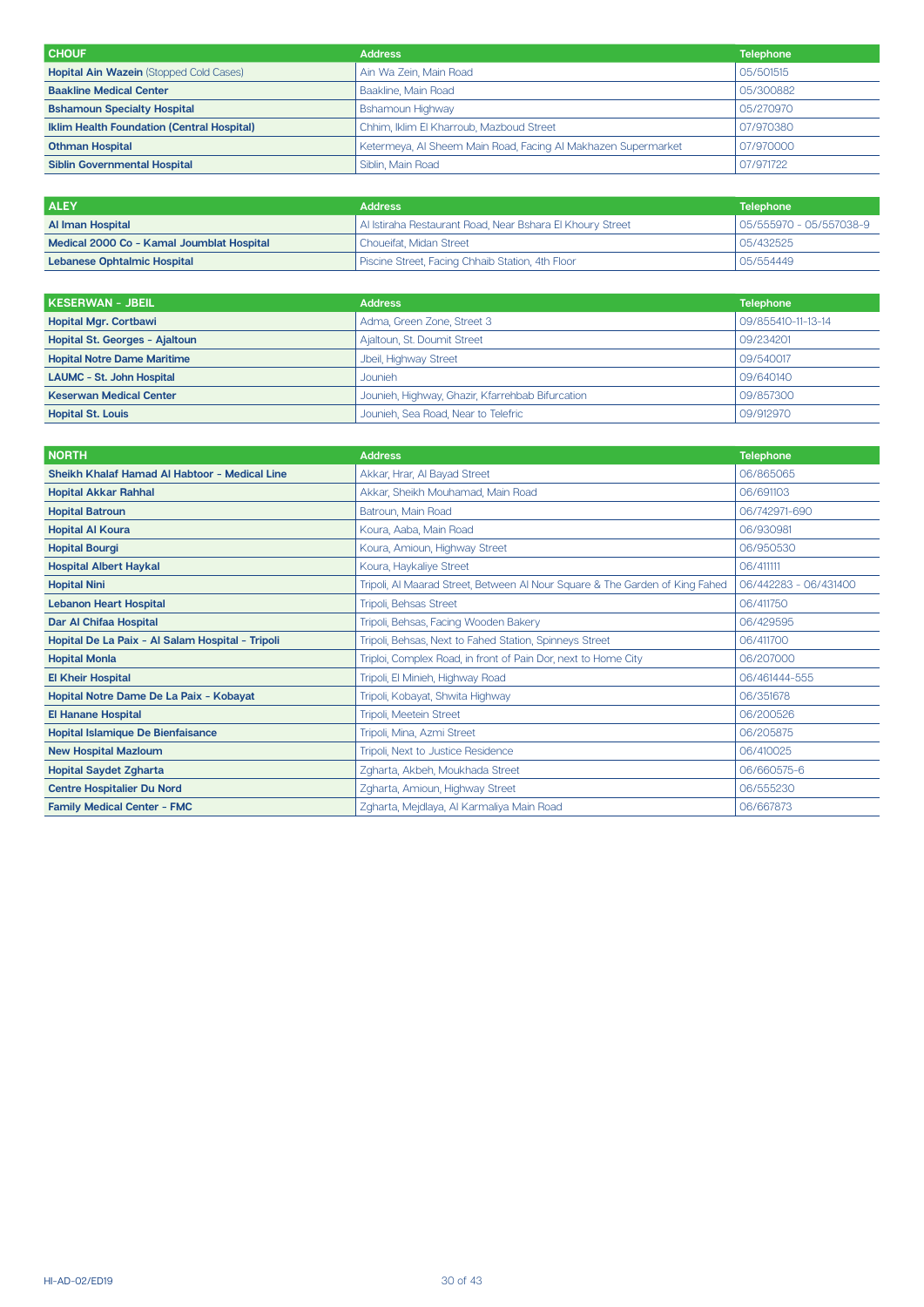| CHOUF | Address | Telephone |
|---|---|---|
| **Hopital Ain Wazein** (Stopped Cold Cases) | Ain Wa Zein, Main Road | 05/501515 |
| **Baakline Medical Center** | Baakline, Main Road | 05/300882 |
| **Bshamoun Specialty Hospital** | Bshamoun Highway | 05/270970 |
| **Iklim Health Foundation (Central Hospital)** | Chhim, Iklim El Kharroub, Mazboud Street | 07/970380 |
| **Othman Hospital** | Ketermeya, Al Sheem Main Road, Facing Al Makhazen Supermarket | 07/970000 |
| **Siblin Governmental Hospital** | Siblin, Main Road | 07/971722 |

| ALEY | Address | Telephone |
|---|---|---|
| **Al Iman Hospital** | Al Istiraha Restaurant Road, Near Bshara El Khoury Street | 05/555970 - 05/557038-9 |
| **Medical 2000 Co - Kamal Joumblat Hospital** | Choueifat, Midan Street | 05/432525 |
| **Lebanese Ophtalmic Hospital** | Piscine Street, Facing Chhaib Station, 4th Floor | 05/554449 |

| KESERWAN - JBEIL | Address | Telephone |
|---|---|---|
| **Hopital Mgr. Cortbawi** | Adma, Green Zone, Street 3 | 09/855410-11-13-14 |
| **Hopital St. Georges - Ajaltoun** | Ajaltoun, St. Doumit Street | 09/234201 |
| **Hopital Notre Dame Maritime** | Jbeil, Highway Street | 09/540017 |
| **LAUMC - St. John Hospital** | Jounieh | 09/640140 |
| **Keserwan Medical Center** | Jounieh, Highway, Ghazir, Kfarrehbab Bifurcation | 09/857300 |
| **Hopital St. Louis** | Jounieh, Sea Road, Near to Telefric | 09/912970 |

| NORTH | Address | Telephone |
|---|---|---|
| **Sheikh Khalaf Hamad Al Habtoor - Medical Line** | Akkar, Hrar, Al Bayad Street | 06/865065 |
| **Hopital Akkar Rahhal** | Akkar, Sheikh Mouhamad, Main Road | 06/691103 |
| **Hopital Batroun** | Batroun, Main Road | 06/742971-690 |
| **Hopital Al Koura** | Koura, Aaba, Main Road | 06/930981 |
| **Hopital Bourgi** | Koura, Amioun, Highway Street | 06/950530 |
| **Hospital Albert Haykal** | Koura, Haykaliye Street | 06/411111 |
| **Hopital Nini** | Tripoli, Al Maarad Street, Between Al Nour Square & The Garden of King Fahed | 06/442283 - 06/431400 |
| **Lebanon Heart Hospital** | Tripoli, Behsas Street | 06/411750 |
| **Dar Al Chifaa Hospital** | Tripoli, Behsas, Facing Wooden Bakery | 06/429595 |
| **Hopital De La Paix - Al Salam Hospital - Tripoli** | Tripoli, Behsas, Next to Fahed Station, Spinneys Street | 06/411700 |
| **Hopital Monla** | Triploi, Complex Road, in front of Pain Dor, next to Home City | 06/207000 |
| **El Kheir Hospital** | Tripoli, El Minieh, Highway Road | 06/461444-555 |
| **Hopital Notre Dame De La Paix - Kobayat** | Tripoli, Kobayat, Shwita Highway | 06/351678 |
| **El Hanane Hospital** | Tripoli, Meetein Street | 06/200526 |
| **Hopital Islamique De Bienfaisance** | Tripoli, Mina, Azmi Street | 06/205875 |
| **New Hospital Mazloum** | Tripoli, Next to Justice Residence | 06/410025 |
| **Hopital Saydet Zgharta** | Zgharta, Akbeh, Moukhada Street | 06/660575-6 |
| **Centre Hospitalier Du Nord** | Zgharta, Amioun, Highway Street | 06/555230 |
| **Family Medical Center - FMC** | Zgharta, Mejdlaya, Al Karmaliya Main Road | 06/667873 |

HI-AD-02/ED19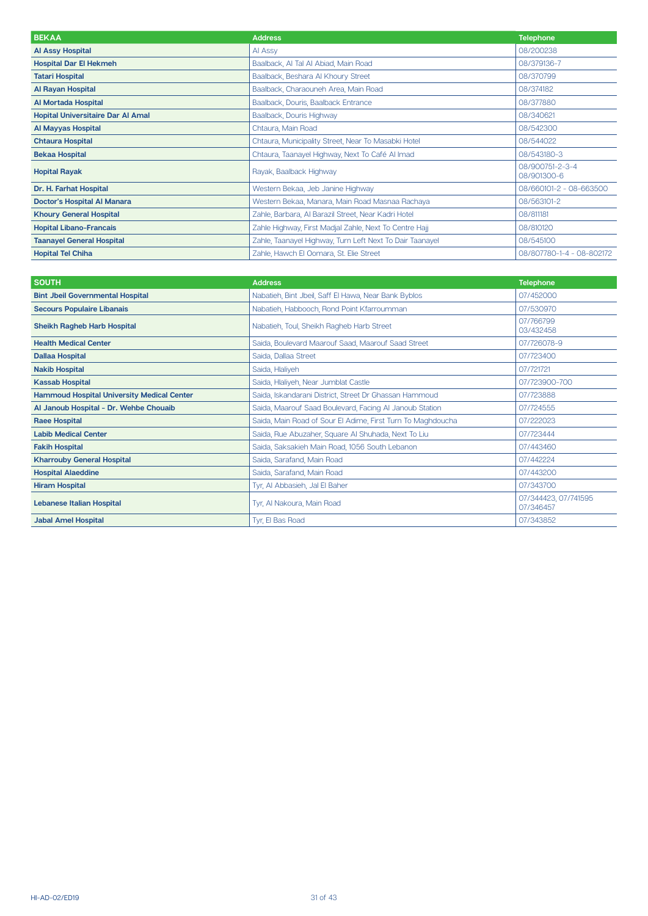| BEKAA | Address | Telephone |
| --- | --- | --- |
| **Al Assy Hospital** | Al Assy | 08/200238 |
| **Hospital Dar El Hekmeh** | Baalback, Al Tal Al Abiad, Main Road | 08/379136-7 |
| **Tatari Hospital** | Baalback, Beshara Al Khoury Street | 08/370799 |
| **Al Rayan Hospital** | Baalback, Charaouneh Area, Main Road | 08/374182 |
| **Al Mortada Hospital** | Baalback, Douris, Baalback Entrance | 08/377880 |
| **Hopital Universitaire Dar Al Amal** | Baalback, Douris Highway | 08/340621 |
| **Al Mayyas Hospital** | Chtaura, Main Road | 08/542300 |
| **Chtaura Hospital** | Chtaura, Municipality Street, Near To Masabki Hotel | 08/544022 |
| **Bekaa Hospital** | Chtaura, Taanayel Highway, Next To Café Al Imad | 08/543180-3 |
| **Hopital Rayak** | Rayak, Baalback Highway | 08/900751-2-3-4 08/901300-6 |
| **Dr. H. Farhat Hospital** | Western Bekaa, Jeb Janine Highway | 08/660101-2 - 08-663500 |
| **Doctor's Hospital Al Manara** | Western Bekaa, Manara, Main Road Masnaa Rachaya | 08/563101-2 |
| **Khoury General Hospital** | Zahle, Barbara, Al Barazil Street, Near Kadri Hotel | 08/811181 |
| **Hopital Libano-Francais** | Zahle Highway, First Madjal Zahle, Next To Centre Hajj | 08/810120 |
| **Taanayel General Hospital** | Zahle, Taanayel Highway, Turn Left Next To Dair Taanayel | 08/545100 |
| **Hopital Tel Chiha** | Zahle, Hawch El Oomara, St. Elie Street | 08/807780-1-4 - 08-802172 |

| SOUTH | Address | Telephone |
| --- | --- | --- |
| **Bint Jbeil Governmental Hospital** | Nabatieh, Bint Jbeil, Saff El Hawa, Near Bank Byblos | 07/452000 |
| **Secours Populaire Libanais** | Nabatieh, Habbooch, Rond Point Kfarroumman | 07/530970 |
| **Sheikh Ragheb Harb Hospital** | Nabatieh, Toul, Sheikh Ragheb Harb Street | 07/766799 03/432458 |
| **Health Medical Center** | Saida, Boulevard Maarouf Saad, Maarouf Saad Street | 07/726078-9 |
| **Dallaa Hospital** | Saida, Dallaa Street | 07/723400 |
| **Nakib Hospital** | Saida, Hlaliyeh | 07/721721 |
| **Kassab Hospital** | Saida, Hlaliyeh, Near Jumblat Castle | 07/723900-700 |
| **Hammoud Hospital University Medical Center** | Saida, Iskandarani District, Street Dr Ghassan Hammoud | 07/723888 |
| **Al Janoub Hospital - Dr. Wehbe Chouaib** | Saida, Maarouf Saad Boulevard, Facing Al Janoub Station | 07/724555 |
| **Raee Hospital** | Saida, Main Road of Sour El Adime, First Turn To Maghdoucha | 07/222023 |
| **Labib Medical Center** | Saida, Rue Abuzaher, Square Al Shuhada, Next To Liu | 07/723444 |
| **Fakih Hospital** | Saida, Saksakieh Main Road, 1056 South Lebanon | 07/443460 |
| **Kharrouby General Hospital** | Saida, Sarafand, Main Road | 07/442224 |
| **Hospital Alaeddine** | Saida, Sarafand, Main Road | 07/443200 |
| **Hiram Hospital** | Tyr, Al Abbasieh, Jal El Baher | 07/343700 |
| **Lebanese Italian Hospital** | Tyr, Al Nakoura, Main Road | 07/344423, 07/741595 07/346457 |
| **Jabal Amel Hospital** | Tyr, El Bas Road | 07/343852 |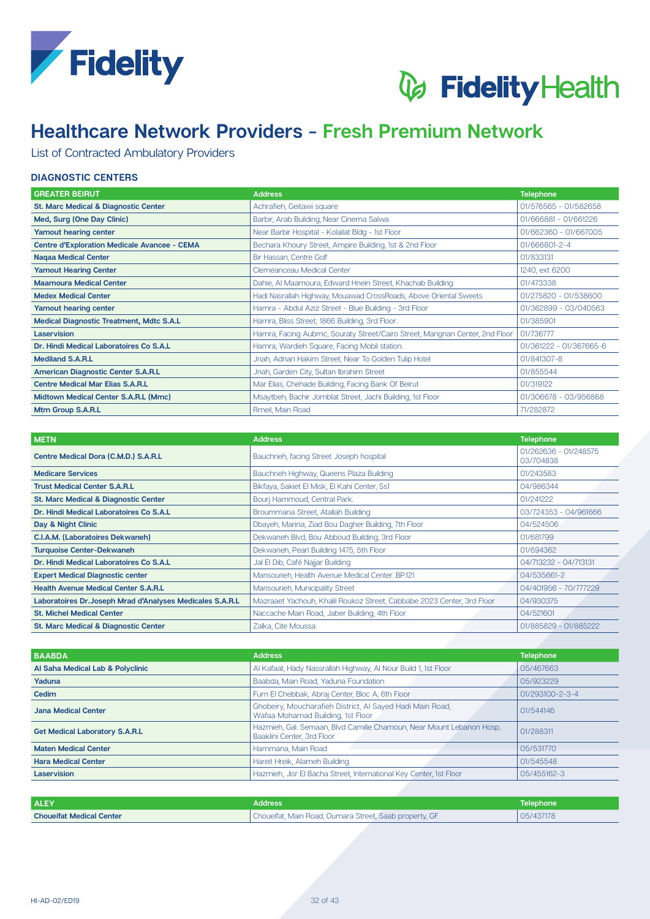# Healthcare Network Providers - Fresh Premium Network

List of Contracted Ambulatory Providers

### DIAGNOSTIC CENTERS

| GREATER BEIRUT | Address | Telephone |
|---|---|---|
| **St. Marc Medical & Diagnostic Center** | Achrafieh, Geitawi square | 01/576565 - 01/582658 |
| **Med, Surg (One Day Clinic)** | Barbir, Arab Building, Near Cinema Salwa | 01/666881 - 01/661226 |
| **Yamout hearing center** | Near Barbir Hospital - Kolailat Bldg - 1st Floor | 01/662360 - 01/667005 |
| **Centre d'Exploration Medicale Avancee - CEMA** | Bechara Khoury Street, Ampire Building, 1st & 2nd Floor | 01/666801-2-4 |
| **Naqaa Medical Center** | Bir Hassan, Centre Golf | 01/833131 |
| **Yamout Hearing Center** | Clemeanceau Medical Center | 1240, ext 6200 |
| **Maamoura Medical Center** | Dahie, Al Maamoura, Edward Hnein Street, Khachab Building | 01/473338 |
| **Medex Medical Center** | Hadi Nasrallah Highway, Mouawad CrossRoads, Above Oriental Sweets | 01/275820 - 01/538600 |
| **Yamout hearing center** | Hamra - Abdul Aziz Street - Blue Building - 3rd Floor | 01/362899 - 03/040563 |
| **Medical Diagnostic Treatment, Mdtc S.A.L** | Hamra, Bliss Street, 1866 Building, 3rd Floor. | 01/385901 |
| **Laservision** | Hamra, Facing Aubmc, Souraty Street/Cairo Street, Marignan Center, 2nd Floor | 01/736777 |
| **Dr. Hindi Medical Laboratoires Co S.A.L** | Hamra, Wardieh Square, Facing Mobil station. | 01/361222 - 01/367665-6 |
| **Mediland S.A.R.L** | Jnah, Adnan Hakim Street, Near To Golden Tulip Hotel | 01/841307-8 |
| **American Diagnostic Center S.A.R.L** | Jnah, Garden City, Sultan Ibrahim Street | 01/855544 |
| **Centre Medical Mar Elias S.A.R.L** | Mar Elias, Chehade Building, Facing Bank Of Beirut | 01/319122 |
| **Midtown Medical Center S.A.R.L (Mmc)** | Msaytbeh, Bachir Jomblat Street, Jachi Building, 1st Floor | 01/306678 - 03/956868 |
| **Mtm Group S.A.R.L** | Rmeil, Main Road | 71/282872 |

| METN | Address | Telephone |
|---|---|---|
| **Centre Medical Dora (C.M.D.) S.A.R.L** | Bauchrieh, facing Street Joseph hospital | 01/262636 - 01/248575 03/704838 |
| **Medicare Services** | Bauchrieh Highway, Queens Plaza Building | 01/243583 |
| **Trust Medical Center S.A.R.L** | Bikfaya, Sakiet El Misk, El Kahi Center, Ss1 | 04/986344 |
| **St. Marc Medical & Diagnostic Center** | Bourj Hammoud, Central Park. | 01/241222 |
| **Dr. Hindi Medical Laboratoires Co S.A.L** | Broummana Street, Atallah Building | 03/724353 - 04/961666 |
| **Day & Night Clinic** | Dbayeh, Marina, Ziad Bou Dagher Building, 7th Floor | 04/524506 |
| **C.I.A.M. (Laboratoires Dekwaneh)** | Dekwaneh Blvd, Bou Abboud Building, 3rd Floor | 01/681799 |
| **Turquoise Center-Dekwaneh** | Dekwaneh, Pearl Building 1475, 5th Floor | 01/694362 |
| **Dr. Hindi Medical Laboratoires Co S.A.L** | Jal El Dib, Café Najjar Building | 04/713232 - 04/713131 |
| **Expert Medical Diagnostic center** | Mansourieh, Health Avenue Medical Center .BP.121 | 04/535661-2 |
| **Health Avenue Medical Center S.A.R.L** | Mansourieh, Municipality Street | 04/401956 - 70/777229 |
| **Laboratoires Dr.Joseph Mrad d'Analyses Medicales S.A.R.L** | Mazraaet Yachouh, Khalil Roukoz Street, Cabbabe 2023 Center, 3rd Floor | 04/930375 |
| **St. Michel Medical Center** | Naccache Main Road, Jaber Building, 4th Floor | 04/521601 |
| **St. Marc Medical & Diagnostic Center** | Zalka, Cite Moussa | 01/885829 - 01/885222 |

| BAABDA | Address | Telephone |
|---|---|---|
| **Al Saha Medical Lab & Polyclinic** | Al Kafaat, Hady Nassrallah Highway, Al Nour Build 1, 1st Floor | 05/467663 |
| **Yaduna** | Baabda, Main Road, Yaduna Foundation | 05/923229 |
| **Cedim** | Furn El Chebbak, Abraj Center, Bloc A, 6th Floor | 01/293100-2-3-4 |
| **Jana Medical Center** | Ghobeiry, Moucharafieh District, Al Sayed Hadi Main Road, Wafaa Mohamad Building, 1st Floor | 01/544146 |
| **Get Medical Laboratory S.A.R.L** | Hazmieh, Gal. Semaan, Blvd Camille Chamoun, Near Mount Lebanon Hosp, Baaklini Center, 3rd Floor | 01/288311 |
| **Maten Medical Center** | Hammana, Main Road | 05/531770 |
| **Hara Medical Center** | Hareit Hreik, Alameh Building | 01/545548 |
| **Laservision** | Hazmieh, Jisr El Bacha Street, International Key Center, 1st Floor | 05/455162-3 |

| ALEY | Address | Telephone |
|---|---|---|
| **Choueifat Medical Center** | Choueifat, Main Road, Oumara Street, Saab property, GF | 05/437178 |

HI-AD-02/ED19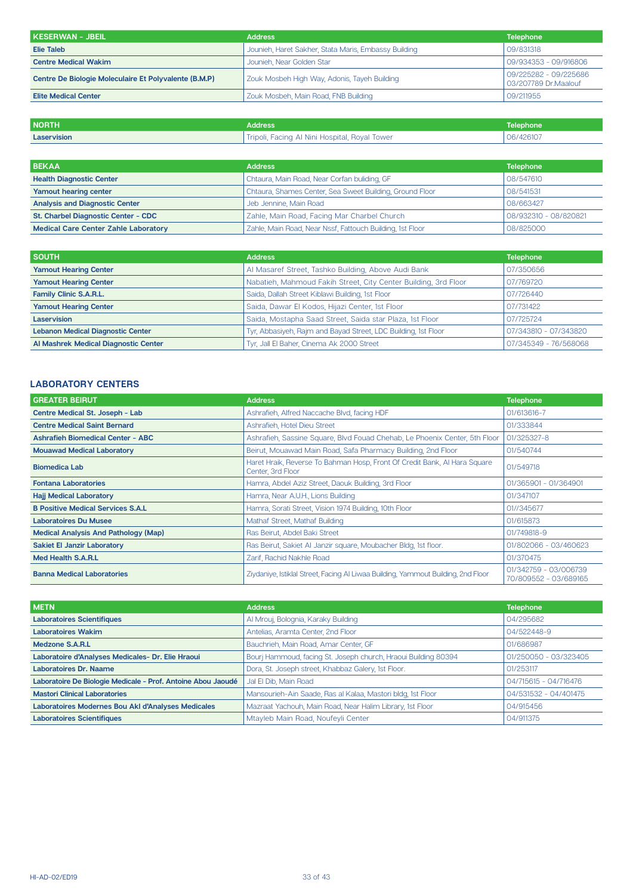| KESERWAN - JBEIL | Address | Telephone |
|---|---|---|
| **Elie Taleb** | Jounieh, Haret Sakher, Stata Maris, Embassy Building | 09/831318 |
| **Centre Medical Wakim** | Jounieh, Near Golden Star | 09/934353 - 09/916806 |
| **Centre De Biologie Moleculaire Et Polyvalente (B.M.P)** | Zouk Mosbeh High Way, Adonis, Tayeh Building | 09/225282 - 09/225686 03/207789 Dr.Maalouf |
| **Elite Medical Center** | Zouk Mosbeh, Main Road, FNB Building | 09/211955 |

| NORTH | Address | Telephone |
|---|---|---|
| **Laservision** | Tripoli, Facing Al Nini Hospital, Royal Tower | 06/426107 |

| BEKAA | Address | Telephone |
|---|---|---|
| **Health Diagnostic Center** | Chtaura, Main Road, Near Corfan buliding, GF | 08/547610 |
| **Yamout hearing center** | Chtaura, Shames Center, Sea Sweet Building, Ground Floor | 08/541531 |
| **Analysis and Diagnostic Center** | Jeb Jennine, Main Road | 08/663427 |
| **St. Charbel Diagnostic Center - CDC** | Zahle, Main Road, Facing Mar Charbel Church | 08/932310 - 08/820821 |
| **Medical Care Center Zahle Laboratory** | Zahle, Main Road, Near Nssf, Fattouch Building, 1st Floor | 08/825000 |

| SOUTH | Address | Telephone |
|---|---|---|
| **Yamout Hearing Center** | Al Masaref Street, Tashko Building, Above Audi Bank | 07/350656 |
| **Yamout Hearing Center** | Nabatieh, Mahmoud Fakih Street, City Center Building, 3rd Floor | 07/769720 |
| **Family Clinic S.A.R.L.** | Saida, Dallah Street Kiblawi Building, 1st Floor | 07/726440 |
| **Yamout Hearing Center** | Saida, Dawar El Kodos, Hijazi Center, 1st Floor | 07/731422 |
| **Laservision** | Saida, Mostapha Saad Street, Saida star Plaza, 1st Floor | 07/725724 |
| **Lebanon Medical Diagnostic Center** | Tyr, Abbasiyeh, Rajm and Bayad Street, LDC Building, 1st Floor | 07/343810 - 07/343820 |
| **Al Mashrek Medical Diagnostic Center** | Tyr, Jall El Baher, Cinema Ak 2000 Street | 07/345349 - 76/568068 |

## LABORATORY CENTERS

| GREATER BEIRUT | Address | Telephone |
|---|---|---|
| **Centre Medical St. Joseph - Lab** | Ashrafieh, Alfred Naccache Blvd, facing HDF | 01/613616-7 |
| **Centre Medical Saint Bernard** | Ashrafieh, Hotel Dieu Street | 01/333844 |
| **Ashrafieh Biomedical Center - ABC** | Ashrafieh, Sassine Square, Blvd Fouad Chehab, Le Phoenix Center, 5th Floor | 01/325327-8 |
| **Mouawad Medical Laboratory** | Beirut, Mouawad Main Road, Safa Pharmacy Building, 2nd Floor | 01/540744 |
| **Biomedica Lab** | Haret Hraik, Reverse To Bahman Hosp, Front Of Credit Bank, Al Hara Square Center, 3rd Floor | 01/549718 |
| **Fontana Laboratories** | Hamra, Abdel Aziz Street, Daouk Building, 3rd Floor | 01/365901 - 01/364901 |
| **Hajj Medical Laboratory** | Hamra, Near A.U.H., Lions Building | 01/347107 |
| **B Positive Medical Services S.A.L** | Hamra, Sorati Street, Vision 1974 Building, 10th Floor | 01//345677 |
| **Laboratoires Du Musee** | Mathaf Street, Mathaf Building | 01/615873 |
| **Medical Analysis And Pathology (Map)** | Ras Beirut, Abdel Baki Street | 01/749818-9 |
| **Sakiet El Janzir Laboratory** | Ras Beirut, Sakiet Al Janzir square, Moubacher Bldg, 1st floor. | 01/802066 - 03/460623 |
| **Med Health S.A.R.L** | Zarif, Rachid Nakhle Road | 01/370475 |
| **Banna Medical Laboratories** | Ziydaniye, Istiklal Street, Facing Al Liwaa Building, Yammout Building, 2nd Floor | 01/342759 - 03/006739 70/809552 - 03/689165 |

| METN | Address | Telephone |
|---|---|---|
| **Laboratoires Scientifiques** | Al Mrouj, Bolognia, Karaky Building | 04/295682 |
| **Laboratoires Wakim** | Antelias, Aramta Center, 2nd Floor | 04/522448-9 |
| **Medzone S.A.R.L** | Bauchrieh, Main Road, Amar Center, GF | 01/686987 |
| **Laboratoire d'Analyses Medicales- Dr. Elie Hraoui** | Bourj Hammoud, facing St. Joseph church, Hraoui Building 80394 | 01/250050 - 03/323405 |
| **Laboratoires Dr. Naame** | Dora, St. Joseph street, Khabbaz Galery, 1st Floor. | 01/253117 |
| **Laboratoire De Biologie Medicale - Prof. Antoine Abou Jaoudé** | Jal El Dib, Main Road | 04/715615 - 04/716476 |
| **Mastori Clinical Laboratories** | Mansourieh-Ain Saade, Ras al Kalaa, Mastori bldg, 1st Floor | 04/531532 - 04/401475 |
| **Laboratoires Modernes Bou Akl d'Analyses Medicales** | Mazraat Yachouh, Main Road, Near Halim Library, 1st Floor | 04/915456 |
| **Laboratoires Scientifiques** | Mtayleb Main Road, Noufeyli Center | 04/911375 |

HI-AD-02/ED19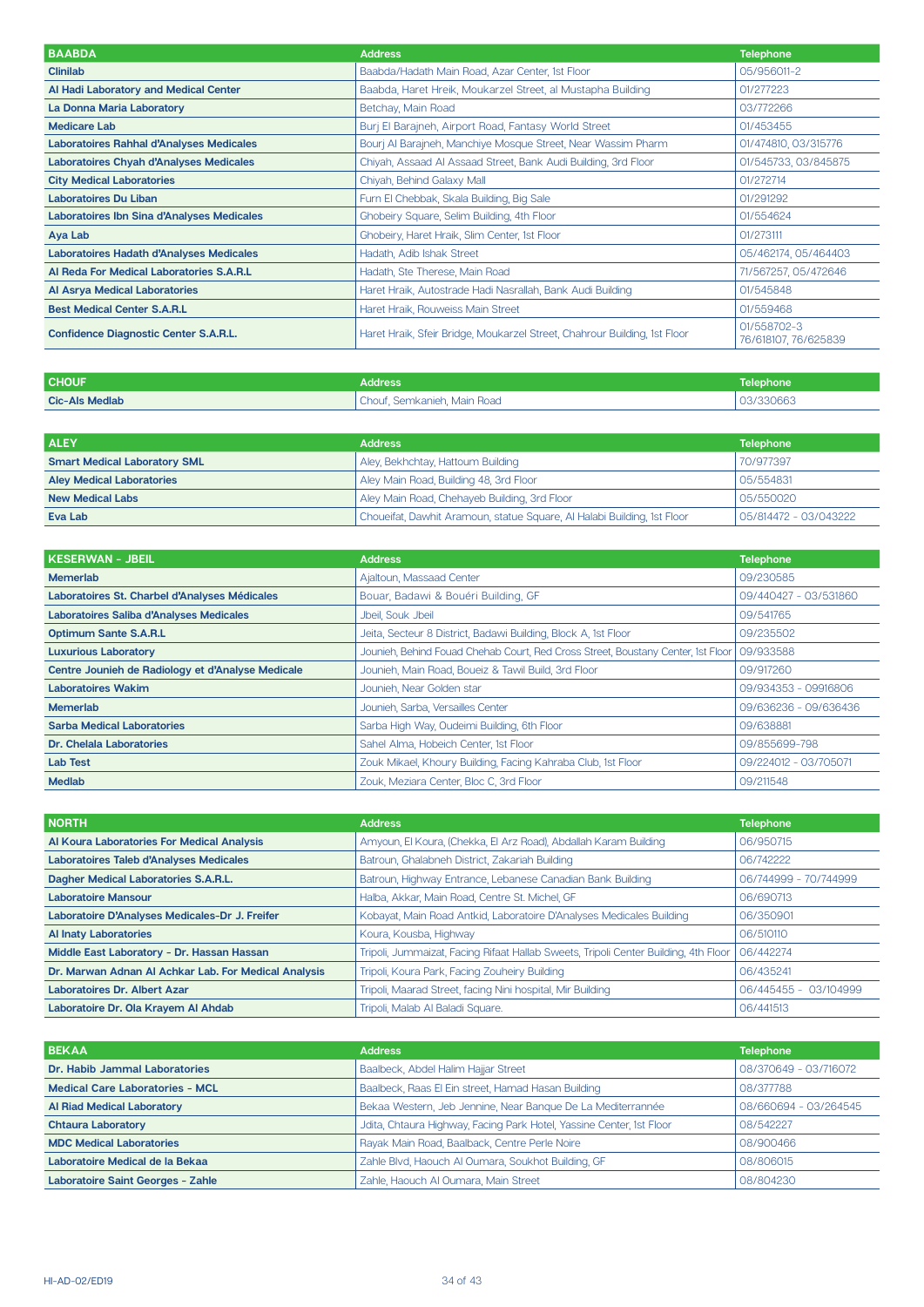| BAABDA | Address | Telephone |
|---|---|---|
| **Clinilab** | Baabda/Hadath Main Road, Azar Center, 1st Floor | 05/956011-2 |
| **Al Hadi Laboratory and Medical Center** | Baabda, Haret Hreik, Moukarzel Street, al Mustapha Building | 01/277223 |
| **La Donna Maria Laboratory** | Betchay, Main Road | 03/772266 |
| **Medicare Lab** | Burj El Barajneh, Airport Road, Fantasy World Street | 01/453455 |
| **Laboratoires Rahhal d'Analyses Medicales** | Bourj Al Barajneh, Manchiye Mosque Street, Near Wassim Pharm | 01/474810, 03/315776 |
| **Laboratoires Chyah d'Analyses Medicales** | Chiyah, Assaad Al Assaad Street, Bank Audi Building, 3rd Floor | 01/545733, 03/845875 |
| **City Medical Laboratories** | Chiyah, Behind Galaxy Mall | 01/272714 |
| **Laboratoires Du Liban** | Furn El Chebbak, Skala Building, Big Sale | 01/291292 |
| **Laboratoires Ibn Sina d'Analyses Medicales** | Ghobeiry Square, Selim Building, 4th Floor | 01/554624 |
| **Aya Lab** | Ghobeiry, Haret Hraik, Slim Center, 1st Floor | 01/273111 |
| **Laboratoires Hadath d'Analyses Medicales** | Hadath, Adib Ishak Street | 05/462174, 05/464403 |
| **Al Reda For Medical Laboratories S.A.R.L** | Hadath, Ste Therese, Main Road | 71/567257, 05/472646 |
| **Al Asrya Medical Laboratories** | Haret Hraik, Autostrade Hadi Nasrallah, Bank Audi Building | 01/545848 |
| **Best Medical Center S.A.R.L** | Haret Hraik, Rouweiss Main Street | 01/559468 |
| **Confidence Diagnostic Center S.A.R.L.** | Haret Hraik, Sfeir Bridge, Moukarzel Street, Chahrour Building, 1st Floor | 01/558702-3 76/618107, 76/625839 |

| CHOUF | Address | Telephone |
|---|---|---|
| **Cic-Als Medlab** | Chouf, Semkanieh, Main Road | 03/330663 |

| ALEY | Address | Telephone |
|---|---|---|
| **Smart Medical Laboratory SML** | Aley, Bekhchtay, Hattoum Building | 70/977397 |
| **Aley Medical Laboratories** | Aley Main Road, Building 48, 3rd Floor | 05/554831 |
| **New Medical Labs** | Aley Main Road, Chehayeb Building, 3rd Floor | 05/550020 |
| **Eva Lab** | Choueifat, Dawhit Aramoun, statue Square, Al Halabi Building, 1st Floor | 05/814472 - 03/043222 |

| KESERWAN - JBEIL | Address | Telephone |
|---|---|---|
| **Memerlab** | Ajaltoun, Massaad Center | 09/230585 |
| **Laboratoires St. Charbel d'Analyses Médicales** | Bouar, Badawi & Bouéri Building, GF | 09/440427 - 03/531860 |
| **Laboratoires Saliba d'Analyses Medicales** | Jbeil, Souk Jbeil | 09/541765 |
| **Optimum Sante S.A.R.L** | Jeita, Secteur 8 District, Badawi Building, Block A, 1st Floor | 09/235502 |
| **Luxurious Laboratory** | Jounieh, Behind Fouad Chehab Court, Red Cross Street, Boustany Center, 1st Floor | 09/933588 |
| **Centre Jounieh de Radiology et d'Analyse Medicale** | Jounieh, Main Road, Boueiz & Tawil Build, 3rd Floor | 09/917260 |
| **Laboratoires Wakim** | Jounieh, Near Golden star | 09/934353 - 09916806 |
| **Memerlab** | Jounieh, Sarba, Versailles Center | 09/636236 - 09/636436 |
| **Sarba Medical Laboratories** | Sarba High Way, Oudeimi Building, 6th Floor | 09/638881 |
| **Dr. Chelala Laboratories** | Sahel Alma, Hobeich Center, 1st Floor | 09/855699-798 |
| **Lab Test** | Zouk Mikael, Khoury Building, Facing Kahraba Club, 1st Floor | 09/224012 - 03/705071 |
| **Medlab** | Zouk, Meziara Center, Bloc C, 3rd Floor | 09/211548 |

| NORTH | Address | Telephone |
|---|---|---|
| **Al Koura Laboratories For Medical Analysis** | Amyoun, El Koura, (Chekka, El Arz Road), Abdallah Karam Building | 06/950715 |
| **Laboratoires Taleb d'Analyses Medicales** | Batroun, Ghalabneh District, Zakariah Building | 06/742222 |
| **Dagher Medical Laboratories S.A.R.L.** | Batroun, Highway Entrance, Lebanese Canadian Bank Building | 06/744999 - 70/744999 |
| **Laboratoire Mansour** | Halba, Akkar, Main Road, Centre St. Michel, GF | 06/690713 |
| **Laboratoire D'Analyses Medicales-Dr J. Freifer** | Kobayat, Main Road Antkid, Laboratoire D'Analyses Medicales Building | 06/350901 |
| **Al Inaty Laboratories** | Koura, Kousba, Highway | 06/510110 |
| **Middle East Laboratory - Dr. Hassan Hassan** | Tripoli, Jummaizat, Facing Rifaat Hallab Sweets, Tripoli Center Building, 4th Floor | 06/442274 |
| **Dr. Marwan Adnan Al Achkar Lab. For Medical Analysis** | Tripoli, Koura Park, Facing Zouheiry Building | 06/435241 |
| **Laboratoires Dr. Albert Azar** | Tripoli, Maarad Street, facing Nini hospital, Mir Building | 06/445455 - 03/104999 |
| **Laboratoire Dr. Ola Krayem Al Ahdab** | Tripoli, Malab Al Baladi Square. | 06/441513 |

| BEKAA | Address | Telephone |
|---|---|---|
| **Dr. Habib Jammal Laboratories** | Baalbeck, Abdel Halim Hajjar Street | 08/370649 - 03/716072 |
| **Medical Care Laboratories - MCL** | Baalbeck, Raas El Ein street, Hamad Hasan Building | 08/377788 |
| **Al Riad Medical Laboratory** | Bekaa Western, Jeb Jennine, Near Banque De La Mediterrannée | 08/660694 - 03/264545 |
| **Chtaura Laboratory** | Jdita, Chtaura Highway, Facing Park Hotel, Yassine Center, 1st Floor | 08/542227 |
| **MDC Medical Laboratories** | Rayak Main Road, Baalback, Centre Perle Noire | 08/900466 |
| **Laboratoire Medical de la Bekaa** | Zahle Blvd, Haouch Al Oumara, Soukhot Building, GF | 08/806015 |
| **Laboratoire Saint Georges - Zahle** | Zahle, Haouch Al Oumara, Main Street | 08/804230 |

HI-AD-02/ED19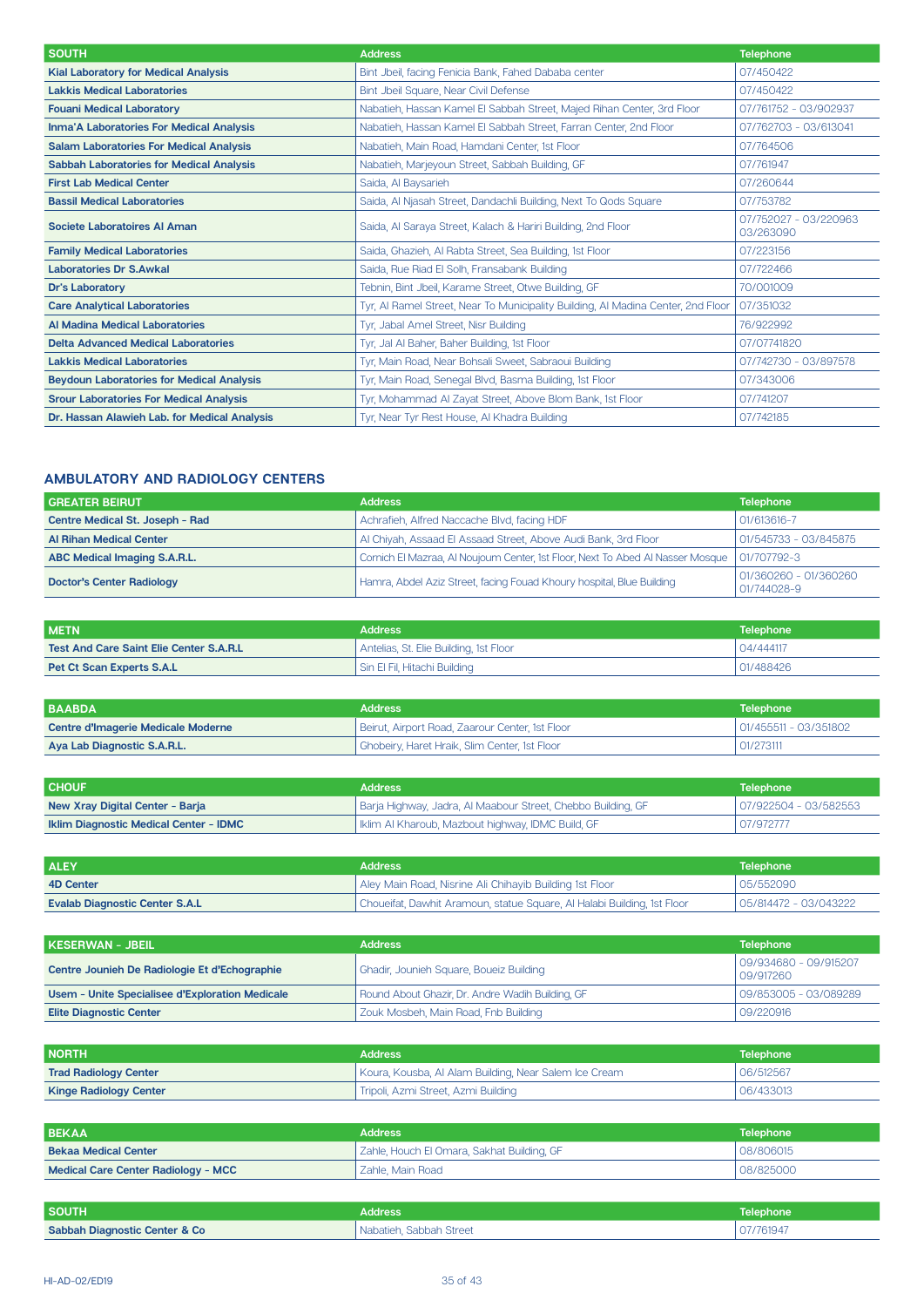| SOUTH | Address | Telephone |
|---|---|---|
| **Kial Laboratory for Medical Analysis** | Bint Jbeil, facing Fenicia Bank, Fahed Dababa center | 07/450422 |
| **Lakkis Medical Laboratories** | Bint Jbeil Square, Near Civil Defense | 07/450422 |
| **Fouani Medical Laboratory** | Nabatieh, Hassan Kamel El Sabbah Street, Majed Rihan Center, 3rd Floor | 07/761752 - 03/902937 |
| **Inma'A Laboratories For Medical Analysis** | Nabatieh, Hassan Kamel El Sabbah Street, Farran Center, 2nd Floor | 07/762703 - 03/613041 |
| **Salam Laboratories For Medical Analysis** | Nabatieh, Main Road, Hamdani Center, 1st Floor | 07/764506 |
| **Sabbah Laboratories for Medical Analysis** | Nabatieh, Marjeyoun Street, Sabbah Building, GF | 07/761947 |
| **First Lab Medical Center** | Saida, Al Baysarieh | 07/260644 |
| **Bassil Medical Laboratories** | Saida, Al Njasah Street, Dandachli Building, Next To Qods Square | 07/753782 |
| **Societe Laboratoires Al Aman** | Saida, Al Saraya Street, Kalach & Hariri Building, 2nd Floor | 07/752027 - 03/220963 03/263090 |
| **Family Medical Laboratories** | Saida, Ghazieh, Al Rabta Street, Sea Building, 1st Floor | 07/223156 |
| **Laboratories Dr S.Awkal** | Saida, Rue Riad El Solh, Fransabank Building | 07/722466 |
| **Dr's Laboratory** | Tebnin, Bint Jbeil, Karame Street, Otwe Building, GF | 70/001009 |
| **Care Analytical Laboratories** | Tyr, Al Ramel Street, Near To Municipality Building, Al Madina Center, 2nd Floor | 07/351032 |
| **Al Madina Medical Laboratories** | Tyr, Jabal Amel Street, Nisr Building | 76/922992 |
| **Delta Advanced Medical Laboratories** | Tyr, Jal Al Baher, Baher Building, 1st Floor | 07/07741820 |
| **Lakkis Medical Laboratories** | Tyr, Main Road, Near Bohsali Sweet, Sabraoui Building | 07/742730 - 03/897578 |
| **Beydoun Laboratories for Medical Analysis** | Tyr, Main Road, Senegal Blvd, Basma Building, 1st Floor | 07/343006 |
| **Srour Laboratories For Medical Analysis** | Tyr, Mohammad Al Zayat Street, Above Blom Bank, 1st Floor | 07/741207 |
| **Dr. Hassan Alawieh Lab. for Medical Analysis** | Tyr, Near Tyr Rest House, Al Khadra Building | 07/742185 |

## AMBULATORY AND RADIOLOGY CENTERS

| GREATER BEIRUT | Address | Telephone |
|---|---|---|
| **Centre Medical St. Joseph - Rad** | Achrafieh, Alfred Naccache Blvd, facing HDF | 01/613616-7 |
| **Al Rihan Medical Center** | Al Chiyah, Assaad El Assaad Street, Above Audi Bank, 3rd Floor | 01/545733 - 03/845875 |
| **ABC Medical Imaging S.A.R.L.** | Cornich El Mazraa, Al Noujoum Center, 1st Floor, Next To Abed Al Nasser Mosque | 01/707792-3 |
| **Doctor's Center Radiology** | Hamra, Abdel Aziz Street, facing Fouad Khoury hospital, Blue Building | 01/360260 - 01/360260 01/744028-9 |

| METN | Address | Telephone |
|---|---|---|
| **Test And Care Saint Elie Center S.A.R.L** | Antelias, St. Elie Building, 1st Floor | 04/444117 |
| **Pet Ct Scan Experts S.A.L** | Sin El Fil, Hitachi Building | 01/488426 |

| BAABDA | Address | Telephone |
|---|---|---|
| **Centre d'Imagerie Medicale Moderne** | Beirut, Airport Road, Zaarour Center, 1st Floor | 01/455511 - 03/351802 |
| **Aya Lab Diagnostic S.A.R.L.** | Ghobeiry, Haret Hraik, Slim Center, 1st Floor | 01/273111 |

| CHOUF | Address | Telephone |
|---|---|---|
| **New Xray Digital Center - Barja** | Barja Highway, Jadra, Al Maabour Street, Chebbo Building, GF | 07/922504 - 03/582553 |
| **Iklim Diagnostic Medical Center - IDMC** | Iklim Al Kharoub, Mazbout highway, IDMC Build, GF | 07/972777 |

| ALEY | Address | Telephone |
|---|---|---|
| **4D Center** | Aley Main Road, Nisrine Ali Chihayib Building 1st Floor | 05/552090 |
| **Evalab Diagnostic Center S.A.L** | Choueifat, Dawhit Aramoun, statue Square, Al Halabi Building, 1st Floor | 05/814472 - 03/043222 |

| KESERWAN - JBEIL | Address | Telephone |
|---|---|---|
| **Centre Jounieh De Radiologie Et d'Echographie** | Ghadir, Jounieh Square, Boueiz Building | 09/934680 - 09/915207 09/917260 |
| **Usem - Unite Specialisee d'Exploration Medicale** | Round About Ghazir, Dr. Andre Wadih Building, GF | 09/853005 - 03/089289 |
| **Elite Diagnostic Center** | Zouk Mosbeh, Main Road, Fnb Building | 09/220916 |

| NORTH | Address | Telephone |
|---|---|---|
| **Trad Radiology Center** | Koura, Kousba, Al Alam Building, Near Salem Ice Cream | 06/512567 |
| **Kinge Radiology Center** | Tripoli, Azmi Street, Azmi Building | 06/433013 |

| BEKAA | Address | Telephone |
|---|---|---|
| **Bekaa Medical Center** | Zahle, Houch El Omara, Sakhat Building, GF | 08/806015 |
| **Medical Care Center Radiology - MCC** | Zahle, Main Road | 08/825000 |

| SOUTH | Address | Telephone |
|---|---|---|
| **Sabbah Diagnostic Center & Co** | Nabatieh, Sabbah Street | 07/761947 |

HI-AD-02/ED19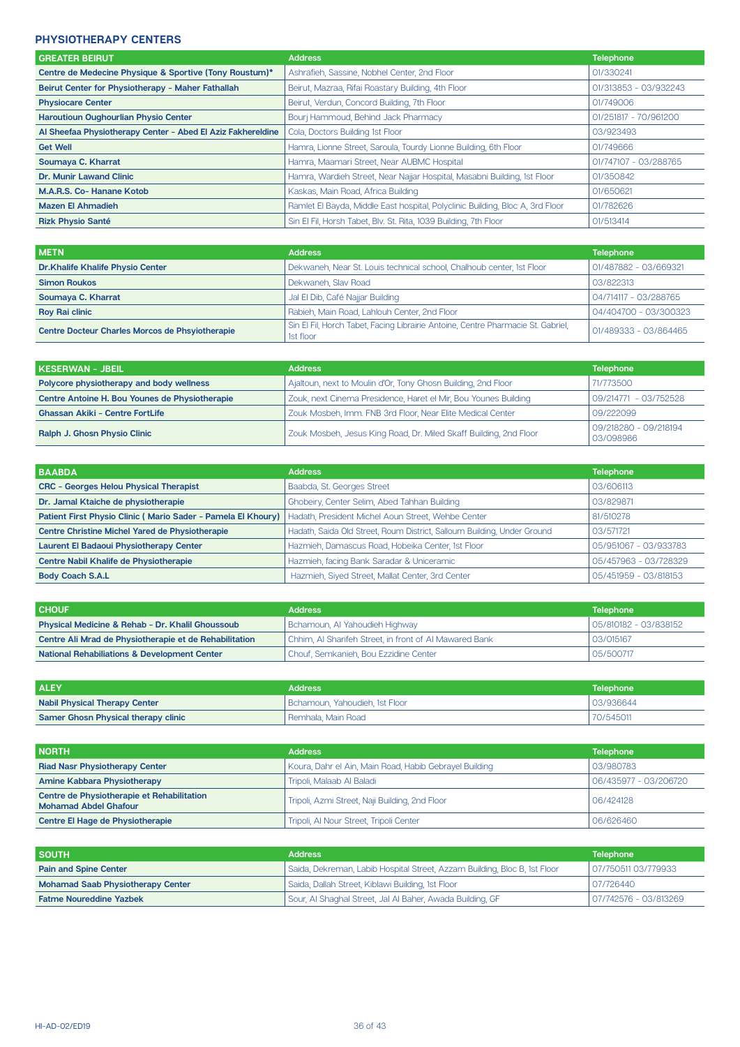## PHYSIOTHERAPY CENTERS

| GREATER BEIRUT | Address | Telephone |
|---|---|---|
| **Centre de Medecine Physique & Sportive (Tony Roustum)*** | Ashrafieh, Sassine, Nobhel Center, 2nd Floor | 01/330241 |
| **Beirut Center for Physiotherapy - Maher Fathallah** | Beirut, Mazraa, Rifai Roastary Building, 4th Floor | 01/313853 - 03/932243 |
| **Physiocare Center** | Beirut, Verdun, Concord Building, 7th Floor | 01/749006 |
| **Haroutioun Oughourlian Physio Center** | Bourj Hammoud, Behind Jack Pharmacy | 01/251817 - 70/961200 |
| **Al Sheefaa Physiotherapy Center - Abed El Aziz Fakhereldine** | Cola, Doctors Building 1st Floor | 03/923493 |
| **Get Well** | Hamra, Lionne Street, Saroula, Tourdy Lionne Building, 6th Floor | 01/749666 |
| **Soumaya C. Kharrat** | Hamra, Maamari Street, Near AUBMC Hospital | 01/747107 - 03/288765 |
| **Dr. Munir Lawand Clinic** | Hamra, Wardieh Street, Near Najjar Hospital, Masabni Building, 1st Floor | 01/350842 |
| **M.A.R.S. Co- Hanane Kotob** | Kaskas, Main Road, Africa Building | 01/650621 |
| **Mazen El Ahmadieh** | Ramlet El Bayda, Middle East hospital, Polyclinic Building, Bloc A, 3rd Floor | 01/782626 |
| **Rizk Physio Santé** | Sin El Fil, Horsh Tabet, Blv. St. Rita, 1039 Building, 7th Floor | 01/513414 |

| METN | Address | Telephone |
|---|---|---|
| **Dr.Khalife Khalife Physio Center** | Dekwaneh, Near St. Louis technical school, Chalhoub center, 1st Floor | 01/487882 - 03/669321 |
| **Simon Roukos** | Dekwaneh, Slav Road | 03/822313 |
| **Soumaya C. Kharrat** | Jal El Dib, Café Najjar Building | 04/714117 - 03/288765 |
| **Roy Rai clinic** | Rabieh, Main Road, Lahlouh Center, 2nd Floor | 04/404700 - 03/300323 |
| **Centre Docteur Charles Morcos de Phsyiotherapie** | Sin El Fil, Horch Tabet, Facing Librairie Antoine, Centre Pharmacie St. Gabriel, 1st floor | 01/489333 - 03/864465 |

| KESERWAN - JBEIL | Address | Telephone |
|---|---|---|
| **Polycore physiotherapy and body wellness** | Ajaltoun, next to Moulin d'Or, Tony Ghosn Building, 2nd Floor | 71/773500 |
| **Centre Antoine H. Bou Younes de Physiotherapie** | Zouk, next Cinema Presidence, Haret el Mir, Bou Younes Building | 09/214771 - 03/752528 |
| **Ghassan Akiki - Centre FortLife** | Zouk Mosbeh, Imm. FNB 3rd Floor, Near Elite Medical Center | 09/222099 |
| **Ralph J. Ghosn Physio Clinic** | Zouk Mosbeh, Jesus King Road, Dr. Miled Skaff Building, 2nd Floor | 09/218280 - 09/218194 03/098986 |

| BAABDA | Address | Telephone |
|---|---|---|
| **CRC - Georges Helou Physical Therapist** | Baabda, St. Georges Street | 03/606113 |
| **Dr. Jamal Ktaiche de physiotherapie** | Ghobeiry, Center Selim, Abed Tahhan Building | 03/829871 |
| **Patient First Physio Clinic ( Mario Sader - Pamela El Khoury)** | Hadath, President Michel Aoun Street, Wehbe Center | 81/510278 |
| **Centre Christine Michel Yared de Physiotherapie** | Hadath, Saida Old Street, Roum District, Salloum Building, Under Ground | 03/571721 |
| **Laurent El Badaoui Physiotherapy Center** | Hazmieh, Damascus Road, Hobeika Center, 1st Floor | 05/951067 - 03/933783 |
| **Centre Nabil Khalife de Physiotherapie** | Hazmieh, facing Bank Saradar & Uniceramic | 05/457963 - 03/728329 |
| **Body Coach S.A.L** | Hazmieh, Siyed Street, Mallat Center, 3rd Center | 05/451959 - 03/818153 |

| CHOUF | Address | Telephone |
|---|---|---|
| **Physical Medicine & Rehab - Dr. Khalil Ghoussoub** | Bchamoun, Al Yahoudieh Highway | 05/810182 - 03/838152 |
| **Centre Ali Mrad de Physiotherapie et de Rehabilitation** | Chhim, Al Sharifeh Street, in front of Al Mawared Bank | 03/015167 |
| **National Rehabiliations & Development Center** | Chouf, Semkanieh, Bou Ezzidine Center | 05/500717 |

| ALEY | Address | Telephone |
|---|---|---|
| **Nabil Physical Therapy Center** | Bchamoun, Yahoudieh, 1st Floor | 03/936644 |
| **Samer Ghosn Physical therapy clinic** | Remhala, Main Road | 70/545011 |

| NORTH | Address | Telephone |
|---|---|---|
| **Riad Nasr Physiotherapy Center** | Koura, Dahr el Ain, Main Road, Habib Gebrayel Building | 03/980783 |
| **Amine Kabbara Physiotherapy** | Tripoli, Malaab Al Baladi | 06/435977 - 03/206720 |
| **Centre de Physiotherapie et Rehabilitation Mohamad Abdel Ghafour** | Tripoli, Azmi Street, Naji Building, 2nd Floor | 06/424128 |
| **Centre El Hage de Physiotherapie** | Tripoli, Al Nour Street, Tripoli Center | 06/626460 |

| SOUTH | Address | Telephone |
|---|---|---|
| **Pain and Spine Center** | Saida, Dekreman, Labib Hospital Street, Azzam Building, Bloc B, 1st Floor | 07/750511 03/779933 |
| **Mohamad Saab Physiotherapy Center** | Saida, Dallah Street, Kiblawi Building, 1st Floor | 07/726440 |
| **Fatme Noureddine Yazbek** | Sour, Al Shaghal Street, Jal Al Baher, Awada Building, GF | 07/742576 - 03/813269 |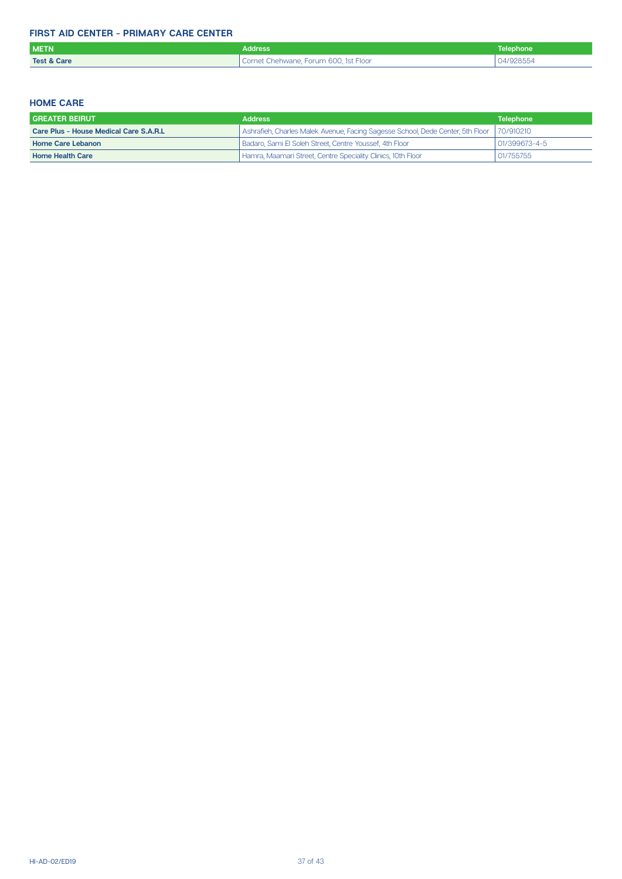## FIRST AID CENTER - PRIMARY CARE CENTER

| METN | Address | Telephone |
| --- | --- | --- |
| **Test & Care** | Cornet Chehwane, Forum 600, 1st Floor | 04/928554 |

## HOME CARE

| GREATER BEIRUT | Address | Telephone |
| --- | --- | --- |
| **Care Plus - House Medical Care S.A.R.L** | Ashrafieh, Charles Malek Avenue, Facing Sagesse School, Dede Center, 5th Floor | 70/910210 |
| **Home Care Lebanon** | Badaro, Sami El Soleh Street, Centre Youssef, 4th Floor | 01/399673-4-5 |
| **Home Health Care** | Hamra, Maamari Street, Centre Speciality Clinics, 10th Floor | 01/755755 |

HI-AD-02/ED19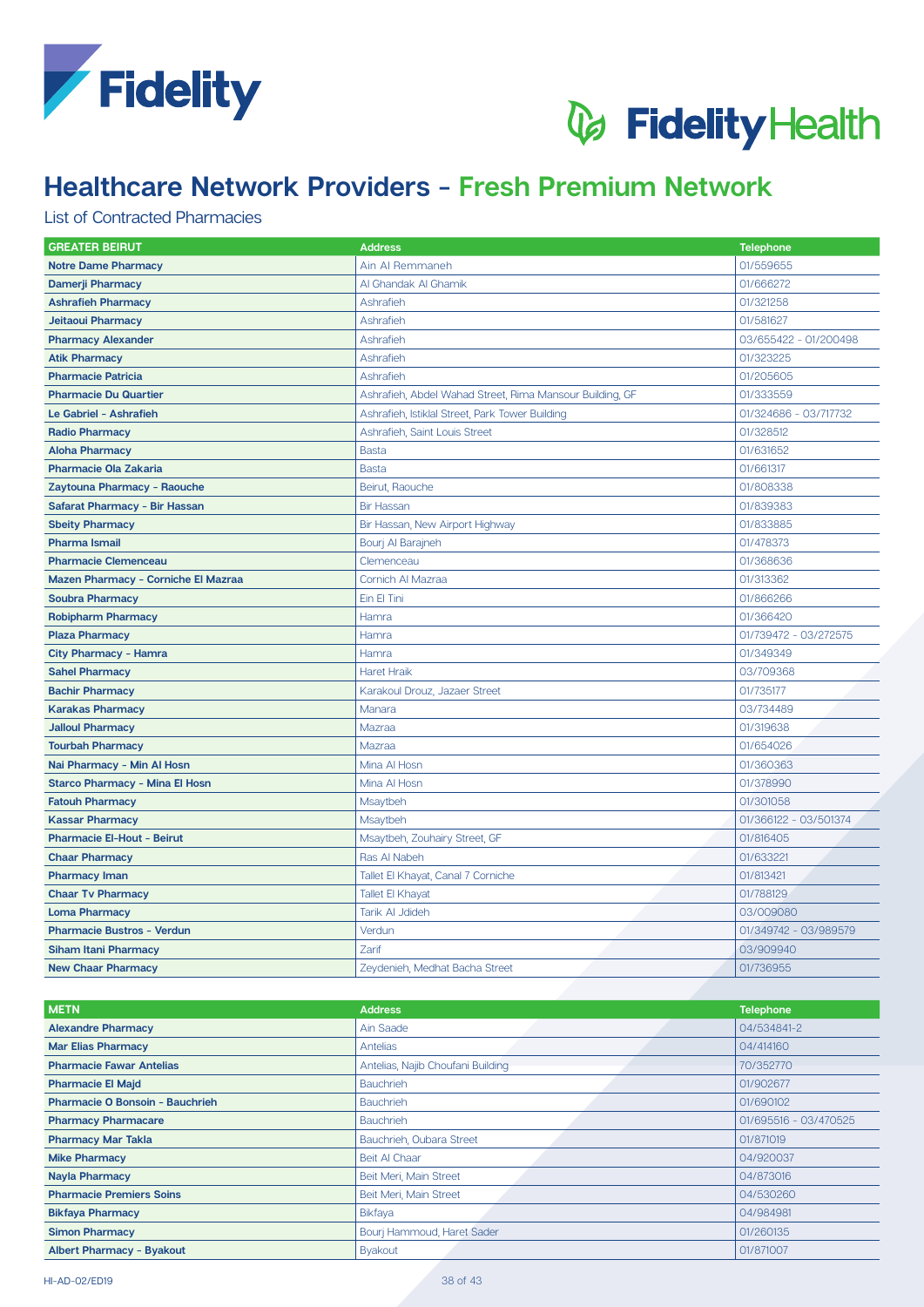# Healthcare Network Providers - Fresh Premium Network

List of Contracted Pharmacies

| GREATER BEIRUT | Address | Telephone |
|---|---|---|
| **Notre Dame Pharmacy** | Ain Al Remmaneh | 01/559655 |
| **Damerji Pharmacy** | Al Ghandak Al Ghamik | 01/666272 |
| **Ashrafieh Pharmacy** | Ashrafieh | 01/321258 |
| **Jeitaoui Pharmacy** | Ashrafieh | 01/581627 |
| **Pharmacy Alexander** | Ashrafieh | 03/655422 - 01/200498 |
| **Atik Pharmacy** | Ashrafieh | 01/323225 |
| **Pharmacie Patricia** | Ashrafieh | 01/205605 |
| **Pharmacie Du Quartier** | Ashrafieh, Abdel Wahad Street, Rima Mansour Building, GF | 01/333559 |
| **Le Gabriel - Ashrafieh** | Ashrafieh, Istiklal Street, Park Tower Building | 01/324686 - 03/717732 |
| **Radio Pharmacy** | Ashrafieh, Saint Louis Street | 01/328512 |
| **Aloha Pharmacy** | Basta | 01/631652 |
| **Pharmacie Ola Zakaria** | Basta | 01/661317 |
| **Zaytouna Pharmacy - Raouche** | Beirut, Raouche | 01/808338 |
| **Safarat Pharmacy - Bir Hassan** | Bir Hassan | 01/839383 |
| **Sbeity Pharmacy** | Bir Hassan, New Airport Highway | 01/833885 |
| **Pharma Ismail** | Bourj Al Barajneh | 01/478373 |
| **Pharmacie Clemenceau** | Clemenceau | 01/368636 |
| **Mazen Pharmacy - Corniche El Mazraa** | Cornich Al Mazraa | 01/313362 |
| **Soubra Pharmacy** | Ein El Tini | 01/866266 |
| **Robipharm Pharmacy** | Hamra | 01/366420 |
| **Plaza Pharmacy** | Hamra | 01/739472 - 03/272575 |
| **City Pharmacy - Hamra** | Hamra | 01/349349 |
| **Sahel Pharmacy** | Haret Hraik | 03/709368 |
| **Bachir Pharmacy** | Karakoul Drouz, Jazaer Street | 01/735177 |
| **Karakas Pharmacy** | Manara | 03/734489 |
| **Jalloul Pharmacy** | Mazraa | 01/319638 |
| **Tourbah Pharmacy** | Mazraa | 01/654026 |
| **Nai Pharmacy - Min Al Hosn** | Mina Al Hosn | 01/360363 |
| **Starco Pharmacy - Mina El Hosn** | Mina Al Hosn | 01/378990 |
| **Fatouh Pharmacy** | Msaytbeh | 01/301058 |
| **Kassar Pharmacy** | Msaytbeh | 01/366122 - 03/501374 |
| **Pharmacie El-Hout - Beirut** | Msaytbeh, Zouhairy Street, GF | 01/816405 |
| **Chaar Pharmacy** | Ras Al Nabeh | 01/633221 |
| **Pharmacy Iman** | Tallet El Khayat, Canal 7 Corniche | 01/813421 |
| **Chaar Tv Pharmacy** | Tallet El Khayat | 01/788129 |
| **Loma Pharmacy** | Tarik Al Jdideh | 03/009080 |
| **Pharmacie Bustros - Verdun** | Verdun | 01/349742 - 03/989579 |
| **Siham Itani Pharmacy** | Zarif | 03/909940 |
| **New Chaar Pharmacy** | Zeydenieh, Medhat Bacha Street | 01/736955 |

| METN | Address | Telephone |
|---|---|---|
| **Alexandre Pharmacy** | Ain Saade | 04/534841-2 |
| **Mar Elias Pharmacy** | Antelias | 04/414160 |
| **Pharmacie Fawar Antelias** | Antelias, Najib Choufani Building | 70/352770 |
| **Pharmacie El Majd** | Bauchrieh | 01/902677 |
| **Pharmacie O Bonsoin - Bauchrieh** | Bauchrieh | 01/690102 |
| **Pharmacy Pharmacare** | Bauchrieh | 01/695516 - 03/470525 |
| **Pharmacy Mar Takla** | Bauchrieh, Oubara Street | 01/871019 |
| **Mike Pharmacy** | Beit Al Chaar | 04/920037 |
| **Nayla Pharmacy** | Beit Meri, Main Street | 04/873016 |
| **Pharmacie Premiers Soins** | Beit Meri, Main Street | 04/530260 |
| **Bikfaya Pharmacy** | Bikfaya | 04/984981 |
| **Simon Pharmacy** | Bourj Hammoud, Haret Sader | 01/260135 |
| **Albert Pharmacy - Byakout** | Byakout | 01/871007 |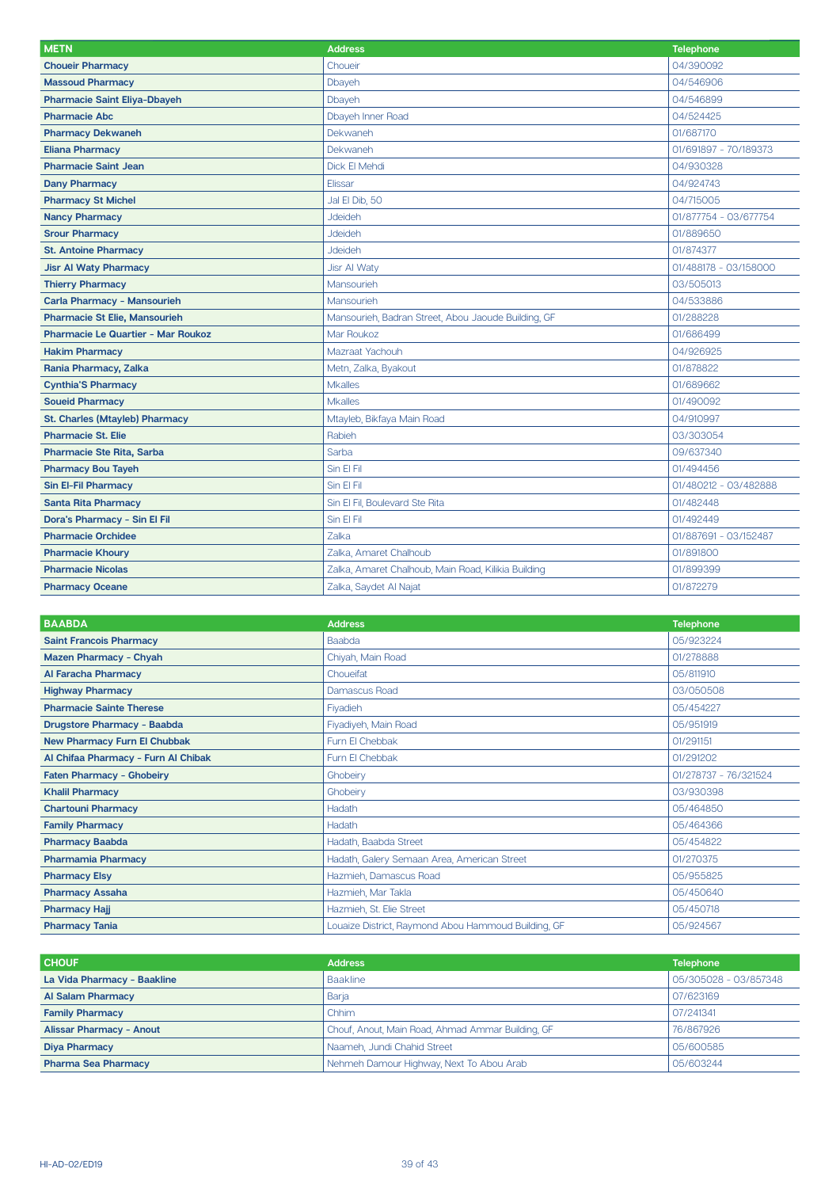| METN | Address | Telephone |
|---|---|---|
| **Choueir Pharmacy** | Choueir | 04/390092 |
| **Massoud Pharmacy** | Dbayeh | 04/546906 |
| **Pharmacie Saint Eliya-Dbayeh** | Dbayeh | 04/546899 |
| **Pharmacie Abc** | Dbayeh Inner Road | 04/524425 |
| **Pharmacy Dekwaneh** | Dekwaneh | 01/687170 |
| **Eliana Pharmacy** | Dekwaneh | 01/691897 - 70/189373 |
| **Pharmacie Saint Jean** | Dick El Mehdi | 04/930328 |
| **Dany Pharmacy** | Elissar | 04/924743 |
| **Pharmacy St Michel** | Jal El Dib, 50 | 04/715005 |
| **Nancy Pharmacy** | Jdeideh | 01/877754 - 03/677754 |
| **Srour Pharmacy** | Jdeideh | 01/889650 |
| **St. Antoine Pharmacy** | Jdeideh | 01/874377 |
| **Jisr Al Waty Pharmacy** | Jisr Al Waty | 01/488178 - 03/158000 |
| **Thierry Pharmacy** | Mansourieh | 03/505013 |
| **Carla Pharmacy - Mansourieh** | Mansourieh | 04/533886 |
| **Pharmacie St Elie, Mansourieh** | Mansourieh, Badran Street, Abou Jaoude Building, GF | 01/288228 |
| **Pharmacie Le Quartier - Mar Roukoz** | Mar Roukoz | 01/686499 |
| **Hakim Pharmacy** | Mazraat Yachouh | 04/926925 |
| **Rania Pharmacy, Zalka** | Metn, Zalka, Byakout | 01/878822 |
| **Cynthia'S Pharmacy** | Mkalles | 01/689662 |
| **Soueid Pharmacy** | Mkalles | 01/490092 |
| **St. Charles (Mtayleb) Pharmacy** | Mtayleb, Bikfaya Main Road | 04/910997 |
| **Pharmacie St. Elie** | Rabieh | 03/303054 |
| **Pharmacie Ste Rita, Sarba** | Sarba | 09/637340 |
| **Pharmacy Bou Tayeh** | Sin El Fil | 01/494456 |
| **Sin El-Fil Pharmacy** | Sin El Fil | 01/480212 - 03/482888 |
| **Santa Rita Pharmacy** | Sin El Fil, Boulevard Ste Rita | 01/482448 |
| **Dora's Pharmacy - Sin El Fil** | Sin El Fil | 01/492449 |
| **Pharmacie Orchidee** | Zalka | 01/887691 - 03/152487 |
| **Pharmacie Khoury** | Zalka, Amaret Chalhoub | 01/891800 |
| **Pharmacie Nicolas** | Zalka, Amaret Chalhoub, Main Road, Kilikia Building | 01/899399 |
| **Pharmacy Oceane** | Zalka, Saydet Al Najat | 01/872279 |

| BAABDA | Address | Telephone |
|---|---|---|
| **Saint Francois Pharmacy** | Baabda | 05/923224 |
| **Mazen Pharmacy - Chyah** | Chiyah, Main Road | 01/278888 |
| **Al Faracha Pharmacy** | Choueifat | 05/811910 |
| **Highway Pharmacy** | Damascus Road | 03/050508 |
| **Pharmacie Sainte Therese** | Fiyadieh | 05/454227 |
| **Drugstore Pharmacy - Baabda** | Fiyadiyeh, Main Road | 05/951919 |
| **New Pharmacy Furn El Chubbak** | Furn El Chebbak | 01/291151 |
| **Al Chifaa Pharmacy - Furn Al Chibak** | Furn El Chebbak | 01/291202 |
| **Faten Pharmacy - Ghobeiry** | Ghobeiry | 01/278737 - 76/321524 |
| **Khalil Pharmacy** | Ghobeiry | 03/930398 |
| **Chartouni Pharmacy** | Hadath | 05/464850 |
| **Family Pharmacy** | Hadath | 05/464366 |
| **Pharmacy Baabda** | Hadath, Baabda Street | 05/454822 |
| **Pharmamia Pharmacy** | Hadath, Galery Semaan Area, American Street | 01/270375 |
| **Pharmacy Elsy** | Hazmieh, Damascus Road | 05/955825 |
| **Pharmacy Assaha** | Hazmieh, Mar Takla | 05/450640 |
| **Pharmacy Hajj** | Hazmieh, St. Elie Street | 05/450718 |
| **Pharmacy Tania** | Louaize District, Raymond Abou Hammoud Building, GF | 05/924567 |

| CHOUF | Address | Telephone |
|---|---|---|
| **La Vida Pharmacy - Baakline** | Baakline | 05/305028 - 03/857348 |
| **Al Salam Pharmacy** | Barja | 07/623169 |
| **Family Pharmacy** | Chhim | 07/241341 |
| **Alissar Pharmacy - Anout** | Chouf, Anout, Main Road, Ahmad Ammar Building, GF | 76/867926 |
| **Diya Pharmacy** | Naameh, Jundi Chahid Street | 05/600585 |
| **Pharma Sea Pharmacy** | Nehmeh Damour Highway, Next To Abou Arab | 05/603244 |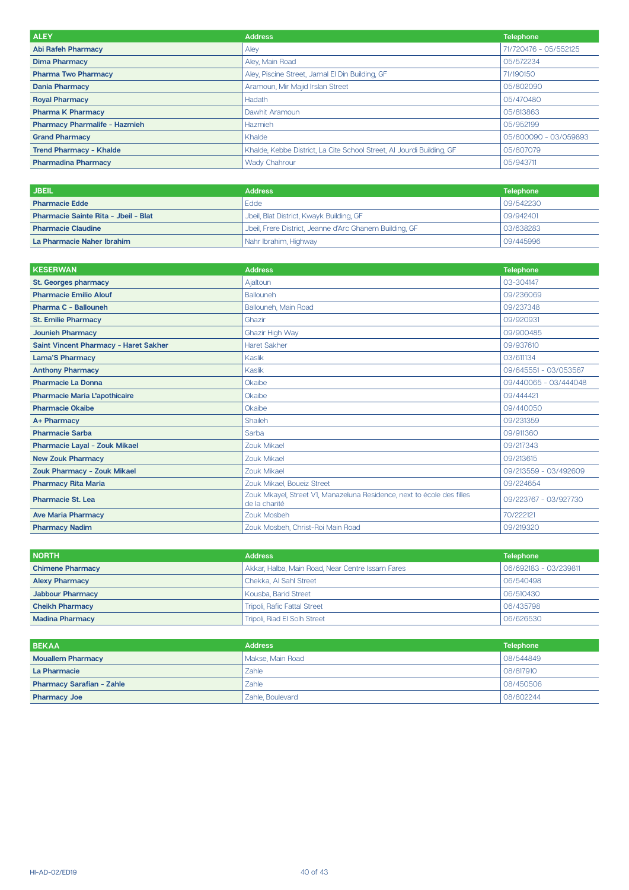| ALEY | Address | Telephone |
|---|---|---|
| Abi Rafeh Pharmacy | Aley | 71/720476 - 05/552125 |
| Dima Pharmacy | Aley, Main Road | 05/572234 |
| Pharma Two Pharmacy | Aley, Piscine Street, Jamal El Din Building, GF | 71/190150 |
| Dania Pharmacy | Aramoun, Mir Majid Irslan Street | 05/802090 |
| Royal Pharmacy | Hadath | 05/470480 |
| Pharma K Pharmacy | Dawhit Aramoun | 05/813863 |
| Pharmacy Pharmalife - Hazmieh | Hazmieh | 05/952199 |
| Grand Pharmacy | Khalde | 05/800090 - 03/059893 |
| Trend Pharmacy - Khalde | Khalde, Kebbe District, La Cite School Street, Al Jourdi Building, GF | 05/807079 |
| Pharmadina Pharmacy | Wady Chahrour | 05/943711 |

| JBEIL | Address | Telephone |
|---|---|---|
| Pharmacie Edde | Edde | 09/542230 |
| Pharmacie Sainte Rita - Jbeil - Blat | Jbeil, Blat District, Kwayk Building, GF | 09/942401 |
| Pharmacie Claudine | Jbeil, Frere District, Jeanne d'Arc Ghanem Building, GF | 03/638283 |
| La Pharmacie Naher Ibrahim | Nahr Ibrahim, Highway | 09/445996 |

| KESERWAN | Address | Telephone |
|---|---|---|
| St. Georges pharmacy | Ajaltoun | 03-304147 |
| Pharmacie Emilio Alouf | Ballouneh | 09/236069 |
| Pharma C - Ballouneh | Ballouneh, Main Road | 09/237348 |
| St. Emilie Pharmacy | Ghazir | 09/920931 |
| Jounieh Pharmacy | Ghazir High Way | 09/900485 |
| Saint Vincent Pharmacy - Haret Sakher | Haret Sakher | 09/937610 |
| Lama'S Pharmacy | Kaslik | 03/611134 |
| Anthony Pharmacy | Kaslik | 09/645551 - 03/053567 |
| Pharmacie La Donna | Okaibe | 09/440065 - 03/444048 |
| Pharmacie Maria L'apothicaire | Okaibe | 09/444421 |
| Pharmacie Okaibe | Okaibe | 09/440050 |
| A+ Pharmacy | Shaileh | 09/231359 |
| Pharmacie Sarba | Sarba | 09/911360 |
| Pharmacie Layal - Zouk Mikael | Zouk Mikael | 09/217343 |
| New Zouk Pharmacy | Zouk Mikael | 09/213615 |
| Zouk Pharmacy - Zouk Mikael | Zouk Mikael | 09/213559 - 03/492609 |
| Pharmacy Rita Maria | Zouk Mikael, Boueiz Street | 09/224654 |
| Pharmacie St. Lea | Zouk Mkayel, Street V1, Manazeluna Residence, next to école des filles de la charité | 09/223767 - 03/927730 |
| Ave Maria Pharmacy | Zouk Mosbeh | 70/222121 |
| Pharmacy Nadim | Zouk Mosbeh, Christ-Roi Main Road | 09/219320 |

| NORTH | Address | Telephone |
|---|---|---|
| Chimene Pharmacy | Akkar, Halba, Main Road, Near Centre Issam Fares | 06/692183 - 03/239811 |
| Alexy Pharmacy | Chekka, Al Sahl Street | 06/540498 |
| Jabbour Pharmacy | Kousba, Barid Street | 06/510430 |
| Cheikh Pharmacy | Tripoli, Rafic Fattal Street | 06/435798 |
| Madina Pharmacy | Tripoli, Riad El Solh Street | 06/626530 |

| BEKAA | Address | Telephone |
|---|---|---|
| Mouallem Pharmacy | Makse, Main Road | 08/544849 |
| La Pharmacie | Zahle | 08/817910 |
| Pharmacy Sarafian - Zahle | Zahle | 08/450506 |
| Pharmacy Joe | Zahle, Boulevard | 08/802244 |

HI-AD-02/ED19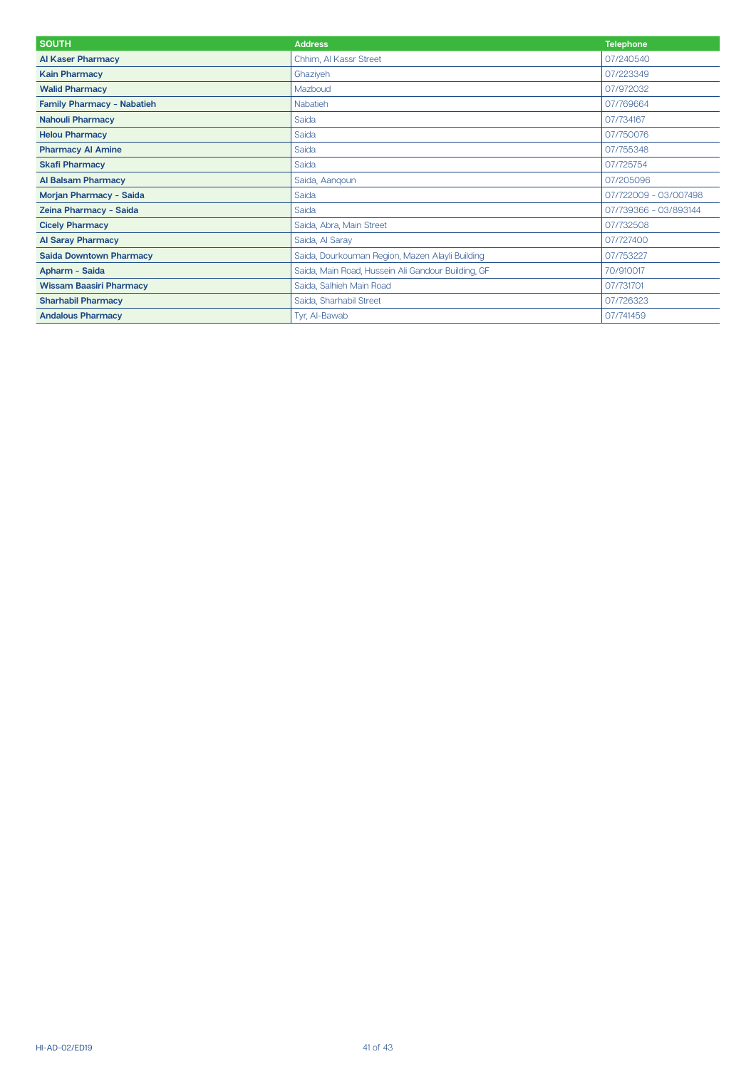| SOUTH | Address | Telephone |
|---|---|---|
| **Al Kaser Pharmacy** | Chhim, Al Kassr Street | 07/240540 |
| **Kain Pharmacy** | Ghaziyeh | 07/223349 |
| **Walid Pharmacy** | Mazboud | 07/972032 |
| **Family Pharmacy - Nabatieh** | Nabatieh | 07/769664 |
| **Nahouli Pharmacy** | Saida | 07/734167 |
| **Helou Pharmacy** | Saida | 07/750076 |
| **Pharmacy Al Amine** | Saida | 07/755348 |
| **Skafi Pharmacy** | Saida | 07/725754 |
| **Al Balsam Pharmacy** | Saida, Aanqoun | 07/205096 |
| **Morjan Pharmacy - Saida** | Saida | 07/722009 - 03/007498 |
| **Zeina Pharmacy - Saida** | Saida | 07/739366 - 03/893144 |
| **Cicely Pharmacy** | Saida, Abra, Main Street | 07/732508 |
| **Al Saray Pharmacy** | Saida, Al Saray | 07/727400 |
| **Saida Downtown Pharmacy** | Saida, Dourkouman Region, Mazen Alayli Building | 07/753227 |
| **Apharm - Saida** | Saida, Main Road, Hussein Ali Gandour Building, GF | 70/910017 |
| **Wissam Baasiri Pharmacy** | Saida, Salhieh Main Road | 07/731701 |
| **Sharhabil Pharmacy** | Saida, Sharhabil Street | 07/726323 |
| **Andalous Pharmacy** | Tyr, Al-Bawab | 07/741459 |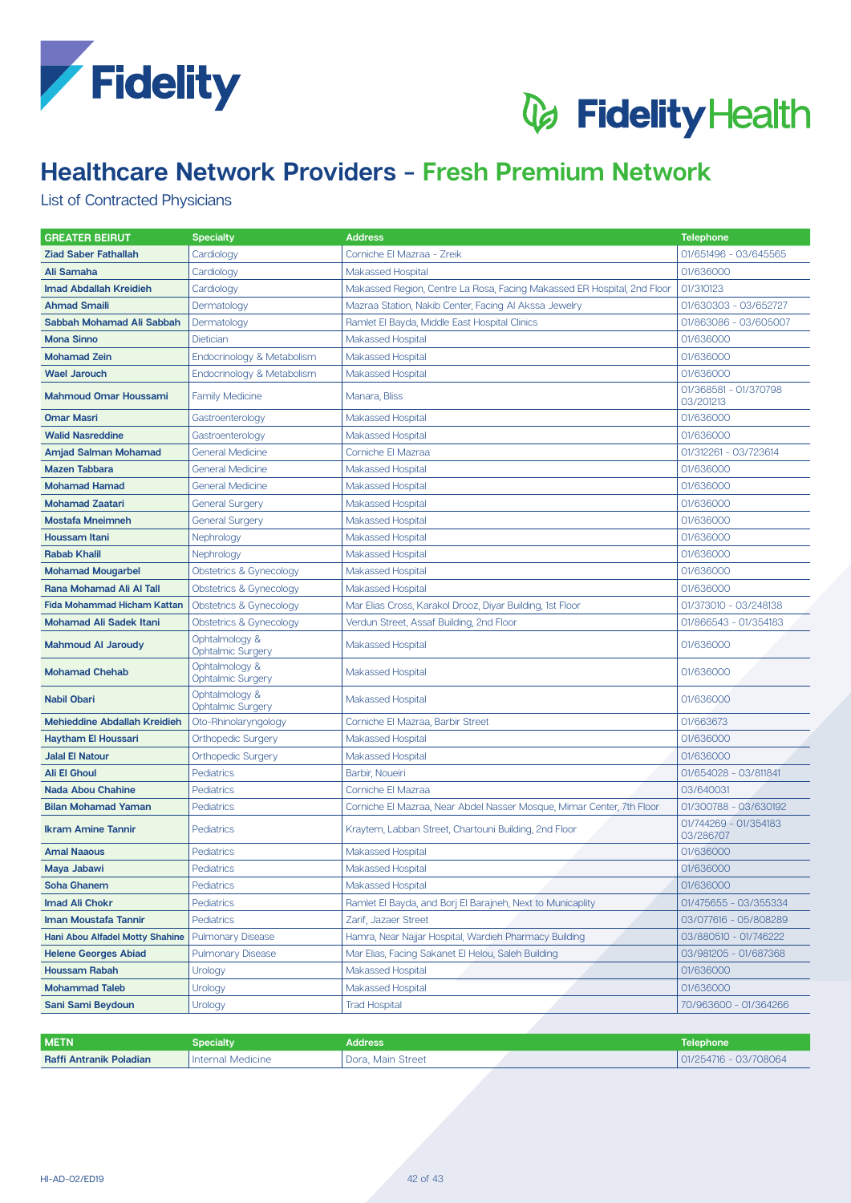Fidelity

Fidelity Health

# Healthcare Network Providers - Fresh Premium Network

List of Contracted Physicians

| GREATER BEIRUT | Specialty | Address | Telephone |
|---|---|---|---|
| **Ziad Saber Fathallah** | Cardiology | Corniche El Mazraa - Zreik | 01/651496 - 03/645565 |
| **Ali Samaha** | Cardiology | Makassed Hospital | 01/636000 |
| **Imad Abdallah Kreidieh** | Cardiology | Makassed Region, Centre La Rosa, Facing Makassed ER Hospital, 2nd Floor | 01/310123 |
| **Ahmad Smaili** | Dermatology | Mazraa Station, Nakib Center, Facing Al Akssa Jewelry | 01/630303 - 03/652727 |
| **Sabbah Mohamad Ali Sabbah** | Dermatology | Ramlet El Bayda, Middle East Hospital Clinics | 01/863086 - 03/605007 |
| **Mona Sinno** | Dietician | Makassed Hospital | 01/636000 |
| **Mohamad Zein** | Endocrinology & Metabolism | Makassed Hospital | 01/636000 |
| **Wael Jarouch** | Endocrinology & Metabolism | Makassed Hospital | 01/636000 |
| **Mahmoud Omar Houssami** | Family Medicine | Manara, Bliss | 01/368581 - 01/370798 03/201213 |
| **Omar Masri** | Gastroenterology | Makassed Hospital | 01/636000 |
| **Walid Nasreddine** | Gastroenterology | Makassed Hospital | 01/636000 |
| **Amjad Salman Mohamad** | General Medicine | Corniche El Mazraa | 01/312261 - 03/723614 |
| **Mazen Tabbara** | General Medicine | Makassed Hospital | 01/636000 |
| **Mohamad Hamad** | General Medicine | Makassed Hospital | 01/636000 |
| **Mohamad Zaatari** | General Surgery | Makassed Hospital | 01/636000 |
| **Mostafa Mneimneh** | General Surgery | Makassed Hospital | 01/636000 |
| **Houssam Itani** | Nephrology | Makassed Hospital | 01/636000 |
| **Rabab Khalil** | Nephrology | Makassed Hospital | 01/636000 |
| **Mohamad Mougarbel** | Obstetrics & Gynecology | Makassed Hospital | 01/636000 |
| **Rana Mohamad Ali Al Tall** | Obstetrics & Gynecology | Makassed Hospital | 01/636000 |
| **Fida Mohammad Hicham Kattan** | Obstetrics & Gynecology | Mar Elias Cross, Karakol Drooz, Diyar Building, 1st Floor | 01/373010 - 03/248138 |
| **Mohamad Ali Sadek Itani** | Obstetrics & Gynecology | Verdun Street, Assaf Building, 2nd Floor | 01/866543 - 01/354183 |
| **Mahmoud Al Jaroudy** | Ophtalmology & Ophtalmic Surgery | Makassed Hospital | 01/636000 |
| **Mohamad Chehab** | Ophtalmology & Ophtalmic Surgery | Makassed Hospital | 01/636000 |
| **Nabil Obari** | Ophtalmology & Ophtalmic Surgery | Makassed Hospital | 01/636000 |
| **Mehieddine Abdallah Kreidieh** | Oto-Rhinolaryngology | Corniche El Mazraa, Barbir Street | 01/663673 |
| **Haytham El Houssari** | Orthopedic Surgery | Makassed Hospital | 01/636000 |
| **Jalal El Natour** | Orthopedic Surgery | Makassed Hospital | 01/636000 |
| **Ali El Ghoul** | Pediatrics | Barbir, Noueiri | 01/654028 - 03/811841 |
| **Nada Abou Chahine** | Pediatrics | Corniche El Mazraa | 03/640031 |
| **Bilan Mohamad Yaman** | Pediatrics | Corniche El Mazraa, Near Abdel Nasser Mosque, Mimar Center, 7th Floor | 01/300788 - 03/630192 |
| **Ikram Amine Tannir** | Pediatrics | Kraytem, Labban Street, Chartouni Building, 2nd Floor | 01/744269 - 01/354183 03/286707 |
| **Amal Naaous** | Pediatrics | Makassed Hospital | 01/636000 |
| **Maya Jabawi** | Pediatrics | Makassed Hospital | 01/636000 |
| **Soha Ghanem** | Pediatrics | Makassed Hospital | 01/636000 |
| **Imad Ali Chokr** | Pediatrics | Ramlet El Bayda, and Borj El Barajneh, Next to Municaplity | 01/475655 - 03/355334 |
| **Iman Moustafa Tannir** | Pediatrics | Zarif, Jazaer Street | 03/077616 - 05/808289 |
| **Hani Abou Alfadel Motty Shahine** | Pulmonary Disease | Hamra, Near Najjar Hospital, Wardieh Pharmacy Building | 03/880510 - 01/746222 |
| **Helene Georges Abiad** | Pulmonary Disease | Mar Elias, Facing Sakanet El Helou, Saleh Building | 03/981205 - 01/687368 |
| **Houssam Rabah** | Urology | Makassed Hospital | 01/636000 |
| **Mohammad Taleb** | Urology | Makassed Hospital | 01/636000 |
| **Sani Sami Beydoun** | Urology | Trad Hospital | 70/963600 - 01/364266 |

| METN | Specialty | Address | Telephone |
|---|---|---|---|
| **Raffi Antranik Poladian** | Internal Medicine | Dora, Main Street | 01/254716 - 03/708064 |

HI-AD-02/ED19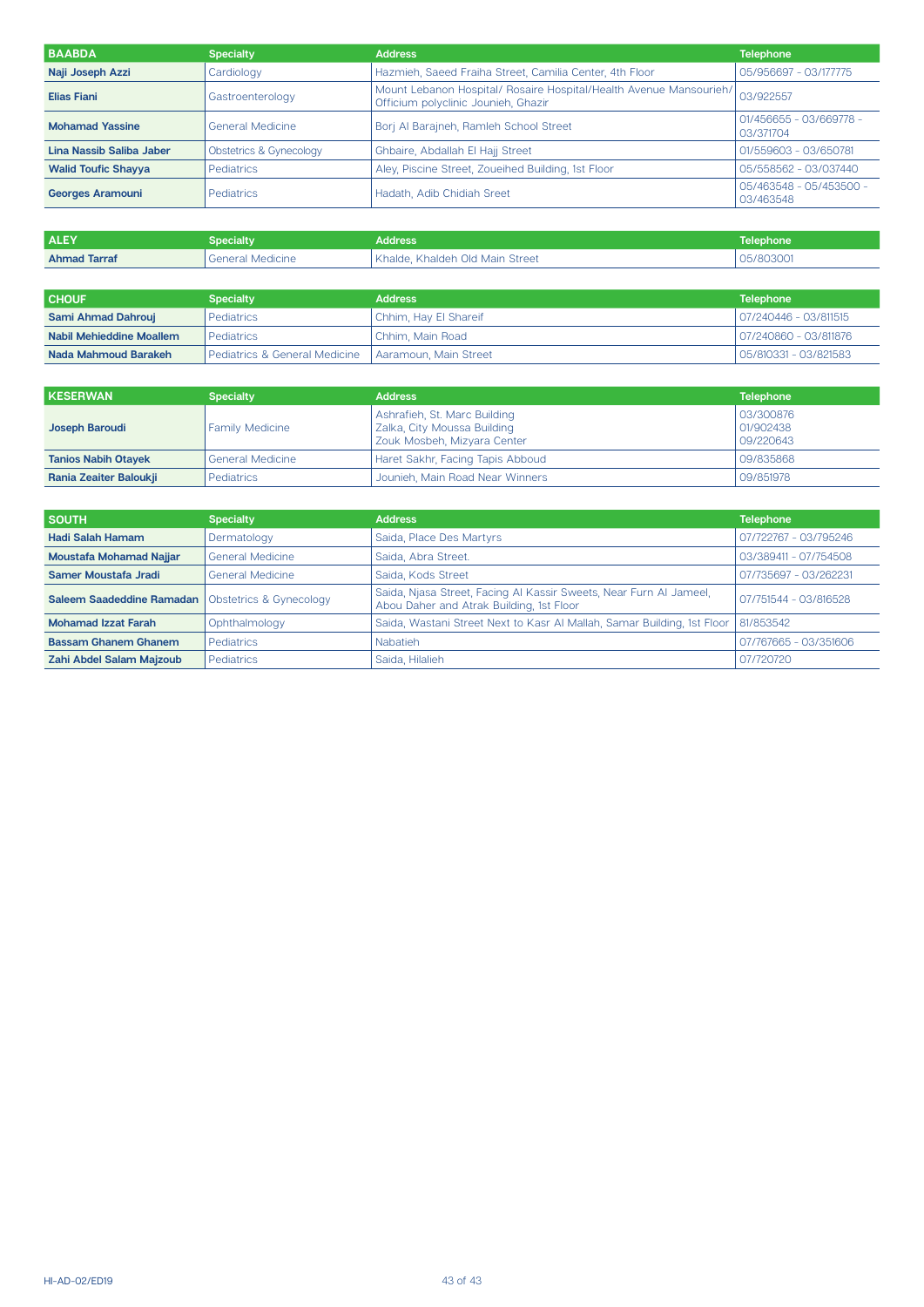| BAABDA | Specialty | Address | Telephone |
|---|---|---|---|
| **Naji Joseph Azzi** | Cardiology | Hazmieh, Saeed Fraiha Street, Camilia Center, 4th Floor | 05/956697 - 03/177775 |
| **Elias Fiani** | Gastroenterology | Mount Lebanon Hospital/ Rosaire Hospital/Health Avenue Mansourieh/ Officium polyclinic Jounieh, Ghazir | 03/922557 |
| **Mohamad Yassine** | General Medicine | Borj Al Barajneh, Ramleh School Street | 01/456655 - 03/669778 - 03/371704 |
| **Lina Nassib Saliba Jaber** | Obstetrics & Gynecology | Ghbaire, Abdallah El Hajj Street | 01/559603 - 03/650781 |
| **Walid Toufic Shayya** | Pediatrics | Aley, Piscine Street, Zoueihed Building, 1st Floor | 05/558562 - 03/037440 |
| **Georges Aramouni** | Pediatrics | Hadath, Adib Chidiah Sreet | 05/463548 - 05/453500 - 03/463548 |

| ALEY | Specialty | Address | Telephone |
|---|---|---|---|
| **Ahmad Tarraf** | General Medicine | Khalde, Khaldeh Old Main Street | 05/803001 |

| CHOUF | Specialty | Address | Telephone |
|---|---|---|---|
| **Sami Ahmad Dahrouj** | Pediatrics | Chhim, Hay El Shareif | 07/240446 - 03/811515 |
| **Nabil Mehieddine Moallem** | Pediatrics | Chhim, Main Road | 07/240860 - 03/811876 |
| **Nada Mahmoud Barakeh** | Pediatrics & General Medicine | Aaramoun, Main Street | 05/810331 - 03/821583 |

| KESERWAN | Specialty | Address | Telephone |
|---|---|---|---|
| **Joseph Baroudi** | Family Medicine | Ashrafieh, St. Marc Building<br>Zalka, City Moussa Building<br>Zouk Mosbeh, Mizyara Center | 03/300876<br>01/902438<br>09/220643 |
| **Tanios Nabih Otayek** | General Medicine | Haret Sakhr, Facing Tapis Abboud | 09/835868 |
| **Rania Zeaiter Baloukji** | Pediatrics | Jounieh, Main Road Near Winners | 09/851978 |

| SOUTH | Specialty | Address | Telephone |
|---|---|---|---|
| **Hadi Salah Hamam** | Dermatology | Saida, Place Des Martyrs | 07/722767 - 03/795246 |
| **Moustafa Mohamad Najjar** | General Medicine | Saida, Abra Street. | 03/389411 - 07/754508 |
| **Samer Moustafa Jradi** | General Medicine | Saida, Kods Street | 07/735697 - 03/262231 |
| **Saleem Saadeddine Ramadan** | Obstetrics & Gynecology | Saida, Njasa Street, Facing Al Kassir Sweets, Near Furn Al Jameel, Abou Daher and Atrak Building, 1st Floor | 07/751544 - 03/816528 |
| **Mohamad Izzat Farah** | Ophthalmology | Saida, Wastani Street Next to Kasr Al Mallah, Samar Building, 1st Floor | 81/853542 |
| **Bassam Ghanem Ghanem** | Pediatrics | Nabatieh | 07/767665 - 03/351606 |
| **Zahi Abdel Salam Majzoub** | Pediatrics | Saida, Hilalieh | 07/720720 |

HI-AD-02/ED19